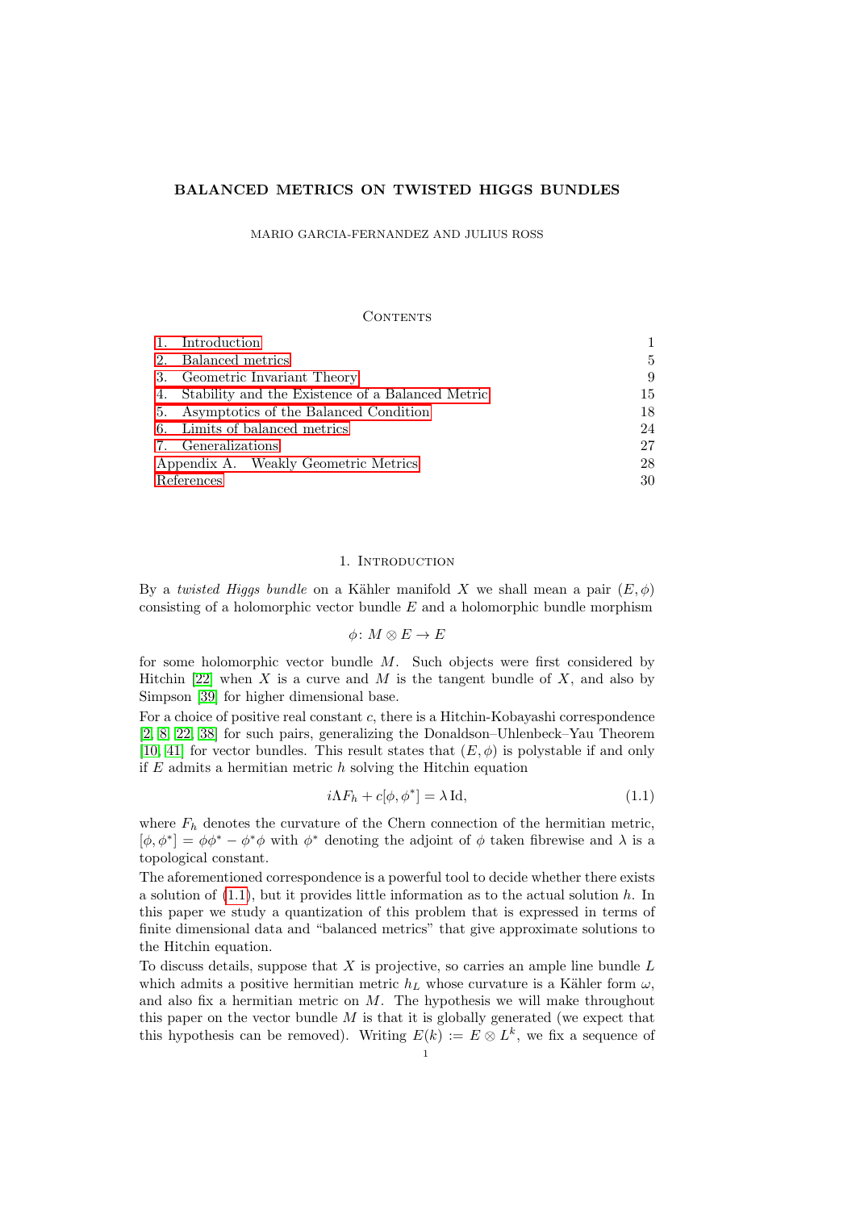# BALANCED METRICS ON TWISTED HIGGS BUNDLES

MARIO GARCIA-FERNANDEZ AND JULIUS ROSS

## Contents

| | |
|---|---|
| 1. Introduction | 1 |
| 2. Balanced metrics | 5 |
| 3. Geometric Invariant Theory | 9 |
| 4. Stability and the Existence of a Balanced Metric | 15 |
| 5. Asymptotics of the Balanced Condition | 18 |
| 6. Limits of balanced metrics | 24 |
| 7. Generalizations | 27 |
| Appendix A. Weakly Geometric Metrics | 28 |
| References | 30 |

## 1. Introduction

By a *twisted Higgs bundle* on a Kähler manifold $X$ we shall mean a pair $(E, \phi)$ consisting of a holomorphic vector bundle $E$ and a holomorphic bundle morphism

$$\phi \colon M \otimes E \to E$$

for some holomorphic vector bundle $M$. Such objects were first considered by Hitchin [22] when $X$ is a curve and $M$ is the tangent bundle of $X$, and also by Simpson [39] for higher dimensional base.

For a choice of positive real constant $c$, there is a Hitchin-Kobayashi correspondence [2, 8, 22, 38] for such pairs, generalizing the Donaldson–Uhlenbeck–Yau Theorem [10, 41] for vector bundles. This result states that $(E, \phi)$ is polystable if and only if $E$ admits a hermitian metric $h$ solving the Hitchin equation

$$i\Lambda F_h + c[\phi, \phi^*] = \lambda \operatorname{Id}, \tag{1.1}$$

where $F_h$ denotes the curvature of the Chern connection of the hermitian metric, $[\phi, \phi^*] = \phi\phi^* - \phi^*\phi$ with $\phi^*$ denoting the adjoint of $\phi$ taken fibrewise and $\lambda$ is a topological constant.

The aforementioned correspondence is a powerful tool to decide whether there exists a solution of (1.1), but it provides little information as to the actual solution $h$. In this paper we study a quantization of this problem that is expressed in terms of finite dimensional data and "balanced metrics" that give approximate solutions to the Hitchin equation.

To discuss details, suppose that $X$ is projective, so carries an ample line bundle $L$ which admits a positive hermitian metric $h_L$ whose curvature is a Kähler form $\omega$, and also fix a hermitian metric on $M$. The hypothesis we will make throughout this paper on the vector bundle $M$ is that it is globally generated (we expect that this hypothesis can be removed). Writing $E(k) := E \otimes L^k$, we fix a sequence of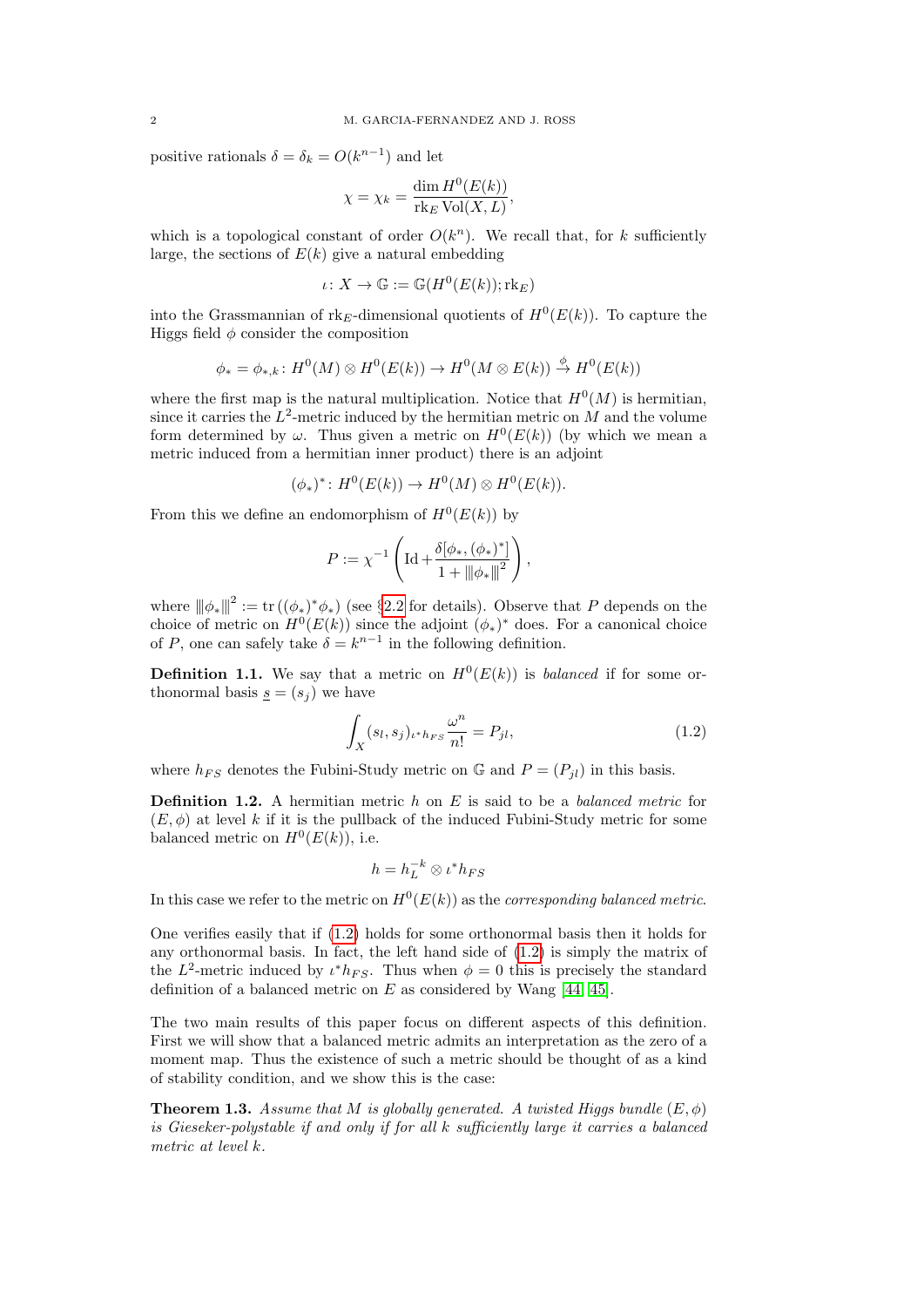positive rationals $\delta = \delta_k = O(k^{n-1})$ and let

$$\chi = \chi_k = \frac{\dim H^0(E(k))}{\mathrm{rk}_E \operatorname{Vol}(X, L)},$$

which is a topological constant of order $O(k^n)$. We recall that, for $k$ sufficiently large, the sections of $E(k)$ give a natural embedding

$$\iota \colon X \to \mathbb{G} := \mathbb{G}(H^0(E(k)); \mathrm{rk}_E)$$

into the Grassmannian of $\mathrm{rk}_E$-dimensional quotients of $H^0(E(k))$. To capture the Higgs field $\phi$ consider the composition

$$\phi_* = \phi_{*,k} \colon H^0(M) \otimes H^0(E(k)) \to H^0(M \otimes E(k)) \xrightarrow{\phi} H^0(E(k))$$

where the first map is the natural multiplication. Notice that $H^0(M)$ is hermitian, since it carries the $L^2$-metric induced by the hermitian metric on $M$ and the volume form determined by $\omega$. Thus given a metric on $H^0(E(k))$ (by which we mean a metric induced from a hermitian inner product) there is an adjoint

$$(\phi_*)^* \colon H^0(E(k)) \to H^0(M) \otimes H^0(E(k)).$$

From this we define an endomorphism of $H^0(E(k))$ by

$$P := \chi^{-1} \left( \mathrm{Id} + \frac{\delta [\phi_*, (\phi_*)^*]}{1 + \|\!|\phi_*|\!\|^2} \right),$$

where $\|\!|\phi_*|\!\|^2 := \operatorname{tr}((\phi_*)^* \phi_*)$ (see §2.2 for details). Observe that $P$ depends on the choice of metric on $H^0(E(k))$ since the adjoint $(\phi_*)^*$ does. For a canonical choice of $P$, one can safely take $\delta = k^{n-1}$ in the following definition.

**Definition 1.1.** We say that a metric on $H^0(E(k))$ is *balanced* if for some orthonormal basis $\underline{s} = (s_j)$ we have

$$\int_X (s_l, s_j)_{\iota^* h_{FS}} \frac{\omega^n}{n!} = P_{jl}, \tag{1.2}$$

where $h_{FS}$ denotes the Fubini-Study metric on $\mathbb{G}$ and $P = (P_{jl})$ in this basis.

**Definition 1.2.** A hermitian metric $h$ on $E$ is said to be a *balanced metric* for $(E, \phi)$ at level $k$ if it is the pullback of the induced Fubini-Study metric for some balanced metric on $H^0(E(k))$, i.e.

$$h = h_L^{-k} \otimes \iota^* h_{FS}$$

In this case we refer to the metric on $H^0(E(k))$ as the *corresponding balanced metric*.

One verifies easily that if (1.2) holds for some orthonormal basis then it holds for any orthonormal basis. In fact, the left hand side of (1.2) is simply the matrix of the $L^2$-metric induced by $\iota^* h_{FS}$. Thus when $\phi = 0$ this is precisely the standard definition of a balanced metric on $E$ as considered by Wang [44, 45].

The two main results of this paper focus on different aspects of this definition. First we will show that a balanced metric admits an interpretation as the zero of a moment map. Thus the existence of such a metric should be thought of as a kind of stability condition, and we show this is the case:

**Theorem 1.3.** *Assume that $M$ is globally generated. A twisted Higgs bundle $(E, \phi)$ is Gieseker-polystable if and only if for all $k$ sufficiently large it carries a balanced metric at level $k$.*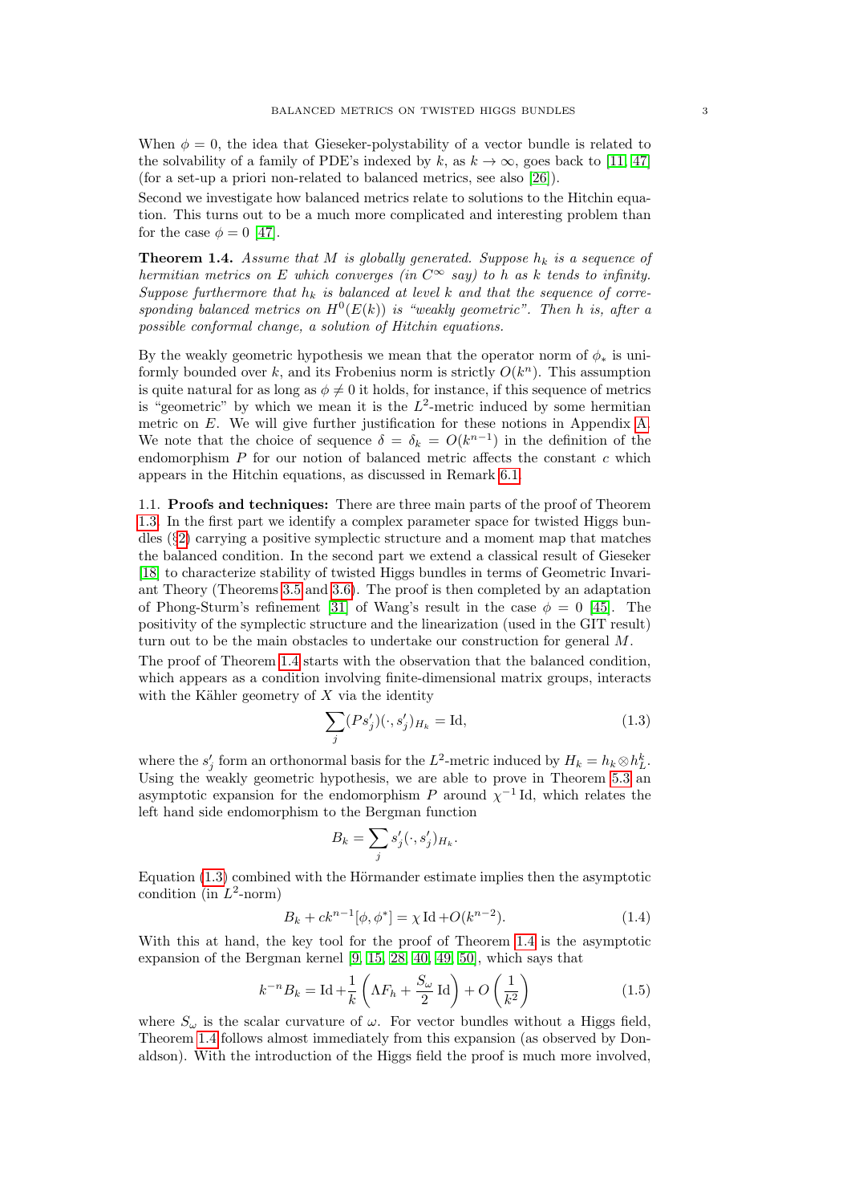When $\phi = 0$, the idea that Gieseker-polystability of a vector bundle is related to the solvability of a family of PDE's indexed by $k$, as $k \to \infty$, goes back to [11, 47] (for a set-up a priori non-related to balanced metrics, see also [26]).

Second we investigate how balanced metrics relate to solutions to the Hitchin equation. This turns out to be a much more complicated and interesting problem than for the case $\phi = 0$ [47].

**Theorem 1.4.** *Assume that $M$ is globally generated. Suppose $h_k$ is a sequence of hermitian metrics on $E$ which converges (in $C^\infty$ say) to $h$ as $k$ tends to infinity. Suppose furthermore that $h_k$ is balanced at level $k$ and that the sequence of corresponding balanced metrics on $H^0(E(k))$ is "weakly geometric". Then $h$ is, after a possible conformal change, a solution of Hitchin equations.*

By the weakly geometric hypothesis we mean that the operator norm of $\phi_*$ is uniformly bounded over $k$, and its Frobenius norm is strictly $O(k^n)$. This assumption is quite natural for as long as $\phi \neq 0$ it holds, for instance, if this sequence of metrics is "geometric" by which we mean it is the $L^2$-metric induced by some hermitian metric on $E$. We will give further justification for these notions in Appendix A. We note that the choice of sequence $\delta = \delta_k = O(k^{n-1})$ in the definition of the endomorphism $P$ for our notion of balanced metric affects the constant $c$ which appears in the Hitchin equations, as discussed in Remark 6.1.

## 1.1. Proofs and techniques:

There are three main parts of the proof of Theorem 1.3. In the first part we identify a complex parameter space for twisted Higgs bundles (§2) carrying a positive symplectic structure and a moment map that matches the balanced condition. In the second part we extend a classical result of Gieseker [18] to characterize stability of twisted Higgs bundles in terms of Geometric Invariant Theory (Theorems 3.5 and 3.6). The proof is then completed by an adaptation of Phong-Sturm's refinement [31] of Wang's result in the case $\phi = 0$ [45]. The positivity of the symplectic structure and the linearization (used in the GIT result) turn out to be the main obstacles to undertake our construction for general $M$.

The proof of Theorem 1.4 starts with the observation that the balanced condition, which appears as a condition involving finite-dimensional matrix groups, interacts with the Kähler geometry of $X$ via the identity

$$\sum_j (Ps'_j)(\cdot, s'_j)_{H_k} = \mathrm{Id}, \tag{1.3}$$

where the $s'_j$ form an orthonormal basis for the $L^2$-metric induced by $H_k = h_k \otimes h_L^k$. Using the weakly geometric hypothesis, we are able to prove in Theorem 5.3 an asymptotic expansion for the endomorphism $P$ around $\chi^{-1}\,\mathrm{Id}$, which relates the left hand side endomorphism to the Bergman function

$$B_k = \sum_j s'_j(\cdot, s'_j)_{H_k}.$$

Equation (1.3) combined with the Hörmander estimate implies then the asymptotic condition (in $L^2$-norm)

$$B_k + ck^{n-1}[\phi, \phi^*] = \chi\,\mathrm{Id} + O(k^{n-2}). \tag{1.4}$$

With this at hand, the key tool for the proof of Theorem 1.4 is the asymptotic expansion of the Bergman kernel [9, 15, 28, 40, 49, 50], which says that

$$k^{-n}B_k = \mathrm{Id} + \frac{1}{k}\left(\Lambda F_h + \frac{S_\omega}{2}\,\mathrm{Id}\right) + O\left(\frac{1}{k^2}\right) \tag{1.5}$$

where $S_\omega$ is the scalar curvature of $\omega$. For vector bundles without a Higgs field, Theorem 1.4 follows almost immediately from this expansion (as observed by Donaldson). With the introduction of the Higgs field the proof is much more involved,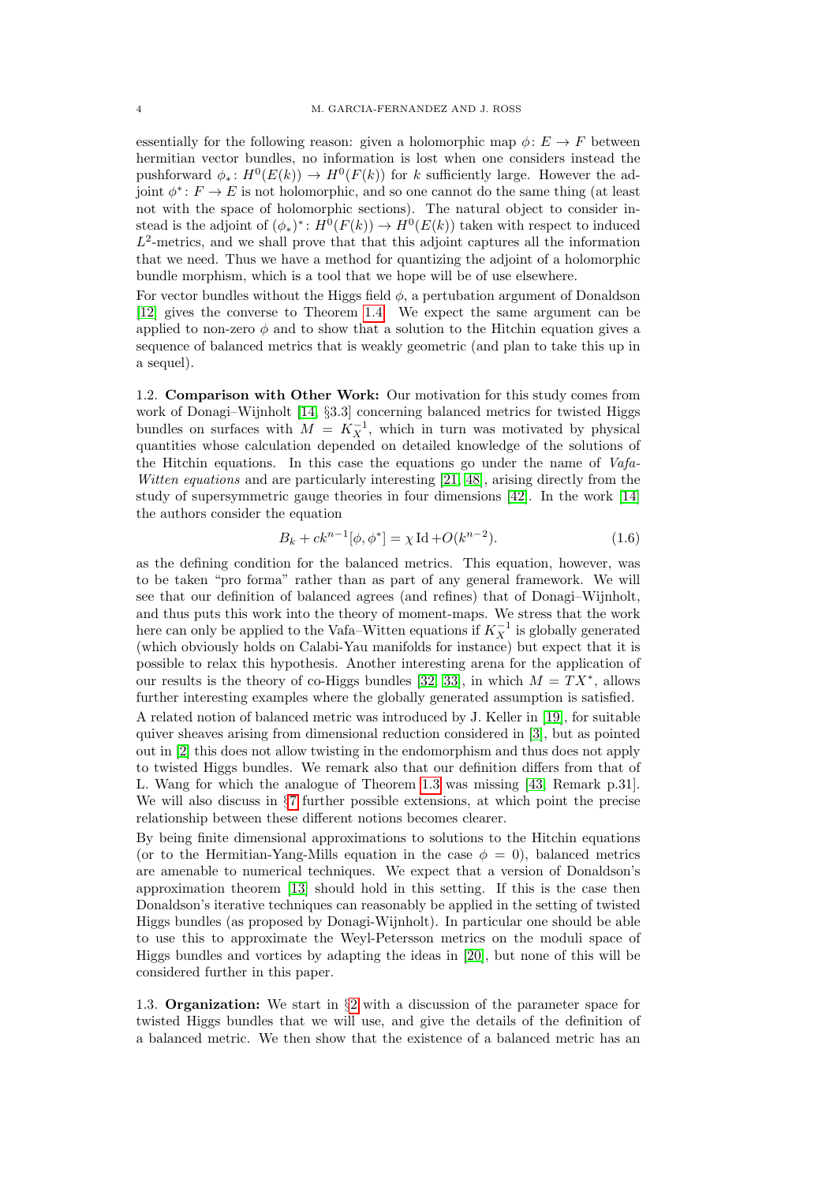essentially for the following reason: given a holomorphic map $\phi\colon E \to F$ between hermitian vector bundles, no information is lost when one considers instead the pushforward $\phi_*\colon H^0(E(k)) \to H^0(F(k))$ for $k$ sufficiently large. However the adjoint $\phi^*\colon F \to E$ is not holomorphic, and so one cannot do the same thing (at least not with the space of holomorphic sections). The natural object to consider instead is the adjoint of $(\phi_*)^*\colon H^0(F(k)) \to H^0(E(k))$ taken with respect to induced $L^2$-metrics, and we shall prove that that this adjoint captures all the information that we need. Thus we have a method for quantizing the adjoint of a holomorphic bundle morphism, which is a tool that we hope will be of use elsewhere.

For vector bundles without the Higgs field $\phi$, a pertubation argument of Donaldson [12] gives the converse to Theorem 1.4. We expect the same argument can be applied to non-zero $\phi$ and to show that a solution to the Hitchin equation gives a sequence of balanced metrics that is weakly geometric (and plan to take this up in a sequel).

1.2. **Comparison with Other Work:** Our motivation for this study comes from work of Donagi–Wijnholt [14, §3.3] concerning balanced metrics for twisted Higgs bundles on surfaces with $M = K_X^{-1}$, which in turn was motivated by physical quantities whose calculation depended on detailed knowledge of the solutions of the Hitchin equations. In this case the equations go under the name of *Vafa-Witten equations* and are particularly interesting [21, 48], arising directly from the study of supersymmetric gauge theories in four dimensions [42]. In the work [14] the authors consider the equation

$$B_k + ck^{n-1}[\phi, \phi^*] = \chi \operatorname{Id} + O(k^{n-2}). \tag{1.6}$$

as the defining condition for the balanced metrics. This equation, however, was to be taken "pro forma" rather than as part of any general framework. We will see that our definition of balanced agrees (and refines) that of Donagi–Wijnholt, and thus puts this work into the theory of moment-maps. We stress that the work here can only be applied to the Vafa–Witten equations if $K_X^{-1}$ is globally generated (which obviously holds on Calabi-Yau manifolds for instance) but expect that it is possible to relax this hypothesis. Another interesting arena for the application of our results is the theory of co-Higgs bundles [32, 33], in which $M = TX^*$, allows further interesting examples where the globally generated assumption is satisfied.

A related notion of balanced metric was introduced by J. Keller in [19], for suitable quiver sheaves arising from dimensional reduction considered in [3], but as pointed out in [2] this does not allow twisting in the endomorphism and thus does not apply to twisted Higgs bundles. We remark also that our definition differs from that of L. Wang for which the analogue of Theorem 1.3 was missing [43, Remark p.31]. We will also discuss in §7 further possible extensions, at which point the precise relationship between these different notions becomes clearer.

By being finite dimensional approximations to solutions to the Hitchin equations (or to the Hermitian-Yang-Mills equation in the case $\phi = 0$), balanced metrics are amenable to numerical techniques. We expect that a version of Donaldson's approximation theorem [13] should hold in this setting. If this is the case then Donaldson's iterative techniques can reasonably be applied in the setting of twisted Higgs bundles (as proposed by Donagi-Wijnholt). In particular one should be able to use this to approximate the Weyl-Petersson metrics on the moduli space of Higgs bundles and vortices by adapting the ideas in [20], but none of this will be considered further in this paper.

1.3. **Organization:** We start in §2 with a discussion of the parameter space for twisted Higgs bundles that we will use, and give the details of the definition of a balanced metric. We then show that the existence of a balanced metric has an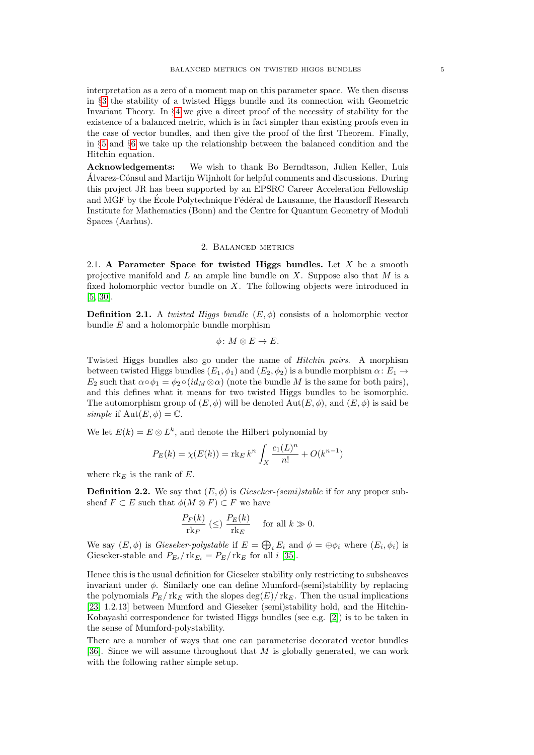interpretation as a zero of a moment map on this parameter space. We then discuss in §3 the stability of a twisted Higgs bundle and its connection with Geometric Invariant Theory. In §4 we give a direct proof of the necessity of stability for the existence of a balanced metric, which is in fact simpler than existing proofs even in the case of vector bundles, and then give the proof of the first Theorem. Finally, in §5 and §6 we take up the relationship between the balanced condition and the Hitchin equation.

**Acknowledgements:** We wish to thank Bo Berndtsson, Julien Keller, Luis Álvarez-Cónsul and Martijn Wijnholt for helpful comments and discussions. During this project JR has been supported by an EPSRC Career Acceleration Fellowship and MGF by the École Polytechnique Fédéral de Lausanne, the Hausdorff Research Institute for Mathematics (Bonn) and the Centre for Quantum Geometry of Moduli Spaces (Aarhus).

## 2. Balanced metrics

2.1. **A Parameter Space for twisted Higgs bundles.** Let $X$ be a smooth projective manifold and $L$ an ample line bundle on $X$. Suppose also that $M$ is a fixed holomorphic vector bundle on $X$. The following objects were introduced in [5, 30].

**Definition 2.1.** A *twisted Higgs bundle* $(E, \phi)$ consists of a holomorphic vector bundle $E$ and a holomorphic bundle morphism

$$\phi\colon M \otimes E \to E.$$

Twisted Higgs bundles also go under the name of *Hitchin pairs*. A morphism between twisted Higgs bundles $(E_1, \phi_1)$ and $(E_2, \phi_2)$ is a bundle morphism $\alpha\colon E_1 \to E_2$ such that $\alpha \circ \phi_1 = \phi_2 \circ (id_M \otimes \alpha)$ (note the bundle $M$ is the same for both pairs), and this defines what it means for two twisted Higgs bundles to be isomorphic. The automorphism group of $(E, \phi)$ will be denoted $\operatorname{Aut}(E, \phi)$, and $(E, \phi)$ is said be *simple* if $\operatorname{Aut}(E, \phi) = \mathbb{C}$.

We let $E(k) = E \otimes L^k$, and denote the Hilbert polynomial by

$$P_E(k) = \chi(E(k)) = \operatorname{rk}_E k^n \int_X \frac{c_1(L)^n}{n!} + O(k^{n-1})$$

where $\operatorname{rk}_E$ is the rank of $E$.

**Definition 2.2.** We say that $(E, \phi)$ is *Gieseker-(semi)stable* if for any proper subsheaf $F \subset E$ such that $\phi(M \otimes F) \subset F$ we have

$$\frac{P_F(k)}{\operatorname{rk}_F} \;(\leq)\; \frac{P_E(k)}{\operatorname{rk}_E} \quad \text{for all } k \gg 0.$$

We say $(E, \phi)$ is *Gieseker-polystable* if $E = \bigoplus_i E_i$ and $\phi = \oplus \phi_i$ where $(E_i, \phi_i)$ is Gieseker-stable and $P_{E_i}/\operatorname{rk}_{E_i} = P_E/\operatorname{rk}_E$ for all $i$ [35].

Hence this is the usual definition for Gieseker stability only restricting to subsheaves invariant under $\phi$. Similarly one can define Mumford-(semi)stability by replacing the polynomials $P_E/\operatorname{rk}_E$ with the slopes $\deg(E)/\operatorname{rk}_E$. Then the usual implications [23, 1.2.13] between Mumford and Gieseker (semi)stability hold, and the Hitchin-Kobayashi correspondence for twisted Higgs bundles (see e.g. [2]) is to be taken in the sense of Mumford-polystability.

There are a number of ways that one can parameterise decorated vector bundles [36]. Since we will assume throughout that $M$ is globally generated, we can work with the following rather simple setup.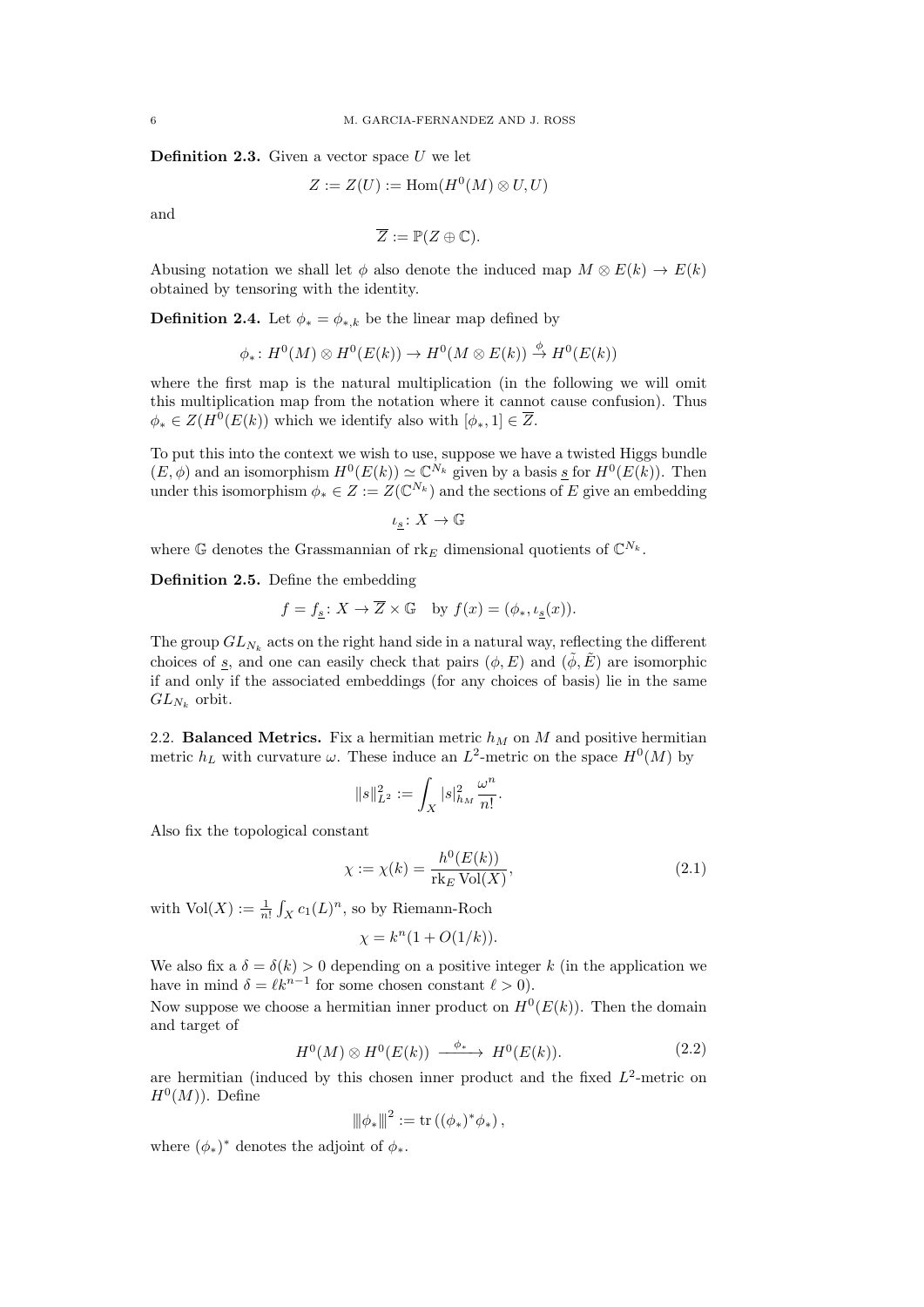**Definition 2.3.** Given a vector space $U$ we let

$$Z := Z(U) := \operatorname{Hom}(H^0(M) \otimes U, U)$$

and

$$\overline{Z} := \mathbb{P}(Z \oplus \mathbb{C}).$$

Abusing notation we shall let $\phi$ also denote the induced map $M \otimes E(k) \to E(k)$ obtained by tensoring with the identity.

**Definition 2.4.** Let $\phi_* = \phi_{*,k}$ be the linear map defined by

$$\phi_* \colon H^0(M) \otimes H^0(E(k)) \to H^0(M \otimes E(k)) \xrightarrow{\phi} H^0(E(k))$$

where the first map is the natural multiplication (in the following we will omit this multiplication map from the notation where it cannot cause confusion). Thus $\phi_* \in Z(H^0(E(k))$ which we identify also with $[\phi_*, 1] \in \overline{Z}$.

To put this into the context we wish to use, suppose we have a twisted Higgs bundle $(E, \phi)$ and an isomorphism $H^0(E(k)) \simeq \mathbb{C}^{N_k}$ given by a basis $\underline{s}$ for $H^0(E(k))$. Then under this isomorphism $\phi_* \in Z := Z(\mathbb{C}^{N_k})$ and the sections of $E$ give an embedding

$$\iota_{\underline{s}} \colon X \to \mathbb{G}$$

where $\mathbb{G}$ denotes the Grassmannian of $\mathrm{rk}_E$ dimensional quotients of $\mathbb{C}^{N_k}$.

**Definition 2.5.** Define the embedding

$$f = f_{\underline{s}} \colon X \to \overline{Z} \times \mathbb{G} \quad \text{by } f(x) = (\phi_*, \iota_{\underline{s}}(x)).$$

The group $GL_{N_k}$ acts on the right hand side in a natural way, reflecting the different choices of $\underline{s}$, and one can easily check that pairs $(\phi, E)$ and $(\tilde{\phi}, \tilde{E})$ are isomorphic if and only if the associated embeddings (for any choices of basis) lie in the same $GL_{N_k}$ orbit.

2.2. **Balanced Metrics.** Fix a hermitian metric $h_M$ on $M$ and positive hermitian metric $h_L$ with curvature $\omega$. These induce an $L^2$-metric on the space $H^0(M)$ by

$$\|s\|^2_{L^2} := \int_X |s|^2_{h_M} \frac{\omega^n}{n!}.$$

Also fix the topological constant

$$\chi := \chi(k) = \frac{h^0(E(k))}{\mathrm{rk}_E \operatorname{Vol}(X)}, \tag{2.1}$$

with $\operatorname{Vol}(X) := \frac{1}{n!} \int_X c_1(L)^n$, so by Riemann-Roch

$$\chi = k^n(1 + O(1/k)).$$

We also fix a $\delta = \delta(k) > 0$ depending on a positive integer $k$ (in the application we have in mind $\delta = \ell k^{n-1}$ for some chosen constant $\ell > 0$).

Now suppose we choose a hermitian inner product on $H^0(E(k))$. Then the domain and target of

$$H^0(M) \otimes H^0(E(k)) \xrightarrow{\ \phi_*\ } H^0(E(k)). \tag{2.2}$$

are hermitian (induced by this chosen inner product and the fixed $L^2$-metric on $H^0(M)$). Define

$$|\!|\!|\phi_*|\!|\!|^2 := \operatorname{tr}\left((\phi_*)^* \phi_*\right),$$

where $(\phi_*)^*$ denotes the adjoint of $\phi_*$.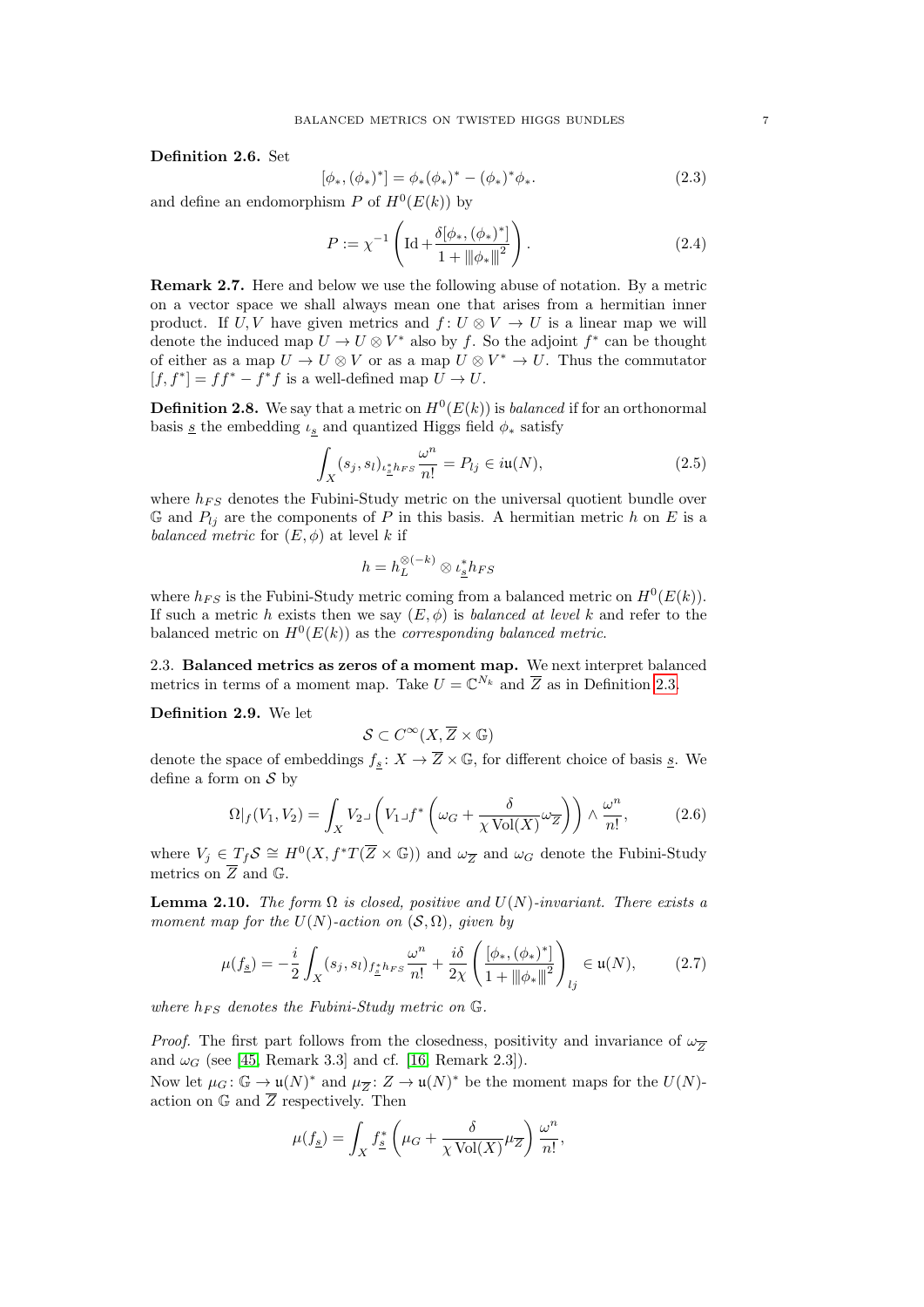**Definition 2.6.** Set

$$[\phi_*, (\phi_*)^*] = \phi_*(\phi_*)^* - (\phi_*)^*\phi_*. \tag{2.3}$$

and define an endomorphism $P$ of $H^0(E(k))$ by

$$P := \chi^{-1}\left(\mathrm{Id} + \frac{\delta[\phi_*, (\phi_*)^*]}{1 + \|\!|\phi_*|\!\|^2}\right). \tag{2.4}$$

**Remark 2.7.** Here and below we use the following abuse of notation. By a metric on a vector space we shall always mean one that arises from a hermitian inner product. If $U, V$ have given metrics and $f\colon U \otimes V \to U$ is a linear map we will denote the induced map $U \to U \otimes V^*$ also by $f$. So the adjoint $f^*$ can be thought of either as a map $U \to U \otimes V$ or as a map $U \otimes V^* \to U$. Thus the commutator $[f, f^*] = ff^* - f^*f$ is a well-defined map $U \to U$.

**Definition 2.8.** We say that a metric on $H^0(E(k))$ is *balanced* if for an orthonormal basis $\underline{s}$ the embedding $\iota_{\underline{s}}$ and quantized Higgs field $\phi_*$ satisfy

$$\int_X (s_j, s_l)_{\iota_{\underline{s}}^* h_{FS}} \frac{\omega^n}{n!} = P_{lj} \in i\mathfrak{u}(N), \tag{2.5}$$

where $h_{FS}$ denotes the Fubini-Study metric on the universal quotient bundle over $\mathbb{G}$ and $P_{lj}$ are the components of $P$ in this basis. A hermitian metric $h$ on $E$ is a *balanced metric* for $(E, \phi)$ at level $k$ if

$$h = h_L^{\otimes(-k)} \otimes \iota_{\underline{s}}^* h_{FS}$$

where $h_{FS}$ is the Fubini-Study metric coming from a balanced metric on $H^0(E(k))$. If such a metric $h$ exists then we say $(E, \phi)$ is *balanced at level* $k$ and refer to the balanced metric on $H^0(E(k))$ as the *corresponding balanced metric*.

## 2.3. Balanced metrics as zeros of a moment map.

We next interpret balanced metrics in terms of a moment map. Take $U = \mathbb{C}^{N_k}$ and $\overline{Z}$ as in Definition 2.3.

**Definition 2.9.** We let

$$\mathcal{S} \subset C^\infty(X, \overline{Z} \times \mathbb{G})$$

denote the space of embeddings $f_{\underline{s}}\colon X \to \overline{Z} \times \mathbb{G}$, for different choice of basis $\underline{s}$. We define a form on $\mathcal{S}$ by

$$\Omega|_f(V_1, V_2) = \int_X V_2 \lrcorner \left(V_1 \lrcorner f^*\left(\omega_G + \frac{\delta}{\chi \operatorname{Vol}(X)}\omega_{\overline{Z}}\right)\right) \wedge \frac{\omega^n}{n!}, \tag{2.6}$$

where $V_j \in T_f\mathcal{S} \cong H^0(X, f^*T(\overline{Z} \times \mathbb{G}))$ and $\omega_{\overline{Z}}$ and $\omega_G$ denote the Fubini-Study metrics on $\overline{Z}$ and $\mathbb{G}$.

**Lemma 2.10.** *The form $\Omega$ is closed, positive and $U(N)$-invariant. There exists a moment map for the $U(N)$-action on $(\mathcal{S}, \Omega)$, given by*

$$\mu(f_{\underline{s}}) = -\frac{i}{2}\int_X (s_j, s_l)_{f_{\underline{s}}^* h_{FS}} \frac{\omega^n}{n!} + \frac{i\delta}{2\chi}\left(\frac{[\phi_*, (\phi_*)^*]}{1 + \|\!|\phi_*|\!\|^2}\right)_{lj} \in \mathfrak{u}(N), \tag{2.7}$$

*where $h_{FS}$ denotes the Fubini-Study metric on $\mathbb{G}$.*

*Proof.* The first part follows from the closedness, positivity and invariance of $\omega_{\overline{Z}}$ and $\omega_G$ (see [45, Remark 3.3] and cf. [16, Remark 2.3]).
Now let $\mu_G\colon \mathbb{G} \to \mathfrak{u}(N)^*$ and $\mu_{\overline{Z}}\colon Z \to \mathfrak{u}(N)^*$ be the moment maps for the $U(N)$-action on $\mathbb{G}$ and $\overline{Z}$ respectively. Then

$$\mu(f_{\underline{s}}) = \int_X f_{\underline{s}}^*\left(\mu_G + \frac{\delta}{\chi \operatorname{Vol}(X)}\mu_{\overline{Z}}\right)\frac{\omega^n}{n!},$$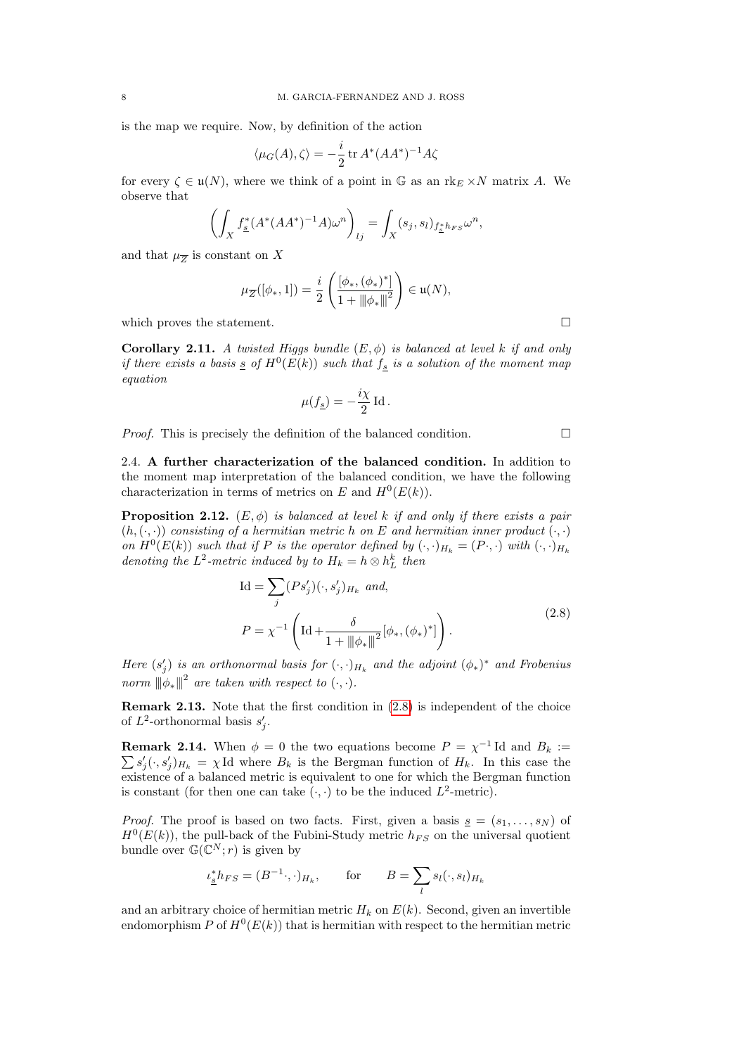is the map we require. Now, by definition of the action

$$\langle \mu_G(A), \zeta \rangle = -\frac{i}{2} \operatorname{tr} A^*(AA^*)^{-1} A \zeta$$

for every $\zeta \in \mathfrak{u}(N)$, where we think of a point in $\mathbb{G}$ as an $\operatorname{rk}_E \times N$ matrix $A$. We observe that

$$\left( \int_X f_{\underline{s}}^*(A^*(AA^*)^{-1}A)\omega^n \right)_{lj} = \int_X (s_j, s_l)_{f_{\underline{s}}^* h_{FS}} \omega^n,$$

and that $\mu_{\overline{Z}}$ is constant on $X$

$$\mu_{\overline{Z}}([\phi_*, 1]) = \frac{i}{2} \left( \frac{[\phi_*, (\phi_*)^*]}{1 + \|\phi_*\|^2} \right) \in \mathfrak{u}(N),$$

which proves the statement. □

**Corollary 2.11.** *A twisted Higgs bundle $(E, \phi)$ is balanced at level $k$ if and only if there exists a basis $\underline{s}$ of $H^0(E(k))$ such that $f_{\underline{s}}$ is a solution of the moment map equation*

$$\mu(f_{\underline{s}}) = -\frac{i\chi}{2} \operatorname{Id}.$$

*Proof.* This is precisely the definition of the balanced condition. □

2.4. **A further characterization of the balanced condition.** In addition to the moment map interpretation of the balanced condition, we have the following characterization in terms of metrics on $E$ and $H^0(E(k))$.

**Proposition 2.12.** *$(E, \phi)$ is balanced at level $k$ if and only if there exists a pair $(h, (\cdot, \cdot))$ consisting of a hermitian metric $h$ on $E$ and hermitian inner product $(\cdot, \cdot)$ on $H^0(E(k))$ such that if $P$ is the operator defined by $(\cdot, \cdot)_{H_k} = (P \cdot, \cdot)$ with $(\cdot, \cdot)_{H_k}$ denoting the $L^2$-metric induced by to $H_k = h \otimes h_L^k$ then*

$$\begin{aligned}
\operatorname{Id} &= \sum_j (P s_j')(\cdot, s_j')_{H_k} \text{ and,} \\
P &= \chi^{-1} \left( \operatorname{Id} + \frac{\delta}{1 + \|\phi_*\|^2} [\phi_*, (\phi_*)^*] \right).
\end{aligned} \tag{2.8}$$

*Here $(s_j')$ is an orthonormal basis for $(\cdot, \cdot)_{H_k}$ and the adjoint $(\phi_*)^*$ and Frobenius norm $\|\phi_*\|^2$ are taken with respect to $(\cdot, \cdot)$.*

**Remark 2.13.** Note that the first condition in (2.8) is independent of the choice of $L^2$-orthonormal basis $s_j'$.

**Remark 2.14.** When $\phi = 0$ the two equations become $P = \chi^{-1} \operatorname{Id}$ and $B_k := \sum s_j'(\cdot, s_j')_{H_k} = \chi \operatorname{Id}$ where $B_k$ is the Bergman function of $H_k$. In this case the existence of a balanced metric is equivalent to one for which the Bergman function is constant (for then one can take $(\cdot, \cdot)$ to be the induced $L^2$-metric).

*Proof.* The proof is based on two facts. First, given a basis $\underline{s} = (s_1, \ldots, s_N)$ of $H^0(E(k))$, the pull-back of the Fubini-Study metric $h_{FS}$ on the universal quotient bundle over $\mathbb{G}(\mathbb{C}^N; r)$ is given by

$$\iota_{\underline{s}}^* h_{FS} = (B^{-1} \cdot, \cdot)_{H_k}, \qquad \text{for} \qquad B = \sum_l s_l(\cdot, s_l)_{H_k}$$

and an arbitrary choice of hermitian metric $H_k$ on $E(k)$. Second, given an invertible endomorphism $P$ of $H^0(E(k))$ that is hermitian with respect to the hermitian metric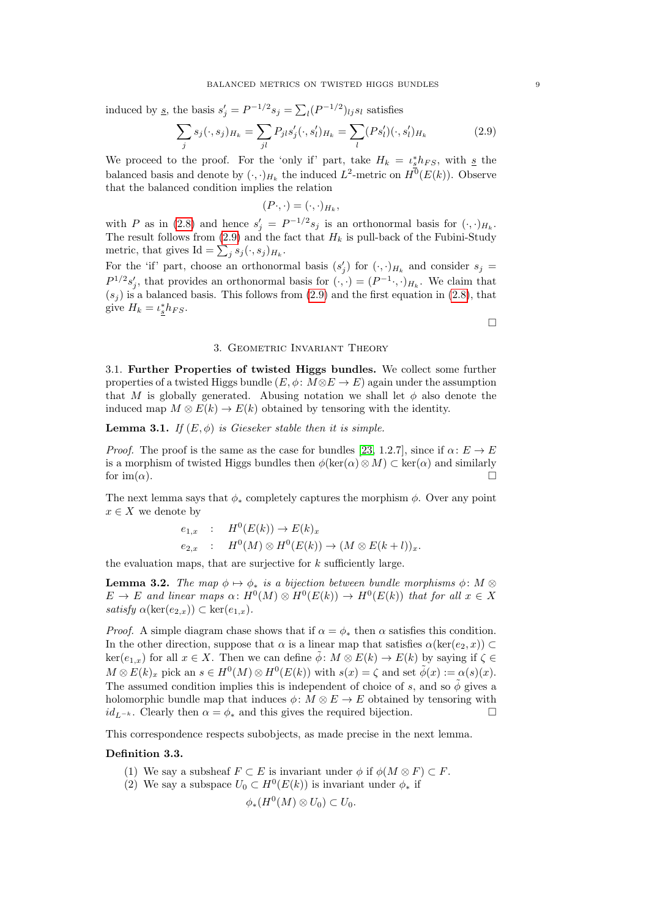induced by $\underline{s}$, the basis $s_j' = P^{-1/2}s_j = \sum_l (P^{-1/2})_{lj} s_l$ satisfies

$$\sum_j s_j(\cdot, s_j)_{H_k} = \sum_{jl} P_{jl} s_j'(\cdot, s_l')_{H_k} = \sum_l (P s_l')(\cdot, s_l')_{H_k} \tag{2.9}$$

We proceed to the proof. For the 'only if' part, take $H_k = \iota_{\underline{s}}^* h_{FS}$, with $\underline{s}$ the balanced basis and denote by $(\cdot,\cdot)_{H_k}$ the induced $L^2$-metric on $H^0(E(k))$. Observe that the balanced condition implies the relation

$$(P\cdot,\cdot) = (\cdot,\cdot)_{H_k},$$

with $P$ as in (2.8) and hence $s_j' = P^{-1/2}s_j$ is an orthonormal basis for $(\cdot,\cdot)_{H_k}$. The result follows from (2.9) and the fact that $H_k$ is pull-back of the Fubini-Study metric, that gives $\mathrm{Id} = \sum_j s_j(\cdot, s_j)_{H_k}$.

For the 'if' part, choose an orthonormal basis $(s_j')$ for $(\cdot,\cdot)_{H_k}$ and consider $s_j = P^{1/2}s_j'$, that provides an orthonormal basis for $(\cdot,\cdot) = (P^{-1}\cdot,\cdot)_{H_k}$. We claim that $(s_j)$ is a balanced basis. This follows from (2.9) and the first equation in (2.8), that give $H_k = \iota_{\underline{s}}^* h_{FS}$.

□

## 3. Geometric Invariant Theory

3.1. **Further Properties of twisted Higgs bundles.** We collect some further properties of a twisted Higgs bundle $(E, \phi\colon M \otimes E \to E)$ again under the assumption that $M$ is globally generated. Abusing notation we shall let $\phi$ also denote the induced map $M \otimes E(k) \to E(k)$ obtained by tensoring with the identity.

**Lemma 3.1.** *If $(E,\phi)$ is Gieseker stable then it is simple.*

*Proof.* The proof is the same as the case for bundles [23, 1.2.7], since if $\alpha\colon E \to E$ is a morphism of twisted Higgs bundles then $\phi(\ker(\alpha) \otimes M) \subset \ker(\alpha)$ and similarly for $\mathrm{im}(\alpha)$. □

The next lemma says that $\phi_*$ completely captures the morphism $\phi$. Over any point $x \in X$ we denote by

$$\begin{aligned} e_{1,x} &\;:\; H^0(E(k)) \to E(k)_x \\ e_{2,x} &\;:\; H^0(M) \otimes H^0(E(k)) \to (M \otimes E(k+l))_x. \end{aligned}$$

the evaluation maps, that are surjective for $k$ sufficiently large.

**Lemma 3.2.** *The map $\phi \mapsto \phi_*$ is a bijection between bundle morphisms $\phi\colon M \otimes E \to E$ and linear maps $\alpha\colon H^0(M) \otimes H^0(E(k)) \to H^0(E(k))$ that for all $x \in X$ satisfy $\alpha(\ker(e_{2,x})) \subset \ker(e_{1,x})$.*

*Proof.* A simple diagram chase shows that if $\alpha = \phi_*$ then $\alpha$ satisfies this condition. In the other direction, suppose that $\alpha$ is a linear map that satisfies $\alpha(\ker(e_2, x)) \subset \ker(e_{1,x})$ for all $x \in X$. Then we can define $\tilde{\phi}\colon M \otimes E(k) \to E(k)$ by saying if $\zeta \in M \otimes E(k)_x$ pick an $s \in H^0(M) \otimes H^0(E(k))$ with $s(x) = \zeta$ and set $\tilde{\phi}(x) := \alpha(s)(x)$. The assumed condition implies this is independent of choice of $s$, and so $\tilde{\phi}$ gives a holomorphic bundle map that induces $\phi\colon M \otimes E \to E$ obtained by tensoring with $id_{L^{-k}}$. Clearly then $\alpha = \phi_*$ and this gives the required bijection. □

This correspondence respects subobjects, as made precise in the next lemma.

**Definition 3.3.**

1. We say a subsheaf $F \subset E$ is invariant under $\phi$ if $\phi(M \otimes F) \subset F$.
2. We say a subspace $U_0 \subset H^0(E(k))$ is invariant under $\phi_*$ if

$$\phi_*(H^0(M) \otimes U_0) \subset U_0.$$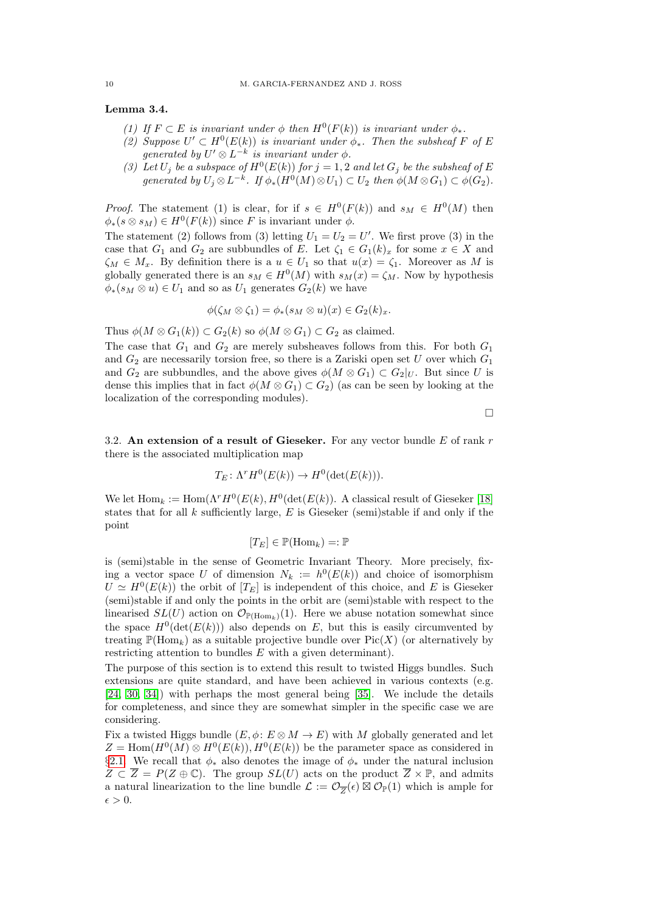**Lemma 3.4.**

1. *If $F \subset E$ is invariant under $\phi$ then $H^0(F(k))$ is invariant under $\phi_*$.*
2. *Suppose $U' \subset H^0(E(k))$ is invariant under $\phi_*$. Then the subsheaf $F$ of $E$ generated by $U' \otimes L^{-k}$ is invariant under $\phi$.*
3. *Let $U_j$ be a subspace of $H^0(E(k))$ for $j = 1, 2$ and let $G_j$ be the subsheaf of $E$ generated by $U_j \otimes L^{-k}$. If $\phi_*(H^0(M) \otimes U_1) \subset U_2$ then $\phi(M \otimes G_1) \subset \phi(G_2)$.*

*Proof.* The statement (1) is clear, for if $s \in H^0(F(k))$ and $s_M \in H^0(M)$ then $\phi_*(s \otimes s_M) \in H^0(F(k))$ since $F$ is invariant under $\phi$.

The statement (2) follows from (3) letting $U_1 = U_2 = U'$. We first prove (3) in the case that $G_1$ and $G_2$ are subbundles of $E$. Let $\zeta_1 \in G_1(k)_x$ for some $x \in X$ and $\zeta_M \in M_x$. By definition there is a $u \in U_1$ so that $u(x) = \zeta_1$. Moreover as $M$ is globally generated there is an $s_M \in H^0(M)$ with $s_M(x) = \zeta_M$. Now by hypothesis $\phi_*(s_M \otimes u) \in U_1$ and so as $U_1$ generates $G_2(k)$ we have

$$\phi(\zeta_M \otimes \zeta_1) = \phi_*(s_M \otimes u)(x) \in G_2(k)_x.$$

Thus $\phi(M \otimes G_1(k)) \subset G_2(k)$ so $\phi(M \otimes G_1) \subset G_2$ as claimed.

The case that $G_1$ and $G_2$ are merely subsheaves follows from this. For both $G_1$ and $G_2$ are necessarily torsion free, so there is a Zariski open set $U$ over which $G_1$ and $G_2$ are subbundles, and the above gives $\phi(M \otimes G_1) \subset G_2|_U$. But since $U$ is dense this implies that in fact $\phi(M \otimes G_1) \subset G_2$) (as can be seen by looking at the localization of the corresponding modules).

□

## 3.2. An extension of a result of Gieseker.

For any vector bundle $E$ of rank $r$ there is the associated multiplication map

$$T_E \colon \Lambda^r H^0(E(k)) \to H^0(\det(E(k))).$$

We let $\mathrm{Hom}_k := \mathrm{Hom}(\Lambda^r H^0(E(k), H^0(\det(E(k)))$. A classical result of Gieseker [18] states that for all $k$ sufficiently large, $E$ is Gieseker (semi)stable if and only if the point

$$[T_E] \in \mathbb{P}(\mathrm{Hom}_k) =: \mathbb{P}$$

is (semi)stable in the sense of Geometric Invariant Theory. More precisely, fixing a vector space $U$ of dimension $N_k := h^0(E(k))$ and choice of isomorphism $U \simeq H^0(E(k))$ the orbit of $[T_E]$ is independent of this choice, and $E$ is Gieseker (semi)stable if and only the points in the orbit are (semi)stable with respect to the linearised $SL(U)$ action on $\mathcal{O}_{\mathbb{P}(\mathrm{Hom}_k)}(1)$. Here we abuse notation somewhat since the space $H^0(\det(E(k)))$ also depends on $E$, but this is easily circumvented by treating $\mathbb{P}(\mathrm{Hom}_k)$ as a suitable projective bundle over $\mathrm{Pic}(X)$ (or alternatively by restricting attention to bundles $E$ with a given determinant).

The purpose of this section is to extend this result to twisted Higgs bundles. Such extensions are quite standard, and have been achieved in various contexts (e.g. [24, 30, 34]) with perhaps the most general being [35]. We include the details for completeness, and since they are somewhat simpler in the specific case we are considering.

Fix a twisted Higgs bundle $(E, \phi \colon E \otimes M \to E)$ with $M$ globally generated and let $Z = \mathrm{Hom}(H^0(M) \otimes H^0(E(k)), H^0(E(k))$ be the parameter space as considered in §2.1. We recall that $\phi_*$ also denotes the image of $\phi_*$ under the natural inclusion $Z \subset \overline{Z} = P(Z \oplus \mathbb{C})$. The group $SL(U)$ acts on the product $\overline{Z} \times \mathbb{P}$, and admits a natural linearization to the line bundle $\mathcal{L} := \mathcal{O}_{\overline{Z}}(\epsilon) \boxtimes \mathcal{O}_{\mathbb{P}}(1)$ which is ample for $\epsilon > 0$.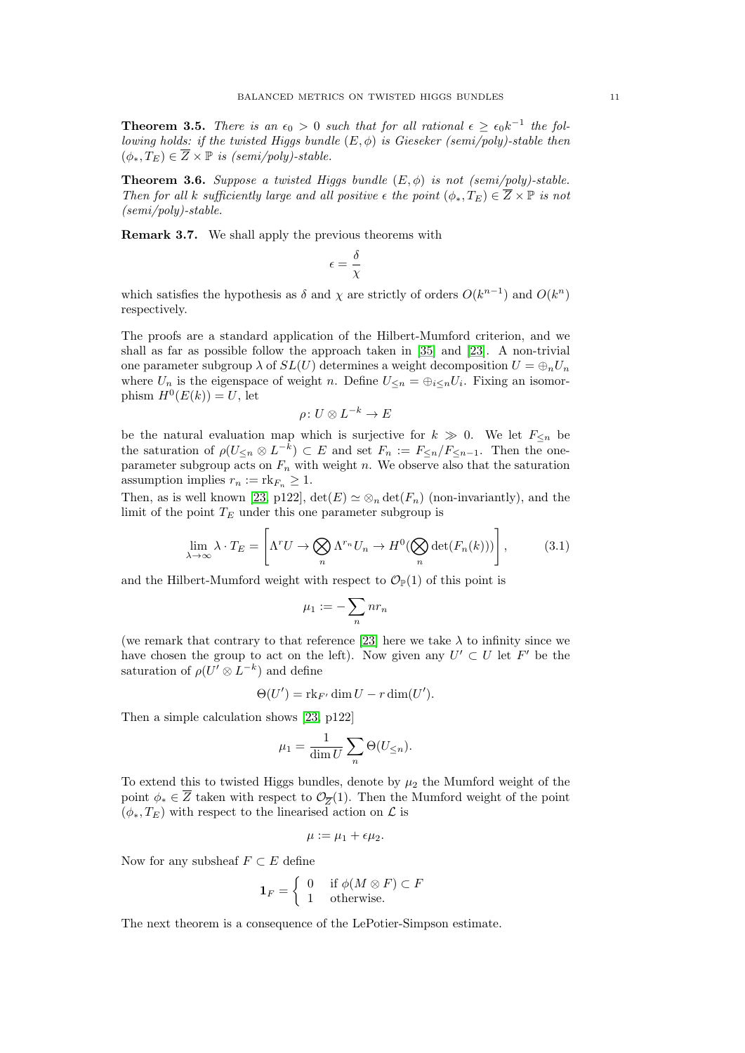**Theorem 3.5.** *There is an $\epsilon_0 > 0$ such that for all rational $\epsilon \geq \epsilon_0 k^{-1}$ the following holds: if the twisted Higgs bundle $(E, \phi)$ is Gieseker (semi/poly)-stable then $(\phi_*, T_E) \in \overline{Z} \times \mathbb{P}$ is (semi/poly)-stable.*

**Theorem 3.6.** *Suppose a twisted Higgs bundle $(E, \phi)$ is not (semi/poly)-stable. Then for all $k$ sufficiently large and all positive $\epsilon$ the point $(\phi_*, T_E) \in \overline{Z} \times \mathbb{P}$ is not (semi/poly)-stable.*

**Remark 3.7.** We shall apply the previous theorems with

$$\epsilon = \frac{\delta}{\chi}$$

which satisfies the hypothesis as $\delta$ and $\chi$ are strictly of orders $O(k^{n-1})$ and $O(k^n)$ respectively.

The proofs are a standard application of the Hilbert-Mumford criterion, and we shall as far as possible follow the approach taken in [35] and [23]. A non-trivial one parameter subgroup $\lambda$ of $SL(U)$ determines a weight decomposition $U = \oplus_n U_n$ where $U_n$ is the eigenspace of weight $n$. Define $U_{\leq n} = \oplus_{i \leq n} U_i$. Fixing an isomorphism $H^0(E(k)) = U$, let

$$\rho \colon U \otimes L^{-k} \to E$$

be the natural evaluation map which is surjective for $k \gg 0$. We let $F_{\leq n}$ be the saturation of $\rho(U_{\leq n} \otimes L^{-k}) \subset E$ and set $F_n := F_{\leq n}/F_{\leq n-1}$. Then the one-parameter subgroup acts on $F_n$ with weight $n$. We observe also that the saturation assumption implies $r_n := \mathrm{rk}_{F_n} \geq 1$.

Then, as is well known [23, p122], $\det(E) \simeq \otimes_n \det(F_n)$ (non-invariantly), and the limit of the point $T_E$ under this one parameter subgroup is

$$\lim_{\lambda \to \infty} \lambda \cdot T_E = \left[ \Lambda^r U \to \bigotimes_n \Lambda^{r_n} U_n \to H^0(\bigotimes_n \det(F_n(k))) \right], \tag{3.1}$$

and the Hilbert-Mumford weight with respect to $\mathcal{O}_{\mathbb{P}}(1)$ of this point is

$$\mu_1 := -\sum_n n r_n$$

(we remark that contrary to that reference [23] here we take $\lambda$ to infinity since we have chosen the group to act on the left). Now given any $U' \subset U$ let $F'$ be the saturation of $\rho(U' \otimes L^{-k})$ and define

$$\Theta(U') = \mathrm{rk}_{F'} \dim U - r \dim(U').$$

Then a simple calculation shows [23, p122]

$$\mu_1 = \frac{1}{\dim U} \sum_n \Theta(U_{\leq n}).$$

To extend this to twisted Higgs bundles, denote by $\mu_2$ the Mumford weight of the point $\phi_* \in \overline{Z}$ taken with respect to $\mathcal{O}_{\overline{Z}}(1)$. Then the Mumford weight of the point $(\phi_*, T_E)$ with respect to the linearised action on $\mathcal{L}$ is

$$\mu := \mu_1 + \epsilon \mu_2.$$

Now for any subsheaf $F \subset E$ define

$$\mathbf{1}_F = \begin{cases} 0 & \text{if } \phi(M \otimes F) \subset F \\ 1 & \text{otherwise.} \end{cases}$$

The next theorem is a consequence of the LePotier-Simpson estimate.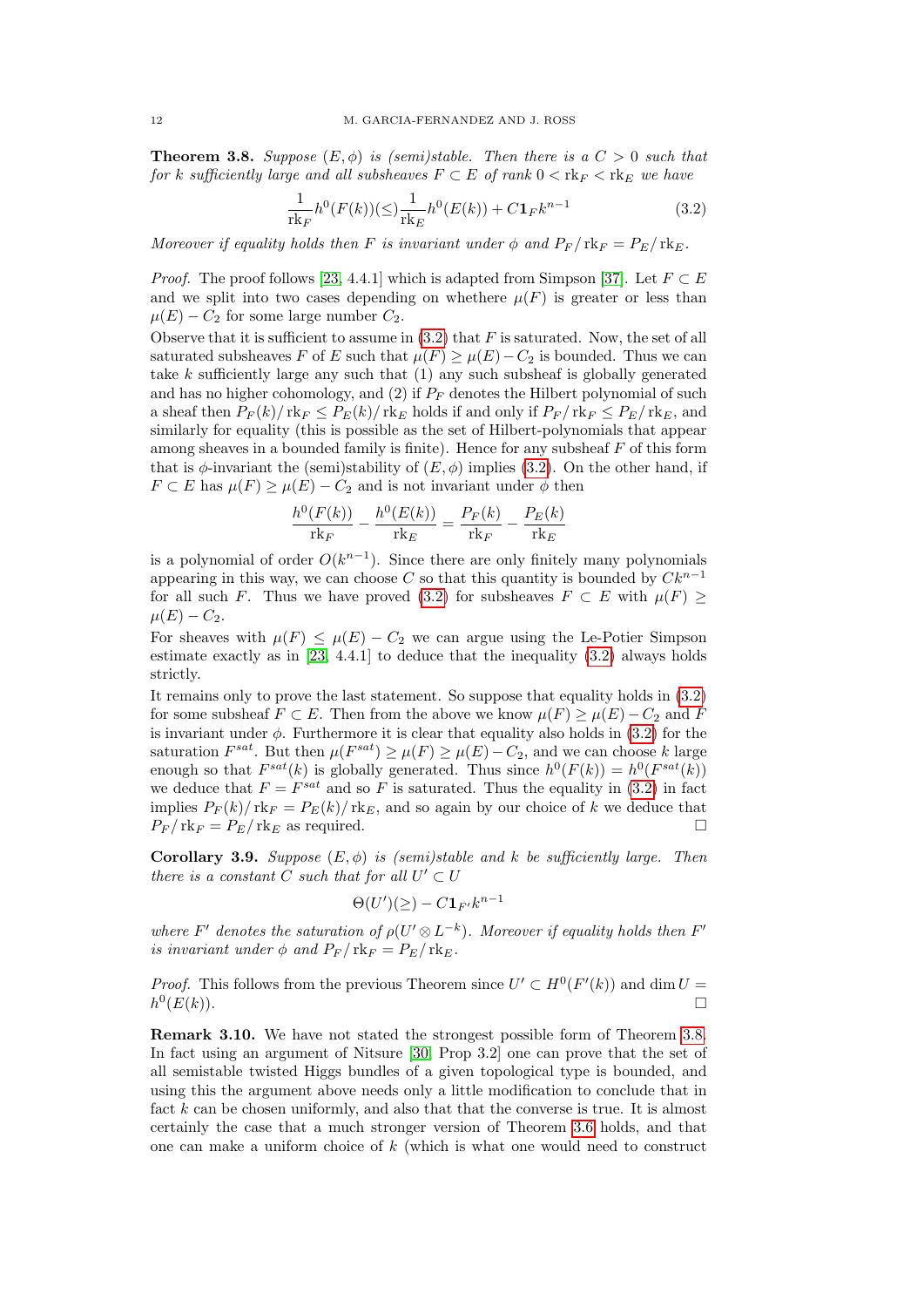**Theorem 3.8.** *Suppose $(E,\phi)$ is (semi)stable. Then there is a $C>0$ such that for $k$ sufficiently large and all subsheaves $F \subset E$ of rank $0<\mathrm{rk}_F<\mathrm{rk}_E$ we have*

$$\frac{1}{\mathrm{rk}_F} h^0(F(k)) (\leq) \frac{1}{\mathrm{rk}_E} h^0(E(k)) + C\mathbf{1}_F k^{n-1} \tag{3.2}$$

*Moreover if equality holds then $F$ is invariant under $\phi$ and $P_F/\mathrm{rk}_F = P_E/\mathrm{rk}_E$.*

*Proof.* The proof follows [23, 4.4.1] which is adapted from Simpson [37]. Let $F\subset E$ and we split into two cases depending on whethere $\mu(F)$ is greater or less than $\mu(E)-C_2$ for some large number $C_2$.

Observe that it is sufficient to assume in (3.2) that $F$ is saturated. Now, the set of all saturated subsheaves $F$ of $E$ such that $\mu(F)\geq \mu(E)-C_2$ is bounded. Thus we can take $k$ sufficiently large any such that (1) any such subsheaf is globally generated and has no higher cohomology, and (2) if $P_F$ denotes the Hilbert polynomial of such a sheaf then $P_F(k)/\mathrm{rk}_F \leq P_E(k)/\mathrm{rk}_E$ holds if and only if $P_F/\mathrm{rk}_F\leq P_E/\mathrm{rk}_E$, and similarly for equality (this is possible as the set of Hilbert-polynomials that appear among sheaves in a bounded family is finite). Hence for any subsheaf $F$ of this form that is $\phi$-invariant the (semi)stability of $(E,\phi)$ implies (3.2). On the other hand, if $F\subset E$ has $\mu(F)\geq \mu(E)-C_2$ and is not invariant under $\phi$ then

$$\frac{h^0(F(k))}{\mathrm{rk}_F} - \frac{h^0(E(k))}{\mathrm{rk}_E} = \frac{P_F(k)}{\mathrm{rk}_F} - \frac{P_E(k)}{\mathrm{rk}_E}$$

is a polynomial of order $O(k^{n-1})$. Since there are only finitely many polynomials appearing in this way, we can choose $C$ so that this quantity is bounded by $Ck^{n-1}$ for all such $F$. Thus we have proved (3.2) for subsheaves $F\subset E$ with $\mu(F)\geq \mu(E)-C_2$.

For sheaves with $\mu(F)\leq \mu(E)-C_2$ we can argue using the Le-Potier Simpson estimate exactly as in [23, 4.4.1] to deduce that the inequality (3.2) always holds strictly.

It remains only to prove the last statement. So suppose that equality holds in (3.2) for some subsheaf $F\subset E$. Then from the above we know $\mu(F)\geq \mu(E)-C_2$ and $F$ is invariant under $\phi$. Furthermore it is clear that equality also holds in (3.2) for the saturation $F^{sat}$. But then $\mu(F^{sat})\geq \mu(F)\geq \mu(E)-C_2$, and we can choose $k$ large enough so that $F^{sat}(k)$ is globally generated. Thus since $h^0(F(k)) = h^0(F^{sat}(k))$ we deduce that $F=F^{sat}$ is saturated and so $F$ is saturated. Thus the equality in (3.2) in fact implies $P_F(k)/\mathrm{rk}_F = P_E(k)/\mathrm{rk}_E$, and so again by our choice of $k$ we deduce that $P_F/\mathrm{rk}_F = P_E/\mathrm{rk}_E$ as required. □

**Corollary 3.9.** *Suppose $(E,\phi)$ is (semi)stable and $k$ be sufficiently large. Then there is a constant $C$ such that for all $U'\subset U$*

$$\Theta(U')(\geq) - C\mathbf{1}_{F'}k^{n-1}$$

*where $F'$ denotes the saturation of $\rho(U'\otimes L^{-k})$. Moreover if equality holds then $F'$ is invariant under $\phi$ and $P_F/\mathrm{rk}_F = P_E/\mathrm{rk}_E$.*

*Proof.* This follows from the previous Theorem since $U'\subset H^0(F'(k))$ and $\dim U = h^0(E(k))$. □

**Remark 3.10.** We have not stated the strongest possible form of Theorem 3.8. In fact using an argument of Nitsure [30, Prop 3.2] one can prove that the set of all semistable twisted Higgs bundles of a given topological type is bounded, and using this the argument above needs only a little modification to conclude that in fact $k$ can be chosen uniformly, and also that that the converse is true. It is almost certainly the case that a much stronger version of Theorem 3.6 holds, and that one can make a uniform choice of $k$ (which is what one would need to construct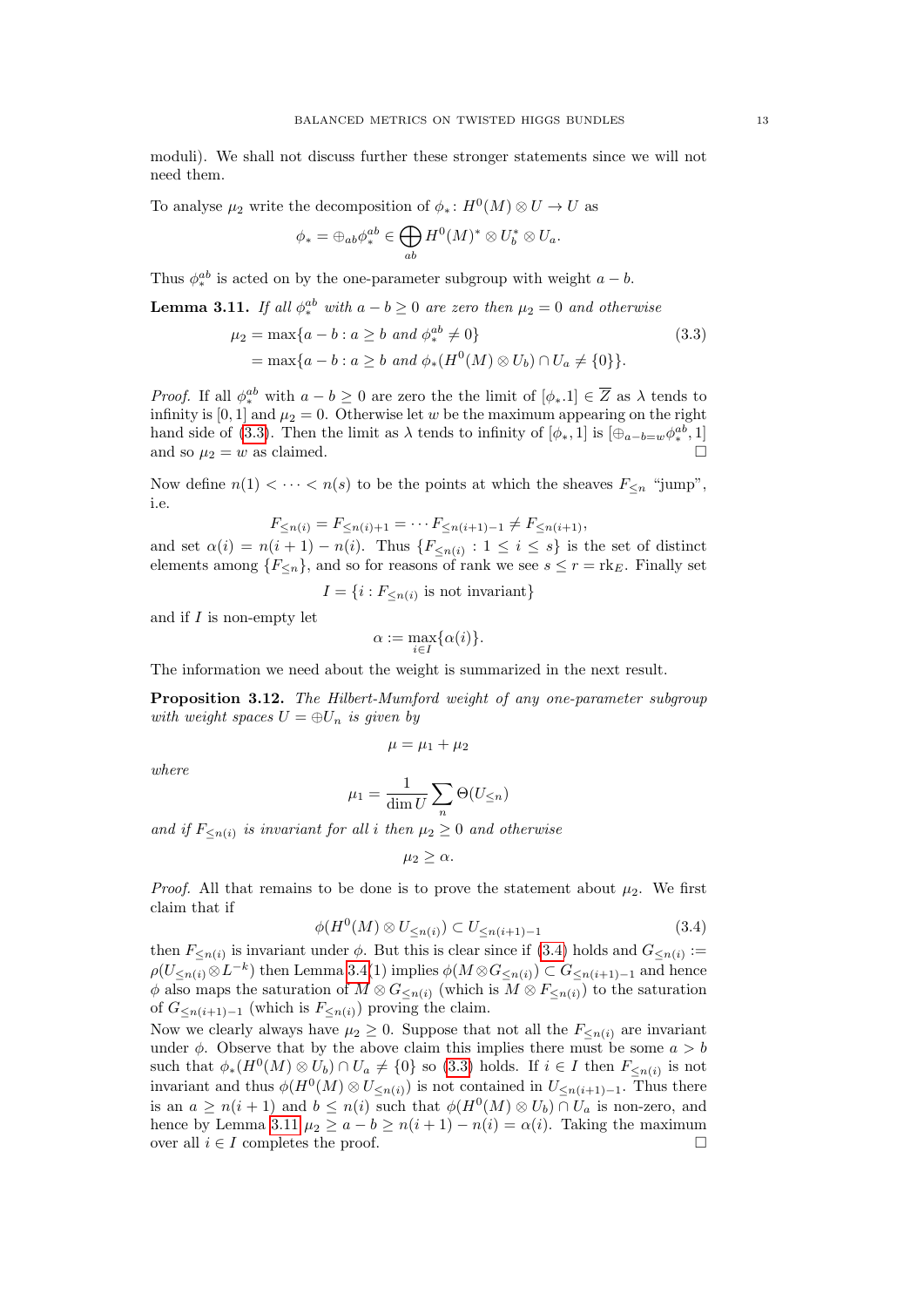moduli). We shall not discuss further these stronger statements since we will not need them.

To analyse $\mu_2$ write the decomposition of $\phi_*\colon H^0(M)\otimes U \to U$ as

$$\phi_* = \oplus_{ab}\phi_*^{ab} \in \bigoplus_{ab} H^0(M)^*\otimes U_b^*\otimes U_a.$$

Thus $\phi_*^{ab}$ is acted on by the one-parameter subgroup with weight $a-b$.

**Lemma 3.11.** *If all $\phi_*^{ab}$ with $a-b\geq 0$ are zero then $\mu_2=0$ and otherwise*

$$\begin{aligned}\mu_2 &= \max\{a-b : a\geq b \text{ and } \phi_*^{ab}\neq 0\} \\ &= \max\{a-b : a\geq b \text{ and } \phi_*(H^0(M)\otimes U_b)\cap U_a \neq \{0\}\}.\end{aligned} \tag{3.3}$$

*Proof.* If all $\phi_*^{ab}$ with $a-b\geq 0$ are zero the the limit of $[\phi_*.1]\in \overline{Z}$ as $\lambda$ tends to infinity is $[0,1]$ and $\mu_2=0$. Otherwise let $w$ be the maximum appearing on the right hand side of (3.3). Then the limit as $\lambda$ tends to infinity of $[\phi_*,1]$ is $[\oplus_{a-b=w}\phi_*^{ab},1]$ and so $\mu_2=w$ as claimed. □

Now define $n(1)<\cdots<n(s)$ to be the points at which the sheaves $F_{\leq n}$ "jump", i.e.

$$F_{\leq n(i)} = F_{\leq n(i)+1} = \cdots F_{\leq n(i+1)-1} \neq F_{\leq n(i+1)},$$

and set $\alpha(i)=n(i+1)-n(i)$. Thus $\{F_{\leq n(i)} : 1\leq i\leq s\}$ is the set of distinct elements among $\{F_{\leq n}\}$, and so for reasons of rank we see $s\leq r=\mathrm{rk}_E$. Finally set

$$I=\{i : F_{\leq n(i)} \text{ is not invariant}\}$$

and if $I$ is non-empty let

$$\alpha := \max_{i\in I}\{\alpha(i)\}.$$

The information we need about the weight is summarized in the next result.

**Proposition 3.12.** *The Hilbert-Mumford weight of any one-parameter subgroup with weight spaces $U=\oplus U_n$ is given by*

$$\mu=\mu_1+\mu_2$$

*where*

$$\mu_1 = \frac{1}{\dim U}\sum_n \Theta(U_{\leq n})$$

*and if $F_{\leq n(i)}$ is invariant for all $i$ then $\mu_2\geq 0$ and otherwise*

$$\mu_2\geq \alpha.$$

*Proof.* All that remains to be done is to prove the statement about $\mu_2$. We first claim that if

$$\phi(H^0(M)\otimes U_{\leq n(i)}) \subset U_{\leq n(i+1)-1} \tag{3.4}$$

then $F_{\leq n(i)}$ is invariant under $\phi$. But this is clear since if (3.4) holds and $G_{\leq n(i)} := \rho(U_{\leq n(i)}\otimes L^{-k})$ then Lemma 3.4(1) implies $\phi(M\otimes G_{\leq n(i)})\subset G_{\leq n(i+1)-1}$ and hence $\phi$ also maps the saturation of $M\otimes G_{\leq n(i)}$ (which is $M\otimes F_{\leq n(i)}$) to the saturation of $G_{\leq n(i+1)-1}$ (which is $F_{\leq n(i)}$) proving the claim.

Now we clearly always have $\mu_2\geq 0$. Suppose that not all the $F_{\leq n(i)}$ are invariant under $\phi$. Observe that by the above claim this implies there must be some $a>b$ such that $\phi_*(H^0(M)\otimes U_b)\cap U_a\neq\{0\}$ so (3.3) holds. If $i\in I$ then $F_{\leq n(i)}$ is not invariant and thus $\phi(H^0(M)\otimes U_{\leq n(i)})$ is not contained in $U_{\leq n(i+1)-1}$. Thus there is an $a\geq n(i+1)$ and $b\leq n(i)$ such that $\phi(H^0(M)\otimes U_b)\cap U_a$ is non-zero, and hence by Lemma 3.11 $\mu_2\geq a-b\geq n(i+1)-n(i)=\alpha(i)$. Taking the maximum over all $i\in I$ completes the proof. □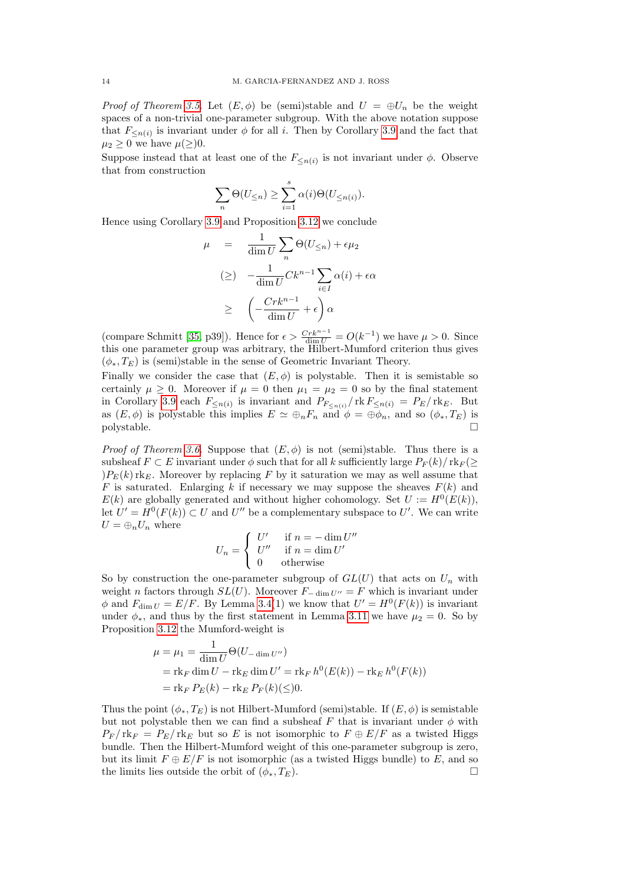*Proof of Theorem 3.5.* Let $(E,\phi)$ be (semi)stable and $U = \oplus U_n$ be the weight spaces of a non-trivial one-parameter subgroup. With the above notation suppose that $F_{\leq n(i)}$ is invariant under $\phi$ for all $i$. Then by Corollary 3.9 and the fact that $\mu_2 \geq 0$ we have $\mu(\geq)0$.

Suppose instead that at least one of the $F_{\leq n(i)}$ is not invariant under $\phi$. Observe that from construction

$$\sum_n \Theta(U_{\leq n}) \geq \sum_{i=1}^{s} \alpha(i)\Theta(U_{\leq n(i)}).$$

Hence using Corollary 3.9 and Proposition 3.12 we conclude

$$\begin{aligned}
\mu &= \frac{1}{\dim U}\sum_n \Theta(U_{\leq n}) + \epsilon\mu_2 \\
&(\geq) \quad -\frac{1}{\dim U} C k^{n-1} \sum_{i\in I} \alpha(i) + \epsilon\alpha \\
&\geq \left(-\frac{Crk^{n-1}}{\dim U} + \epsilon\right)\alpha
\end{aligned}$$

(compare Schmitt [35, p39]). Hence for $\epsilon > \frac{Crk^{n-1}}{\dim U} = O(k^{-1})$ we have $\mu > 0$. Since this one parameter group was arbitrary, the Hilbert-Mumford criterion thus gives $(\phi_*, T_E)$ is (semi)stable in the sense of Geometric Invariant Theory.

Finally we consider the case that $(E,\phi)$ is polystable. Then it is semistable so certainly $\mu \geq 0$. Moreover if $\mu = 0$ then $\mu_1 = \mu_2 = 0$ so by the final statement in Corollary 3.9 each $F_{\leq n(i)}$ is invariant and $P_{F_{\leq n(i)}}/\operatorname{rk} F_{\leq n(i)} = P_E/\operatorname{rk}_E$. But as $(E,\phi)$ is polystable this implies $E \simeq \oplus_n F_n$ and $\phi = \oplus \phi_n$, and so $(\phi_*, T_E)$ is polystable. □

*Proof of Theorem 3.6.* Suppose that $(E,\phi)$ is not (semi)stable. Thus there is a subsheaf $F \subset E$ invariant under $\phi$ such that for all $k$ sufficiently large $P_F(k)/\operatorname{rk}_F(\geq)P_E(k)\operatorname{rk}_E$. Moreover by replacing $F$ by it saturation we may as well assume that $F$ is saturated. Enlarging $k$ if necessary we may suppose the sheaves $F(k)$ and $E(k)$ are globally generated and without higher cohomology. Set $U := H^0(E(k))$, let $U' = H^0(F(k)) \subset U$ and $U''$ be a complementary subspace to $U'$. We can write $U = \oplus_n U_n$ where

$$U_n = \begin{cases} U' & \text{if } n = -\dim U'' \\ U'' & \text{if } n = \dim U' \\ 0 & \text{otherwise} \end{cases}$$

So by construction the one-parameter subgroup of $GL(U)$ that acts on $U_n$ with weight $n$ factors through $SL(U)$. Moreover $F_{-\dim U''} = F$ which is invariant under $\phi$ and $F_{\dim U} = E/F$. By Lemma 3.4(1) we know that $U' = H^0(F(k))$ is invariant under $\phi_*$, and thus by the first statement in Lemma 3.11 we have $\mu_2 = 0$. So by Proposition 3.12 the Mumford-weight is

$$\begin{aligned}
\mu = \mu_1 &= \frac{1}{\dim U}\Theta(U_{-\dim U''}) \\
&= \operatorname{rk}_F \dim U - \operatorname{rk}_E \dim U' = \operatorname{rk}_F h^0(E(k)) - \operatorname{rk}_E h^0(F(k)) \\
&= \operatorname{rk}_F P_E(k) - \operatorname{rk}_E P_F(k)(\leq)0.
\end{aligned}$$

Thus the point $(\phi_*, T_E)$ is not Hilbert-Mumford (semi)stable. If $(E,\phi)$ is semistable but not polystable then we can find a subsheaf $F$ that is invariant under $\phi$ with $P_F/\operatorname{rk}_F = P_E/\operatorname{rk}_E$ but so $E$ is not isomorphic to $F \oplus E/F$ as a twisted Higgs bundle. Then the Hilbert-Mumford weight of this one-parameter subgroup is zero, but its limit $F \oplus E/F$ is not isomorphic (as a twisted Higgs bundle) to $E$, and so the limits lies outside the orbit of $(\phi_*, T_E)$. □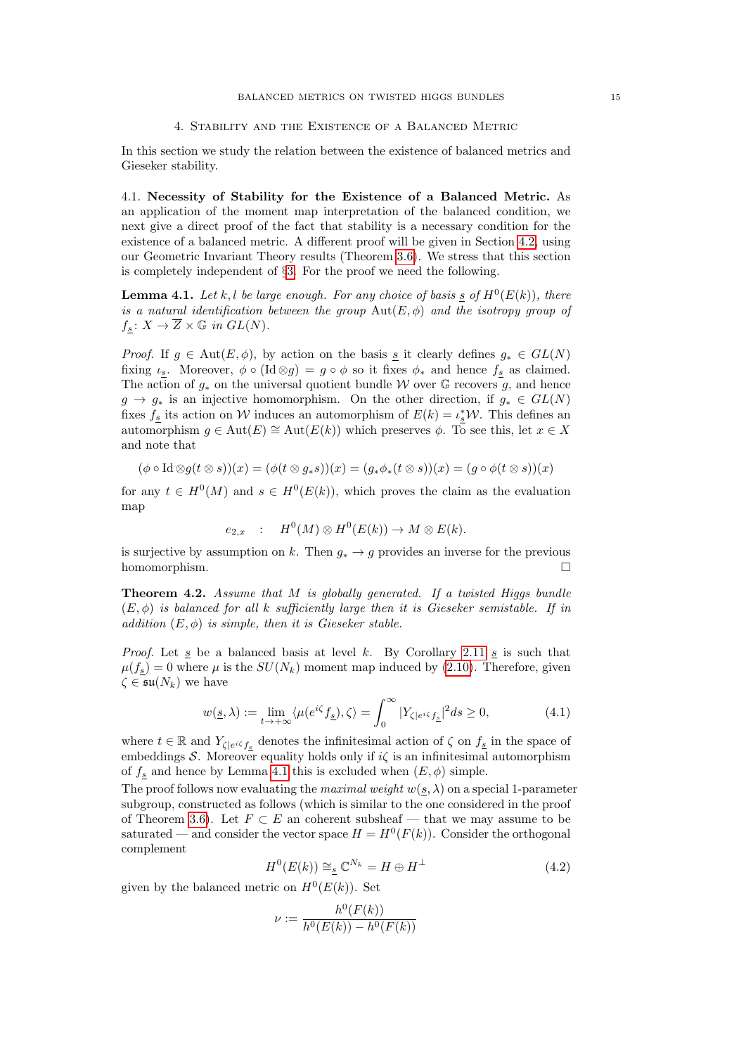## 4. Stability and the Existence of a Balanced Metric

In this section we study the relation between the existence of balanced metrics and Gieseker stability.

### 4.1. Necessity of Stability for the Existence of a Balanced Metric.

As an application of the moment map interpretation of the balanced condition, we next give a direct proof of the fact that stability is a necessary condition for the existence of a balanced metric. A different proof will be given in Section 4.2, using our Geometric Invariant Theory results (Theorem 3.6). We stress that this section is completely independent of §3. For the proof we need the following.

**Lemma 4.1.** *Let $k, l$ be large enough. For any choice of basis $\underline{s}$ of $H^0(E(k))$, there is a natural identification between the group $\operatorname{Aut}(E,\phi)$ and the isotropy group of $f_{\underline{s}}\colon X \to \overline{\mathbb{Z}} \times \mathbb{G}$ in $GL(N)$.*

*Proof.* If $g \in \operatorname{Aut}(E,\phi)$, by action on the basis $\underline{s}$ it clearly defines $g_* \in GL(N)$ fixing $\iota_{\underline{s}}$. Moreover, $\phi \circ (\operatorname{Id} \otimes g) = g \circ \phi$ so it fixes $\phi_*$ and hence $f_{\underline{s}}$ as claimed. The action of $g_*$ on the universal quotient bundle $\mathcal{W}$ over $\mathbb{G}$ recovers $g$, and hence $g \to g_*$ is an injective homomorphism. On the other direction, if $g_* \in GL(N)$ fixes $f_{\underline{s}}$ its action on $\mathcal{W}$ induces an automorphism of $E(k) = \iota_{\underline{s}}^* \mathcal{W}$. This defines an automorphism $g \in \operatorname{Aut}(E) \cong \operatorname{Aut}(E(k))$ which preserves $\phi$. To see this, let $x \in X$ and note that

$$(\phi \circ \operatorname{Id} \otimes g(t \otimes s))(x) = (\phi(t \otimes g_* s))(x) = (g_* \phi_*(t \otimes s))(x) = (g \circ \phi(t \otimes s))(x)$$

for any $t \in H^0(M)$ and $s \in H^0(E(k))$, which proves the claim as the evaluation map

$$e_{2,x} \quad : \quad H^0(M) \otimes H^0(E(k)) \to M \otimes E(k).$$

is surjective by assumption on $k$. Then $g_* \to g$ provides an inverse for the previous homomorphism. $\square$

**Theorem 4.2.** *Assume that $M$ is globally generated. If a twisted Higgs bundle $(E,\phi)$ is balanced for all $k$ sufficiently large then it is Gieseker semistable. If in addition $(E,\phi)$ is simple, then it is Gieseker stable.*

*Proof.* Let $\underline{s}$ be a balanced basis at level $k$. By Corollary 2.11 $\underline{s}$ is such that $\mu(f_{\underline{s}}) = 0$ where $\mu$ is the $SU(N_k)$ moment map induced by (2.10). Therefore, given $\zeta \in \mathfrak{su}(N_k)$ we have

$$w(\underline{s},\lambda) := \lim_{t \to +\infty} \langle \mu(e^{i\zeta} f_{\underline{s}}), \zeta\rangle = \int_0^\infty |Y_{\zeta|e^{i\zeta} f_{\underline{s}}}|^2 ds \geq 0, \tag{4.1}$$

where $t \in \mathbb{R}$ and $Y_{\zeta|e^{i\zeta} f_{\underline{s}}}$ denotes the infinitesimal action of $\zeta$ on $f_{\underline{s}}$ in the space of embeddings $\mathcal{S}$. Moreover equality holds only if $i\zeta$ is an infinitesimal automorphism of $f_{\underline{s}}$ and hence by Lemma 4.1 this is excluded when $(E,\phi)$ simple.

The proof follows now evaluating the *maximal weight* $w(\underline{s},\lambda)$ on a special 1-parameter subgroup, constructed as follows (which is similar to the one considered in the proof of Theorem 3.6). Let $F \subset E$ an coherent subsheaf — that we may assume to be saturated — and consider the vector space $H = H^0(F(k))$. Consider the orthogonal complement

$$H^0(E(k)) \cong_{\underline{s}} \mathbb{C}^{N_k} = H \oplus H^{\perp} \tag{4.2}$$

given by the balanced metric on $H^0(E(k))$. Set

$$\nu := \frac{h^0(F(k))}{h^0(E(k)) - h^0(F(k))}$$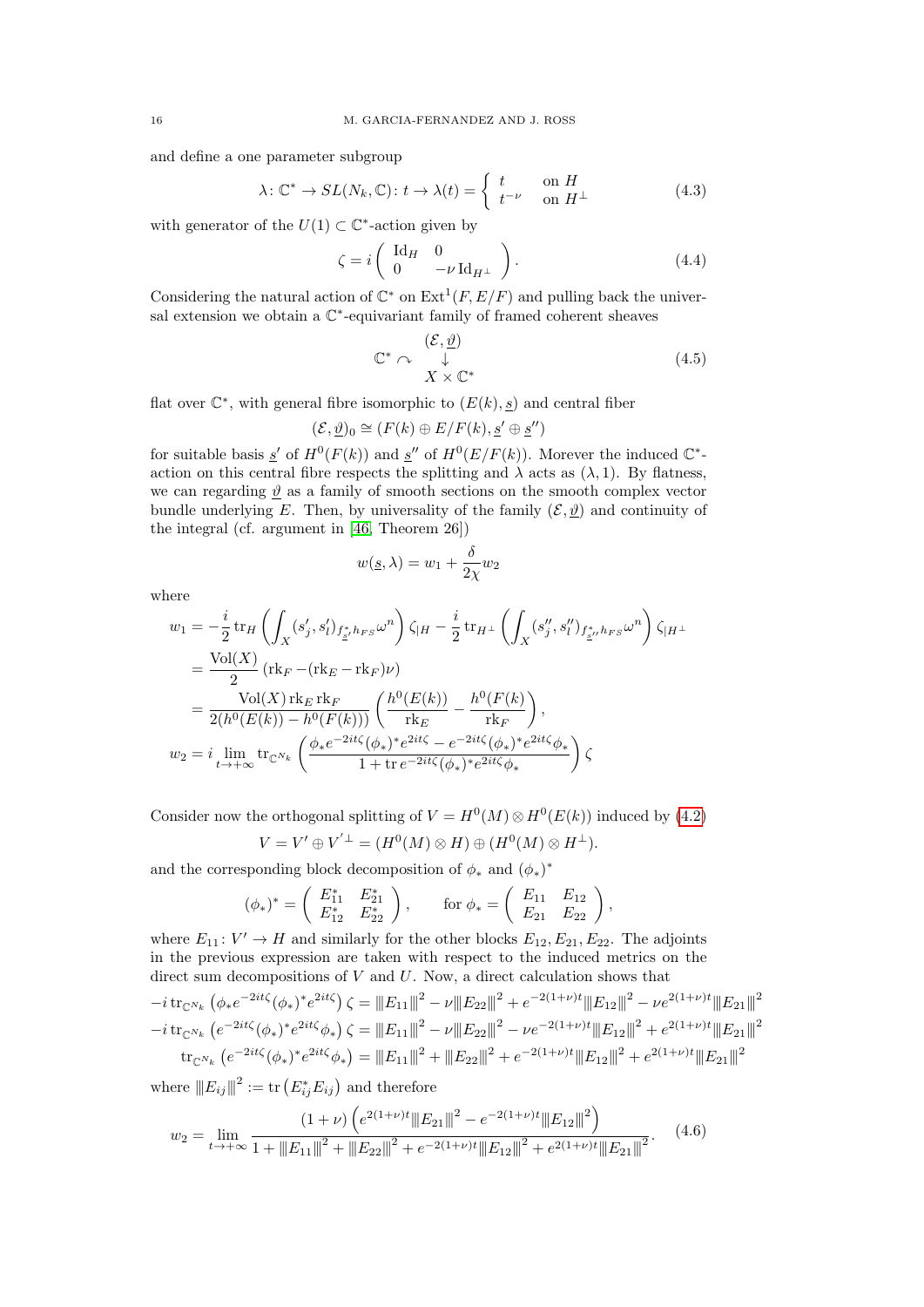and define a one parameter subgroup

$$
\lambda\colon \mathbb{C}^* \to SL(N_k, \mathbb{C})\colon t \to \lambda(t) = \begin{cases} t & \text{on } H \\ t^{-\nu} & \text{on } H^\perp \end{cases} \tag{4.3}
$$

with generator of the $U(1) \subset \mathbb{C}^*$-action given by

$$
\zeta = i \begin{pmatrix} \operatorname{Id}_H & 0 \\ 0 & -\nu \operatorname{Id}_{H^\perp} \end{pmatrix}. \tag{4.4}
$$

Considering the natural action of $\mathbb{C}^*$ on $\operatorname{Ext}^1(F, E/F)$ and pulling back the universal extension we obtain a $\mathbb{C}^*$-equivariant family of framed coherent sheaves

$$
\mathbb{C}^* \curvearrowright \begin{array}{c} (\mathcal{E}, \underline{\vartheta}) \\ \downarrow \\ X \times \mathbb{C}^* \end{array} \tag{4.5}
$$

flat over $\mathbb{C}^*$, with general fibre isomorphic to $(E(k), \underline{s})$ and central fiber

$$
(\mathcal{E}, \underline{\vartheta})_0 \cong (F(k) \oplus E/F(k), \underline{s}' \oplus \underline{s}'')
$$

for suitable basis $\underline{s}'$ of $H^0(F(k))$ and $\underline{s}''$ of $H^0(E/F(k))$. Morever the induced $\mathbb{C}^*$-action on this central fibre respects the splitting and $\lambda$ acts as $(\lambda, 1)$. By flatness, we can regarding $\underline{\vartheta}$ as a family of smooth sections on the smooth complex vector bundle underlying $E$. Then, by universality of the family $(\mathcal{E}, \underline{\vartheta})$ and continuity of the integral (cf. argument in [46, Theorem 26])

$$
w(\underline{s}, \lambda) = w_1 + \frac{\delta}{2\chi} w_2
$$

where

$$
\begin{aligned}
w_1 &= -\frac{i}{2} \operatorname{tr}_H \left( \int_X (s_j', s_l')_{f_{\underline{s}'}^* h_{FS}} \omega^n \right) \zeta_{|H} - \frac{i}{2} \operatorname{tr}_{H^\perp} \left( \int_X (s_j'', s_l'')_{f_{\underline{s}''}^* h_{FS}} \omega^n \right) \zeta_{|H^\perp} \\
&= \frac{\operatorname{Vol}(X)}{2} \left( \operatorname{rk}_F - (\operatorname{rk}_E - \operatorname{rk}_F)\nu \right) \\
&= \frac{\operatorname{Vol}(X) \operatorname{rk}_E \operatorname{rk}_F}{2(h^0(E(k)) - h^0(F(k)))} \left( \frac{h^0(E(k))}{\operatorname{rk}_E} - \frac{h^0(F(k))}{\operatorname{rk}_F} \right), \\
w_2 &= i \lim_{t \to +\infty} \operatorname{tr}_{\mathbb{C}^{N_k}} \left( \frac{\phi_* e^{-2it\zeta} (\phi_*)^* e^{2it\zeta} - e^{-2it\zeta} (\phi_*)^* e^{2it\zeta} \phi_*}{1 + \operatorname{tr} e^{-2it\zeta} (\phi_*)^* e^{2it\zeta} \phi_*} \right) \zeta
\end{aligned}
$$

Consider now the orthogonal splitting of $V = H^0(M) \otimes H^0(E(k))$ induced by (4.2)

$$
V = V' \oplus V'^{\perp} = (H^0(M) \otimes H) \oplus (H^0(M) \otimes H^\perp).
$$

and the corresponding block decomposition of $\phi_*$ and $(\phi_*)^*$

$$
(\phi_*)^* = \begin{pmatrix} E_{11}^* & E_{21}^* \\ E_{12}^* & E_{22}^* \end{pmatrix}, \qquad \text{for } \phi_* = \begin{pmatrix} E_{11} & E_{12} \\ E_{21} & E_{22} \end{pmatrix},
$$

where $E_{11}\colon V' \to H$ and similarly for the other blocks $E_{12}, E_{21}, E_{22}$. The adjoints in the previous expression are taken with respect to the induced metrics on the direct sum decompositions of $V$ and $U$. Now, a direct calculation shows that

$$
\begin{aligned}
-i \operatorname{tr}_{\mathbb{C}^{N_k}} \left( \phi_* e^{-2it\zeta} (\phi_*)^* e^{2it\zeta} \right) \zeta &= \|E_{11}\|^2 - \nu \|E_{22}\|^2 + e^{-2(1+\nu)t} \|E_{12}\|^2 - \nu e^{2(1+\nu)t} \|E_{21}\|^2 \\
-i \operatorname{tr}_{\mathbb{C}^{N_k}} \left( e^{-2it\zeta} (\phi_*)^* e^{2it\zeta} \phi_* \right) \zeta &= \|E_{11}\|^2 - \nu \|E_{22}\|^2 - \nu e^{-2(1+\nu)t} \|E_{12}\|^2 + e^{2(1+\nu)t} \|E_{21}\|^2 \\
\operatorname{tr}_{\mathbb{C}^{N_k}} \left( e^{-2it\zeta} (\phi_*)^* e^{2it\zeta} \phi_* \right) &= \|E_{11}\|^2 + \|E_{22}\|^2 + e^{-2(1+\nu)t} \|E_{12}\|^2 + e^{2(1+\nu)t} \|E_{21}\|^2
\end{aligned}
$$

where $\|E_{ij}\|^2 := \operatorname{tr}\left(E_{ij}^* E_{ij}\right)$ and therefore

$$
w_2 = \lim_{t \to +\infty} \frac{(1+\nu) \left( e^{2(1+\nu)t} \|E_{21}\|^2 - e^{-2(1+\nu)t} \|E_{12}\|^2 \right)}{1 + \|E_{11}\|^2 + \|E_{22}\|^2 + e^{-2(1+\nu)t} \|E_{12}\|^2 + e^{2(1+\nu)t} \|E_{21}\|^2}. \tag{4.6}
$$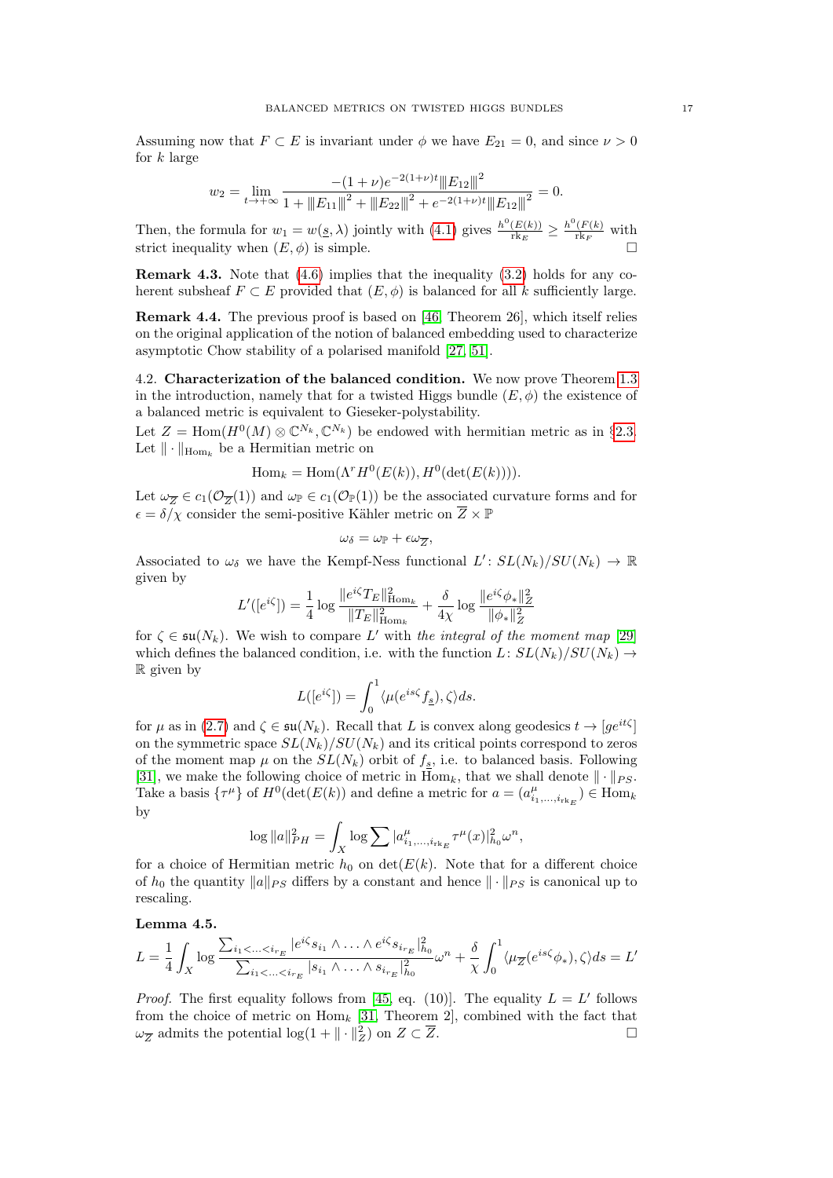Assuming now that $F \subset E$ is invariant under $\phi$ we have $E_{21} = 0$, and since $\nu > 0$ for $k$ large

$$w_2 = \lim_{t \to +\infty} \frac{-(1+\nu)e^{-2(1+\nu)t} \|E_{12}\|^2}{1 + \|E_{11}\|^2 + \|E_{22}\|^2 + e^{-2(1+\nu)t}\|E_{12}\|^2} = 0.$$

Then, the formula for $w_1 = w(\underline{s}, \lambda)$ jointly with (4.1) gives $\frac{h^0(E(k))}{\mathrm{rk}_E} \geq \frac{h^0(F(k))}{\mathrm{rk}_F}$ with strict inequality when $(E, \phi)$ is simple. $\square$

**Remark 4.3.** Note that (4.6) implies that the inequality (3.2) holds for any coherent subsheaf $F \subset E$ provided that $(E, \phi)$ is balanced for all $k$ sufficiently large.

**Remark 4.4.** The previous proof is based on [46, Theorem 26], which itself relies on the original application of the notion of balanced embedding used to characterize asymptotic Chow stability of a polarised manifold [27, 51].

4.2. **Characterization of the balanced condition.** We now prove Theorem 1.3 in the introduction, namely that for a twisted Higgs bundle $(E, \phi)$ the existence of a balanced metric is equivalent to Gieseker-polystability.

Let $Z = \mathrm{Hom}(H^0(M) \otimes \mathbb{C}^{N_k}, \mathbb{C}^{N_k})$ be endowed with hermitian metric as in §2.3. Let $\|\cdot\|_{\mathrm{Hom}_k}$ be a Hermitian metric on

$$\mathrm{Hom}_k = \mathrm{Hom}(\Lambda^r H^0(E(k)), H^0(\det(E(k)))).$$

Let $\omega_{\overline{Z}} \in c_1(\mathcal{O}_{\overline{Z}}(1))$ and $\omega_{\mathbb{P}} \in c_1(\mathcal{O}_{\mathbb{P}}(1))$ be the associated curvature forms and for $\epsilon = \delta/\chi$ consider the semi-positive Kähler metric on $\overline{Z} \times \mathbb{P}$

$$\omega_\delta = \omega_{\mathbb{P}} + \epsilon \omega_{\overline{Z}},$$

Associated to $\omega_\delta$ we have the Kempf-Ness functional $L' \colon SL(N_k)/SU(N_k) \to \mathbb{R}$ given by

$$L'([e^{i\zeta}]) = \frac{1}{4} \log \frac{\|e^{i\zeta} T_E\|^2_{\mathrm{Hom}_k}}{\|T_E\|^2_{\mathrm{Hom}_k}} + \frac{\delta}{4\chi} \log \frac{\|e^{i\zeta}\phi_*\|^2_Z}{\|\phi_*\|^2_Z}$$

for $\zeta \in \mathfrak{su}(N_k)$. We wish to compare $L'$ with *the integral of the moment map* [29] which defines the balanced condition, i.e. with the function $L \colon SL(N_k)/SU(N_k) \to \mathbb{R}$ given by

$$L([e^{i\zeta}]) = \int_0^1 \langle \mu(e^{is\zeta} f_{\underline{s}}), \zeta \rangle ds.$$

for $\mu$ as in (2.7) and $\zeta \in \mathfrak{su}(N_k)$. Recall that $L$ is convex along geodesics $t \to [ge^{it\zeta}]$ on the symmetric space $SL(N_k)/SU(N_k)$ and its critical points correspond to zeros of the moment map $\mu$ on the $SL(N_k)$ orbit of $f_{\underline{s}}$, i.e. to balanced basis. Following [31], we make the following choice of metric in $\mathrm{Hom}_k$, that we shall denote $\|\cdot\|_{PS}$. Take a basis $\{\tau^\mu\}$ of $H^0(\det(E(k)))$ and define a metric for $a = (a^\mu_{i_1,\ldots,i_{\mathrm{rk}_E}}) \in \mathrm{Hom}_k$ by

$$\log \|a\|^2_{PH} = \int_X \log \sum |a^\mu_{i_1,\ldots,i_{\mathrm{rk}_E}} \tau^\mu(x)|^2_{h_0} \omega^n,$$

for a choice of Hermitian metric $h_0$ on $\det(E(k))$. Note that for a different choice of $h_0$ the quantity $\|a\|_{PS}$ differs by a constant and hence $\|\cdot\|_{PS}$ is canonical up to rescaling.

**Lemma 4.5.**

$$L = \frac{1}{4} \int_X \log \frac{\sum_{i_1 < \ldots < i_{r_E}} |e^{i\zeta} s_{i_1} \wedge \ldots \wedge e^{i\zeta} s_{i_{r_E}}|^2_{h_0}}{\sum_{i_1 < \ldots < i_{r_E}} |s_{i_1} \wedge \ldots \wedge s_{i_{r_E}}|^2_{h_0}} \omega^n + \frac{\delta}{\chi} \int_0^1 \langle \mu_{\overline{Z}}(e^{is\zeta}\phi_*), \zeta \rangle ds = L'$$

*Proof.* The first equality follows from [45, eq. (10)]. The equality $L = L'$ follows from the choice of metric on $\mathrm{Hom}_k$ [31, Theorem 2], combined with the fact that $\omega_{\overline{Z}}$ admits the potential $\log(1 + \|\cdot\|^2_Z)$ on $Z \subset \overline{Z}$. $\square$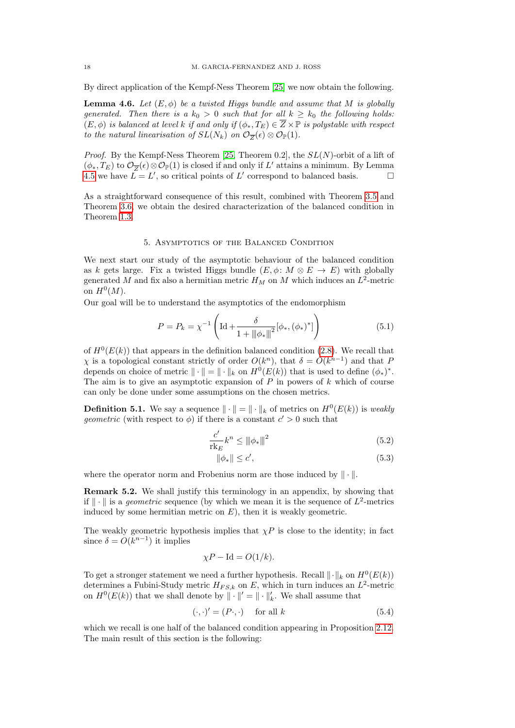By direct application of the Kempf-Ness Theorem [25] we now obtain the following.

**Lemma 4.6.** *Let $(E, \phi)$ be a twisted Higgs bundle and assume that $M$ is globally generated. Then there is a $k_0 > 0$ such that for all $k \geq k_0$ the following holds: $(E, \phi)$ is balanced at level $k$ if and only if $(\phi_*, T_E) \in \overline{Z} \times \mathbb{P}$ is polystable with respect to the natural linearisation of $SL(N_k)$ on $\mathcal{O}_{\overline{Z}}(\epsilon) \otimes \mathcal{O}_{\mathbb{P}}(1)$.*

*Proof.* By the Kempf-Ness Theorem [25, Theorem 0.2], the $SL(N)$-orbit of a lift of $(\phi_*, T_E)$ to $\mathcal{O}_{\overline{Z}}(\epsilon) \otimes \mathcal{O}_{\mathbb{P}}(1)$ is closed if and only if $L'$ attains a minimum. By Lemma 4.5 we have $L = L'$, so critical points of $L'$ correspond to balanced basis. □

As a straightforward consequence of this result, combined with Theorem 3.5 and Theorem 3.6, we obtain the desired characterization of the balanced condition in Theorem 1.3.

## 5. Asymptotics of the Balanced Condition

We next start our study of the asymptotic behaviour of the balanced condition as $k$ gets large. Fix a twisted Higgs bundle $(E, \phi \colon M \otimes E \to E)$ with globally generated $M$ and fix also a hermitian metric $H_M$ on $M$ which induces an $L^2$-metric on $H^0(M)$.

Our goal will be to understand the asymptotics of the endomorphism

$$P = P_k = \chi^{-1} \left( \mathrm{Id} + \frac{\delta}{1 + \|\!|\phi_*|\!\|^2} [\phi_*, (\phi_*)^*] \right) \tag{5.1}$$

of $H^0(E(k))$ that appears in the definition balanced condition (2.8). We recall that $\chi$ is a topological constant strictly of order $O(k^n)$, that $\delta = O(k^{n-1})$ and that $P$ depends on choice of metric $\| \cdot \| = \| \cdot \|_k$ on $H^0(E(k))$ that is used to define $(\phi_*)^*$. The aim is to give an asymptotic expansion of $P$ in powers of $k$ which of course can only be done under some assumptions on the chosen metrics.

**Definition 5.1.** We say a sequence $\| \cdot \| = \| \cdot \|_k$ of metrics on $H^0(E(k))$ is *weakly geometric* (with respect to $\phi$) if there is a constant $c' > 0$ such that

$$\frac{c'}{\mathrm{rk}_E} k^n \leq \|\!|\phi_*|\!\|^2 \tag{5.2}$$

$$\|\phi_*\| \leq c', \tag{5.3}$$

where the operator norm and Frobenius norm are those induced by $\| \cdot \|$.

**Remark 5.2.** We shall justify this terminology in an appendix, by showing that if $\| \cdot \|$ is a *geometric* sequence (by which we mean it is the sequence of $L^2$-metrics induced by some hermitian metric on $E$), then it is weakly geometric.

The weakly geometric hypothesis implies that $\chi P$ is close to the identity; in fact since $\delta = O(k^{n-1})$ it implies

$$\chi P - \mathrm{Id} = O(1/k).$$

To get a stronger statement we need a further hypothesis. Recall $\| \cdot \|_k$ on $H^0(E(k))$ determines a Fubini-Study metric $H_{FS,k}$ on $E$, which in turn induces an $L^2$-metric on $H^0(E(k))$ that we shall denote by $\| \cdot \|' = \| \cdot \|'_k$. We shall assume that

$$(\cdot, \cdot)' = (P \cdot, \cdot) \quad \text{for all } k \tag{5.4}$$

which we recall is one half of the balanced condition appearing in Proposition 2.12. The main result of this section is the following: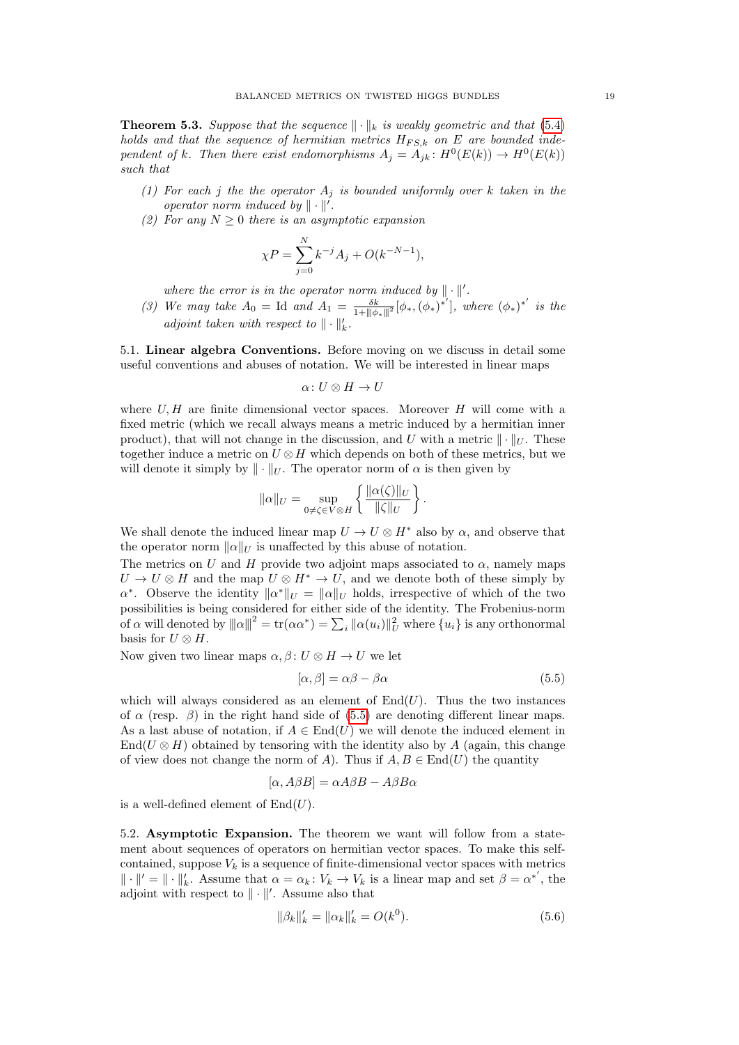**Theorem 5.3.** *Suppose that the sequence $\|\cdot\|_k$ is weakly geometric and that (5.4) holds and that the sequence of hermitian metrics $H_{FS,k}$ on $E$ are bounded independent of $k$. Then there exist endomorphisms $A_j = A_{jk}\colon H^0(E(k)) \to H^0(E(k))$ such that*

1. *For each $j$ the the operator $A_j$ is bounded uniformly over $k$ taken in the operator norm induced by $\|\cdot\|'$.*
2. *For any $N \geq 0$ there is an asymptotic expansion*
$$\chi P = \sum_{j=0}^{N} k^{-j} A_j + O(k^{-N-1}),$$
*where the error is in the operator norm induced by $\|\cdot\|'$.*
3. *We may take $A_0 = \mathrm{Id}$ and $A_1 = \frac{\delta k}{1+\|\phi_*\|^2}[\phi_*, (\phi_*)^{*'}]$, where $(\phi_*)^{*'}$ is the adjoint taken with respect to $\|\cdot\|_k'$.*

5.1. **Linear algebra Conventions.** Before moving on we discuss in detail some useful conventions and abuses of notation. We will be interested in linear maps

$$\alpha\colon U \otimes H \to U$$

where $U, H$ are finite dimensional vector spaces. Moreover $H$ will come with a fixed metric (which we recall always means a metric induced by a hermitian inner product), that will not change in the discussion, and $U$ with a metric $\|\cdot\|_U$. These together induce a metric on $U \otimes H$ which depends on both of these metrics, but we will denote it simply by $\|\cdot\|_U$. The operator norm of $\alpha$ is then given by

$$\|\alpha\|_U = \sup_{0 \neq \zeta \in V \otimes H} \left\{ \frac{\|\alpha(\zeta)\|_U}{\|\zeta\|_U} \right\}.$$

We shall denote the induced linear map $U \to U \otimes H^*$ also by $\alpha$, and observe that the operator norm $\|\alpha\|_U$ is unaffected by this abuse of notation.
The metrics on $U$ and $H$ provide two adjoint maps associated to $\alpha$, namely maps $U \to U \otimes H$ and the map $U \otimes H^* \to U$, and we denote both of these simply by $\alpha^*$. Observe the identity $\|\alpha^*\|_U = \|\alpha\|_U$ holds, irrespective of which of the two possibilities is being considered for either side of the identity. The Frobenius-norm of $\alpha$ will denoted by $|||\alpha|||^2 = \mathrm{tr}(\alpha\alpha^*) = \sum_i \|\alpha(u_i)\|_U^2$ where $\{u_i\}$ is any orthonormal basis for $U \otimes H$.
Now given two linear maps $\alpha, \beta\colon U \otimes H \to U$ we let

$$[\alpha, \beta] = \alpha\beta - \beta\alpha \tag{5.5}$$

which will always considered as an element of $\mathrm{End}(U)$. Thus the two instances of $\alpha$ (resp. $\beta$) in the right hand side of (5.5) are denoting different linear maps. As a last abuse of notation, if $A \in \mathrm{End}(U)$ we will denote the induced element in $\mathrm{End}(U \otimes H)$ obtained by tensoring with the identity also by $A$ (again, this change of view does not change the norm of $A$). Thus if $A, B \in \mathrm{End}(U)$ the quantity

$$[\alpha, A\beta B] = \alpha A\beta B - A\beta B\alpha$$

is a well-defined element of $\mathrm{End}(U)$.

5.2. **Asymptotic Expansion.** The theorem we want will follow from a statement about sequences of operators on hermitian vector spaces. To make this self-contained, suppose $V_k$ is a sequence of finite-dimensional vector spaces with metrics $\|\cdot\|' = \|\cdot\|_k'$. Assume that $\alpha = \alpha_k\colon V_k \to V_k$ is a linear map and set $\beta = \alpha^{*'}$, the adjoint with respect to $\|\cdot\|'$. Assume also that

$$\|\beta_k\|_k' = \|\alpha_k\|_k' = O(k^0). \tag{5.6}$$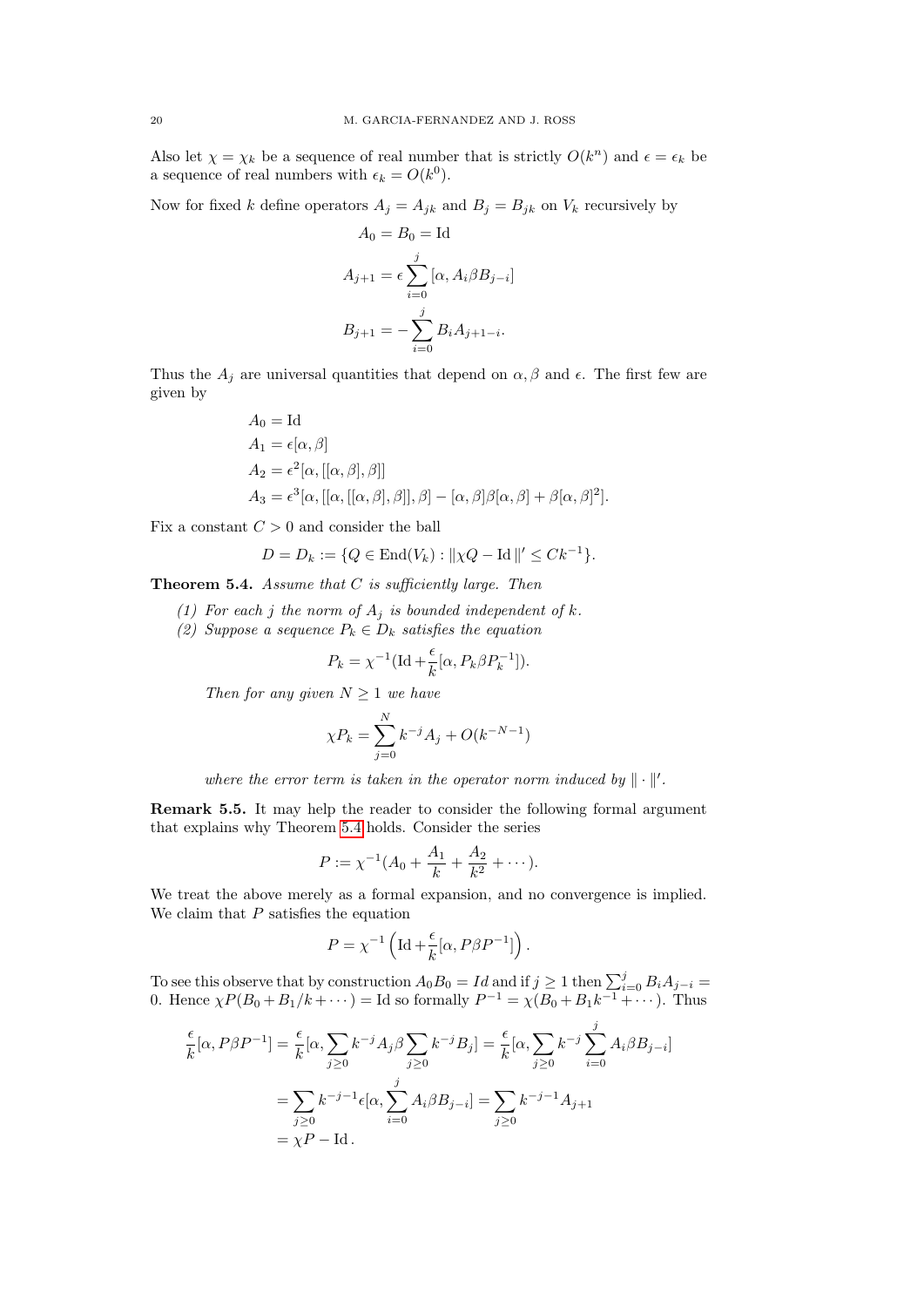Also let $\chi = \chi_k$ be a sequence of real number that is strictly $O(k^n)$ and $\epsilon = \epsilon_k$ be a sequence of real numbers with $\epsilon_k = O(k^0)$.

Now for fixed $k$ define operators $A_j = A_{jk}$ and $B_j = B_{jk}$ on $V_k$ recursively by

$$A_0 = B_0 = \mathrm{Id}$$

$$A_{j+1} = \epsilon \sum_{i=0}^{j} [\alpha, A_i \beta B_{j-i}]$$

$$B_{j+1} = -\sum_{i=0}^{j} B_i A_{j+1-i}.$$

Thus the $A_j$ are universal quantities that depend on $\alpha, \beta$ and $\epsilon$. The first few are given by

$$\begin{aligned}
A_0 &= \mathrm{Id} \\
A_1 &= \epsilon[\alpha, \beta] \\
A_2 &= \epsilon^2 [\alpha, [[\alpha, \beta], \beta]] \\
A_3 &= \epsilon^3 [\alpha, [[\alpha, [[\alpha, \beta], \beta]], \beta] - [\alpha, \beta]\beta[\alpha, \beta] + \beta[\alpha, \beta]^2].
\end{aligned}$$

Fix a constant $C > 0$ and consider the ball

$$D = D_k := \{Q \in \mathrm{End}(V_k) : \|\chi Q - \mathrm{Id}\|' \leq C k^{-1}\}.$$

**Theorem 5.4.** *Assume that $C$ is sufficiently large. Then*

*(1) For each $j$ the norm of $A_j$ is bounded independent of $k$.*

*(2) Suppose a sequence $P_k \in D_k$ satisfies the equation*

$$P_k = \chi^{-1}(\mathrm{Id} + \frac{\epsilon}{k}[\alpha, P_k \beta P_k^{-1}]).$$

*Then for any given $N \geq 1$ we have*

$$\chi P_k = \sum_{j=0}^{N} k^{-j} A_j + O(k^{-N-1})$$

*where the error term is taken in the operator norm induced by $\| \cdot \|'$.*

**Remark 5.5.** It may help the reader to consider the following formal argument that explains why Theorem 5.4 holds. Consider the series

$$P := \chi^{-1}(A_0 + \frac{A_1}{k} + \frac{A_2}{k^2} + \cdots).$$

We treat the above merely as a formal expansion, and no convergence is implied. We claim that $P$ satisfies the equation

$$P = \chi^{-1}\left(\mathrm{Id} + \frac{\epsilon}{k}[\alpha, P\beta P^{-1}]\right).$$

To see this observe that by construction $A_0 B_0 = Id$ and if $j \geq 1$ then $\sum_{i=0}^{j} B_i A_{j-i} = 0$. Hence $\chi P(B_0 + B_1/k + \cdots) = \mathrm{Id}$ so formally $P^{-1} = \chi(B_0 + B_1 k^{-1} + \cdots)$. Thus

$$\begin{aligned}
\frac{\epsilon}{k}[\alpha, P\beta P^{-1}] &= \frac{\epsilon}{k}[\alpha, \sum_{j\geq 0} k^{-j} A_j \beta \sum_{j \geq 0} k^{-j} B_j] = \frac{\epsilon}{k}[\alpha, \sum_{j\geq 0} k^{-j} \sum_{i=0}^{j} A_i \beta B_{j-i}] \\
&= \sum_{j \geq 0} k^{-j-1} \epsilon [\alpha, \sum_{i=0}^{j} A_i \beta B_{j-i}] = \sum_{j\geq 0} k^{-j-1} A_{j+1} \\
&= \chi P - \mathrm{Id}\,.
\end{aligned}$$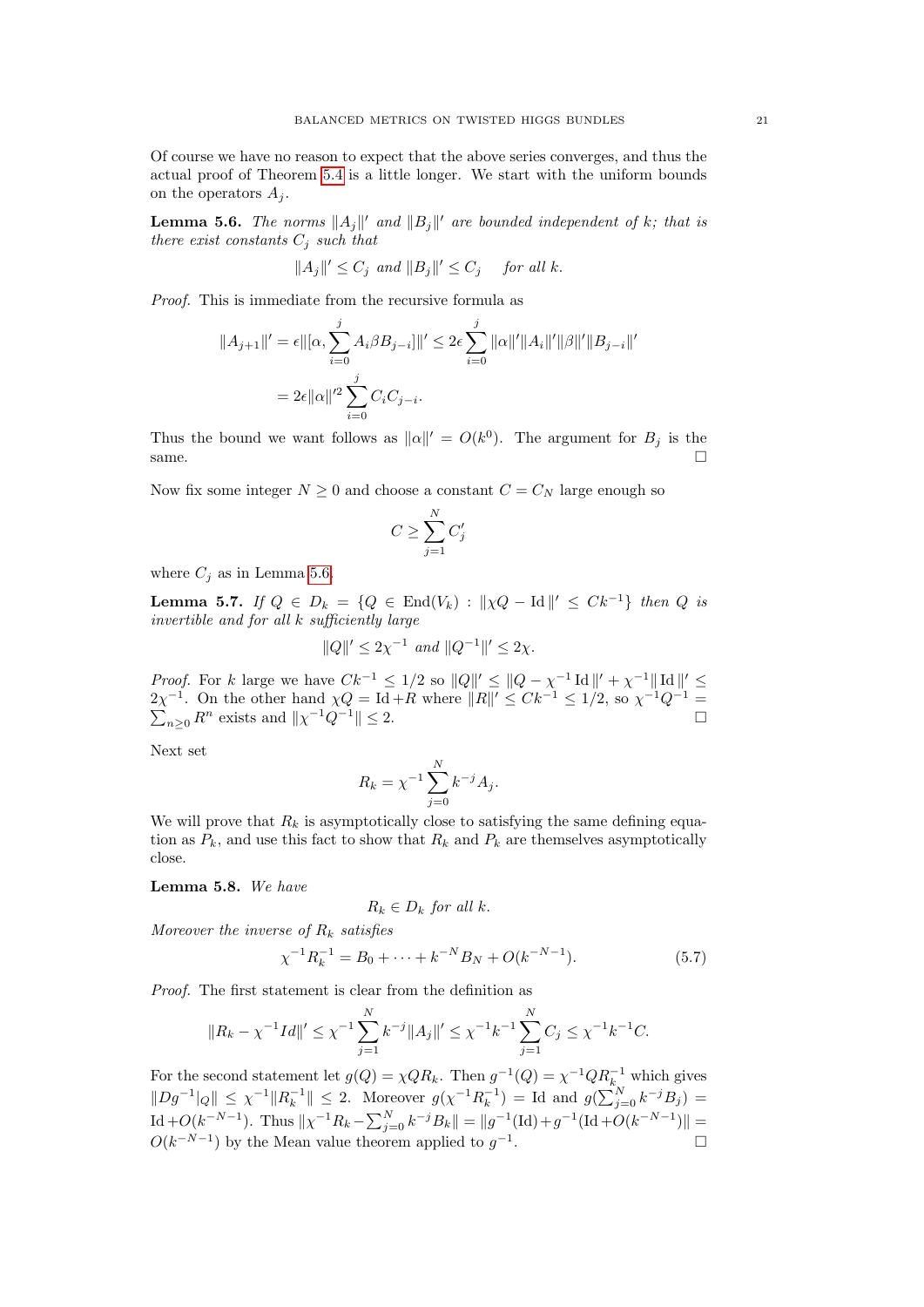Of course we have no reason to expect that the above series converges, and thus the actual proof of Theorem 5.4 is a little longer. We start with the uniform bounds on the operators $A_j$.

**Lemma 5.6.** *The norms $\|A_j\|'$ and $\|B_j\|'$ are bounded independent of $k$; that is there exist constants $C_j$ such that*

$$\|A_j\|' \leq C_j \text{ and } \|B_j\|' \leq C_j \quad \text{for all } k.$$

*Proof.* This is immediate from the recursive formula as

$$\|A_{j+1}\|' = \epsilon \|[\alpha, \sum_{i=0}^{j} A_i \beta B_{j-i}]\|' \leq 2\epsilon \sum_{i=0}^{j} \|\alpha\|' \|A_i\|' \|\beta\|' \|B_{j-i}\|'$$

$$= 2\epsilon \|\alpha\|'^2 \sum_{i=0}^{j} C_i C_{j-i}.$$

Thus the bound we want follows as $\|\alpha\|' = O(k^0)$. The argument for $B_j$ is the same. □

Now fix some integer $N \geq 0$ and choose a constant $C = C_N$ large enough so

$$C \geq \sum_{j=1}^{N} C_j'$$

where $C_j$ as in Lemma 5.6.

**Lemma 5.7.** *If $Q \in D_k = \{Q \in \mathrm{End}(V_k) : \|\chi Q - \mathrm{Id}\|' \leq Ck^{-1}\}$ then $Q$ is invertible and for all $k$ sufficiently large*

$$\|Q\|' \leq 2\chi^{-1} \text{ and } \|Q^{-1}\|' \leq 2\chi.$$

*Proof.* For $k$ large we have $Ck^{-1} \leq 1/2$ so $\|Q\|' \leq \|Q - \chi^{-1}\mathrm{Id}\|' + \chi^{-1}\|\mathrm{Id}\|' \leq 2\chi^{-1}$. On the other hand $\chi Q = \mathrm{Id} + R$ where $\|R\|' \leq Ck^{-1} \leq 1/2$, so $\chi^{-1}Q^{-1} = \sum_{n\geq 0} R^n$ exists and $\|\chi^{-1}Q^{-1}\| \leq 2$. □

Next set

$$R_k = \chi^{-1} \sum_{j=0}^{N} k^{-j} A_j.$$

We will prove that $R_k$ is asymptotically close to satisfying the same defining equation as $P_k$, and use this fact to show that $R_k$ and $P_k$ are themselves asymptotically close.

**Lemma 5.8.** *We have*

$$R_k \in D_k \text{ for all } k.$$

*Moreover the inverse of $R_k$ satisfies*

$$\chi^{-1} R_k^{-1} = B_0 + \cdots + k^{-N} B_N + O(k^{-N-1}). \tag{5.7}$$

*Proof.* The first statement is clear from the definition as

$$\|R_k - \chi^{-1} Id\|' \leq \chi^{-1} \sum_{j=1}^{N} k^{-j} \|A_j\|' \leq \chi^{-1} k^{-1} \sum_{j=1}^{N} C_j \leq \chi^{-1} k^{-1} C.$$

For the second statement let $g(Q) = \chi Q R_k$. Then $g^{-1}(Q) = \chi^{-1} Q R_k^{-1}$ which gives $\|Dg^{-1}|_Q\| \leq \chi^{-1}\|R_k^{-1}\| \leq 2$. Moreover $g(\chi^{-1}R_k^{-1}) = \mathrm{Id}$ and $g(\sum_{j=0}^{N} k^{-j} B_j) = \mathrm{Id} + O(k^{-N-1})$. Thus $\|\chi^{-1} R_k - \sum_{j=0}^{N} k^{-j} B_k\| = \|g^{-1}(\mathrm{Id}) + g^{-1}(\mathrm{Id} + O(k^{-N-1})\| = O(k^{-N-1})$ by the Mean value theorem applied to $g^{-1}$. □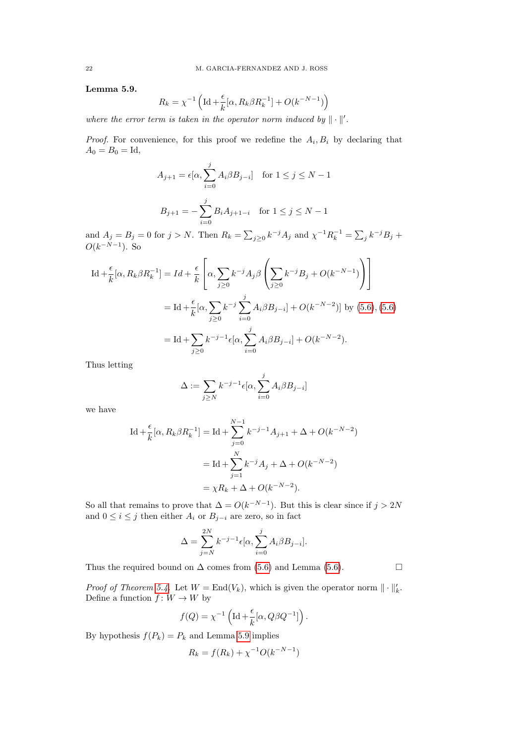**Lemma 5.9.**

$$R_k = \chi^{-1}\left(\mathrm{Id} + \frac{\epsilon}{k}[\alpha, R_k \beta R_k^{-1}] + O(k^{-N-1})\right)$$

*where the error term is taken in the operator norm induced by* $\|\cdot\|'$.

*Proof.* For convenience, for this proof we redefine the $A_i, B_i$ by declaring that $A_0 = B_0 = \mathrm{Id}$,

$$A_{j+1} = \epsilon[\alpha, \sum_{i=0}^{j} A_i \beta B_{j-i}] \quad \text{for } 1 \leq j \leq N-1$$

$$B_{j+1} = -\sum_{i=0}^{j} B_i A_{j+1-i} \quad \text{for } 1 \leq j \leq N-1$$

and $A_j = B_j = 0$ for $j > N$. Then $R_k = \sum_{j\geq 0} k^{-j} A_j$ and $\chi^{-1} R_k^{-1} = \sum_j k^{-j} B_j + O(k^{-N-1})$. So

$$\begin{aligned}
\mathrm{Id} + \frac{\epsilon}{k}[\alpha, R_k \beta R_k^{-1}] &= Id + \frac{\epsilon}{k}\left[\alpha, \sum_{j\geq 0} k^{-j} A_j \beta \left(\sum_{j\geq 0} k^{-j} B_j + O(k^{-N-1})\right)\right] \\
&= \mathrm{Id} + \frac{\epsilon}{k}[\alpha, \sum_{j\geq 0} k^{-j} \sum_{i=0}^{j} A_i \beta B_{j-i}] + O(k^{-N-2})] \text{ by (5.6), (5.6)} \\
&= \mathrm{Id} + \sum_{j\geq 0} k^{-j-1} \epsilon[\alpha, \sum_{i=0}^{j} A_i \beta B_{j-i}] + O(k^{-N-2}).
\end{aligned}$$

Thus letting

$$\Delta := \sum_{j\geq N} k^{-j-1} \epsilon[\alpha, \sum_{i=0}^{j} A_i \beta B_{j-i}]$$

we have

$$\begin{aligned}
\mathrm{Id} + \frac{\epsilon}{k}[\alpha, R_k \beta R_k^{-1}] &= \mathrm{Id} + \sum_{j=0}^{N-1} k^{-j-1} A_{j+1} + \Delta + O(k^{-N-2}) \\
&= \mathrm{Id} + \sum_{j=1}^{N} k^{-j} A_j + \Delta + O(k^{-N-2}) \\
&= \chi R_k + \Delta + O(k^{-N-2}).
\end{aligned}$$

So all that remains to prove that $\Delta = O(k^{-N-1})$. But this is clear since if $j > 2N$ and $0 \leq i \leq j$ then either $A_i$ or $B_{j-i}$ are zero, so in fact

$$\Delta = \sum_{j=N}^{2N} k^{-j-1} \epsilon[\alpha, \sum_{i=0}^{j} A_i \beta B_{j-i}].$$

Thus the required bound on $\Delta$ comes from (5.6) and Lemma (5.6). □

*Proof of Theorem 5.4.* Let $W = \mathrm{End}(V_k)$, which is given the operator norm $\|\cdot\|_k'$. Define a function $f\colon W \to W$ by

$$f(Q) = \chi^{-1}\left(\mathrm{Id} + \frac{\epsilon}{k}[\alpha, Q\beta Q^{-1}]\right).$$

By hypothesis $f(P_k) = P_k$ and Lemma 5.9 implies

$$R_k = f(R_k) + \chi^{-1} O(k^{-N-1})$$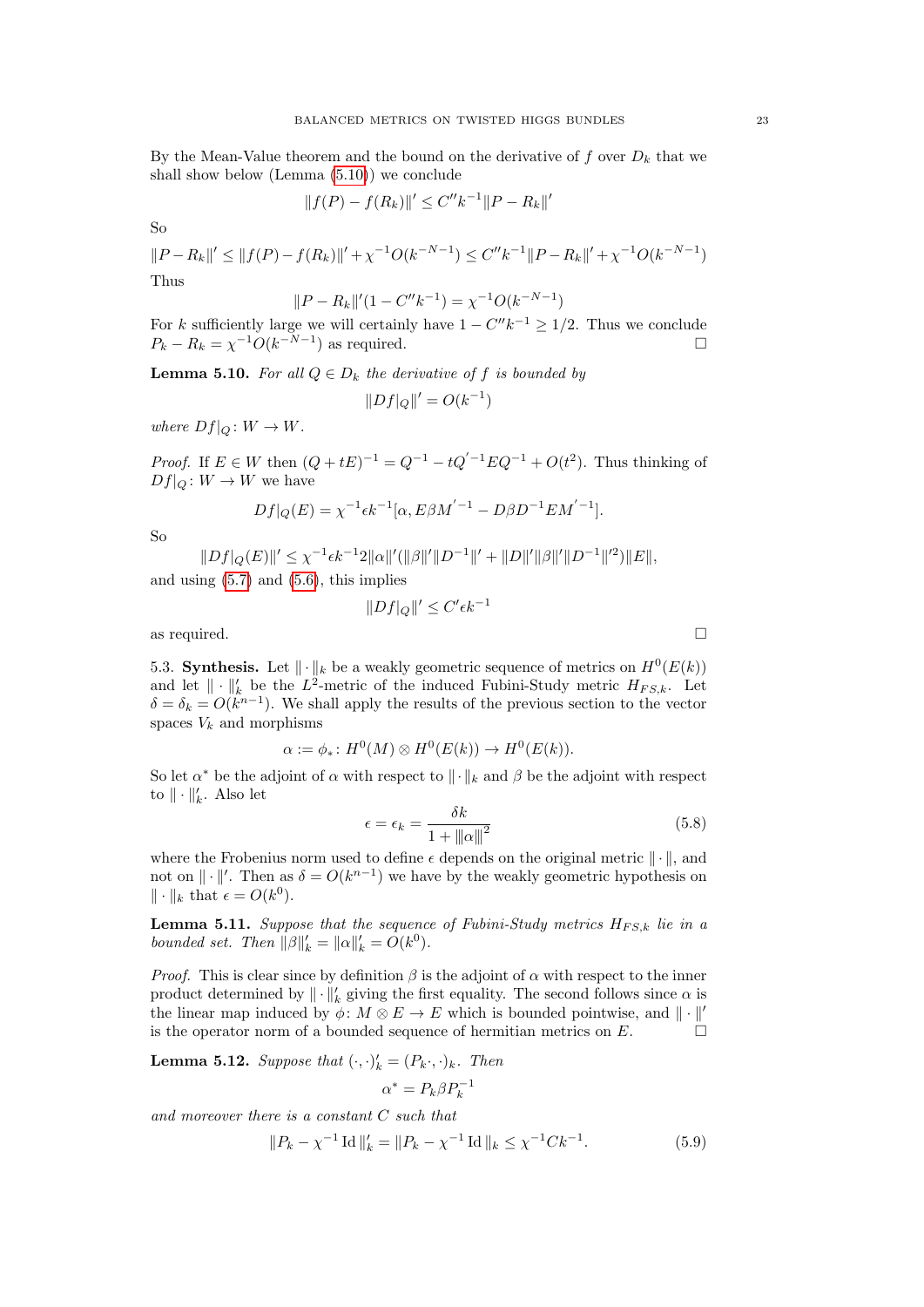By the Mean-Value theorem and the bound on the derivative of $f$ over $D_k$ that we shall show below (Lemma (5.10)) we conclude

$$\|f(P) - f(R_k)\|' \leq C'' k^{-1} \|P - R_k\|'$$

So

$$\|P - R_k\|' \leq \|f(P) - f(R_k)\|' + \chi^{-1} O(k^{-N-1}) \leq C'' k^{-1} \|P - R_k\|' + \chi^{-1} O(k^{-N-1})$$

Thus

$$\|P - R_k\|'(1 - C'' k^{-1}) = \chi^{-1} O(k^{-N-1})$$

For $k$ sufficiently large we will certainly have $1 - C'' k^{-1} \geq 1/2$. Thus we conclude $P_k - R_k = \chi^{-1} O(k^{-N-1})$ as required. □

**Lemma 5.10.** *For all $Q \in D_k$ the derivative of $f$ is bounded by*

$$\|Df|_Q\|' = O(k^{-1})$$

*where $Df|_Q \colon W \to W$.*

*Proof.* If $E \in W$ then $(Q + tE)^{-1} = Q^{-1} - tQ^{'-1} E Q^{-1} + O(t^2)$. Thus thinking of $Df|_Q \colon W \to W$ we have

$$Df|_Q(E) = \chi^{-1} \epsilon k^{-1} [\alpha, E \beta M^{'-1} - D \beta D^{-1} E M^{'-1}].$$

So

$$\|Df|_Q(E)\|' \leq \chi^{-1} \epsilon k^{-1} 2 \|\alpha\|' (\|\beta\|' \|D^{-1}\|' + \|D\|' \|\beta\|' \|D^{-1}\|'^2) \|E\|,$$

and using (5.7) and (5.6), this implies

$$\|Df|_Q\|' \leq C' \epsilon k^{-1}$$

as required. □

5.3. **Synthesis.** Let $\|\cdot\|_k$ be a weakly geometric sequence of metrics on $H^0(E(k))$ and let $\|\cdot\|_k'$ be the $L^2$-metric of the induced Fubini-Study metric $H_{FS,k}$. Let $\delta = \delta_k = O(k^{n-1})$. We shall apply the results of the previous section to the vector spaces $V_k$ and morphisms

$$\alpha := \phi_* \colon H^0(M) \otimes H^0(E(k)) \to H^0(E(k)).$$

So let $\alpha^*$ be the adjoint of $\alpha$ with respect to $\|\cdot\|_k$ and $\beta$ be the adjoint with respect to $\|\cdot\|_k'$. Also let

$$\epsilon = \epsilon_k = \frac{\delta k}{1 + \|\alpha\|^2} \tag{5.8}$$

where the Frobenius norm used to define $\epsilon$ depends on the original metric $\|\cdot\|$, and not on $\|\cdot\|'$. Then as $\delta = O(k^{n-1})$ we have by the weakly geometric hypothesis on $\|\cdot\|_k$ that $\epsilon = O(k^0)$.

**Lemma 5.11.** *Suppose that the sequence of Fubini-Study metrics $H_{FS,k}$ lie in a bounded set. Then $\|\beta\|_k' = \|\alpha\|_k' = O(k^0)$.*

*Proof.* This is clear since by definition $\beta$ is the adjoint of $\alpha$ with respect to the inner product determined by $\|\cdot\|_k'$ giving the first equality. The second follows since $\alpha$ is the linear map induced by $\phi \colon M \otimes E \to E$ which is bounded pointwise, and $\|\cdot\|'$ is the operator norm of a bounded sequence of hermitian metrics on $E$. □

**Lemma 5.12.** *Suppose that $(\cdot,\cdot)_k' = (P_k \cdot, \cdot)_k$. Then*

$$\alpha^* = P_k \beta P_k^{-1}$$

*and moreover there is a constant $C$ such that*

$$\|P_k - \chi^{-1} \operatorname{Id}\|_k' = \|P_k - \chi^{-1} \operatorname{Id}\|_k \leq \chi^{-1} C k^{-1}. \tag{5.9}$$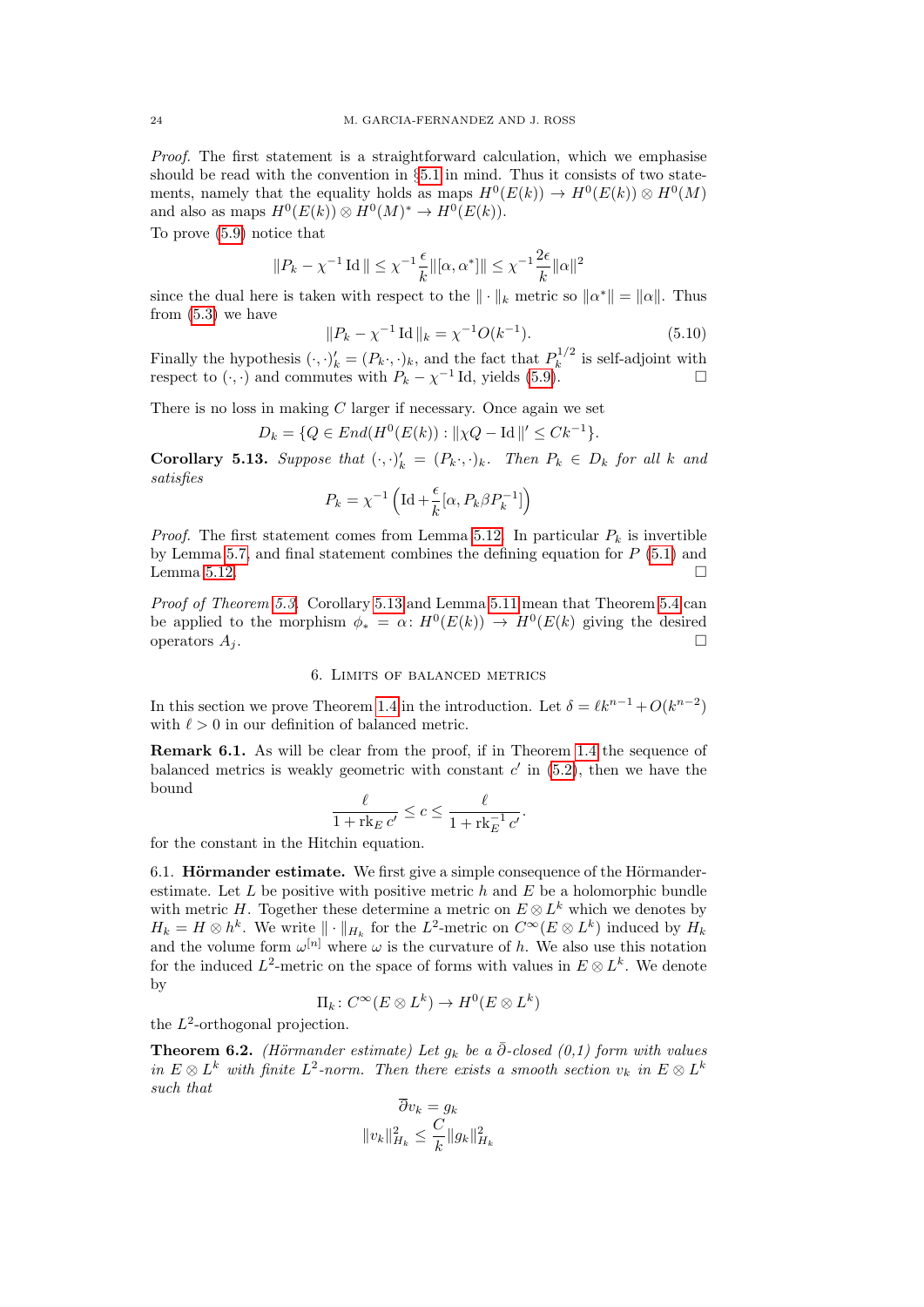*Proof.* The first statement is a straightforward calculation, which we emphasise should be read with the convention in §5.1 in mind. Thus it consists of two statements, namely that the equality holds as maps $H^0(E(k)) \to H^0(E(k)) \otimes H^0(M)$ and also as maps $H^0(E(k)) \otimes H^0(M)^* \to H^0(E(k))$.

To prove (5.9) notice that

$$\|P_k - \chi^{-1}\operatorname{Id}\| \leq \chi^{-1}\frac{\epsilon}{k}\|[\alpha,\alpha^*]\| \leq \chi^{-1}\frac{2\epsilon}{k}\|\alpha\|^2$$

since the dual here is taken with respect to the $\|\cdot\|_k$ metric so $\|\alpha^*\| = \|\alpha\|$. Thus from (5.3) we have

$$\|P_k - \chi^{-1}\operatorname{Id}\|_k = \chi^{-1}O(k^{-1}). \tag{5.10}$$

Finally the hypothesis $(\cdot,\cdot)'_k = (P_k\cdot,\cdot)_k$, and the fact that $P_k^{1/2}$ is self-adjoint with respect to $(\cdot,\cdot)$ and commutes with $P_k - \chi^{-1}\operatorname{Id}$, yields (5.9). $\square$

There is no loss in making $C$ larger if necessary. Once again we set

$$D_k = \{Q \in End(H^0(E(k)) : \|\chi Q - \operatorname{Id}\|' \leq Ck^{-1}\}.$$

**Corollary 5.13.** *Suppose that $(\cdot,\cdot)'_k = (P_k\cdot,\cdot)_k$. Then $P_k \in D_k$ for all $k$ and satisfies*

$$P_k = \chi^{-1}\left(\operatorname{Id} + \frac{\epsilon}{k}[\alpha, P_k\beta P_k^{-1}]\right)$$

*Proof.* The first statement comes from Lemma 5.12. In particular $P_k$ is invertible by Lemma 5.7, and final statement combines the defining equation for $P$ (5.1) and Lemma 5.12. $\square$

*Proof of Theorem 5.3.* Corollary 5.13 and Lemma 5.11 mean that Theorem 5.4 can be applied to the morphism $\phi_* = \alpha\colon H^0(E(k)) \to H^0(E(k)$ giving the desired operators $A_j$. $\square$

## 6. Limits of balanced metrics

In this section we prove Theorem 1.4 in the introduction. Let $\delta = \ell k^{n-1} + O(k^{n-2})$ with $\ell > 0$ in our definition of balanced metric.

**Remark 6.1.** As will be clear from the proof, if in Theorem 1.4 the sequence of balanced metrics is weakly geometric with constant $c'$ in (5.2), then we have the bound

$$\frac{\ell}{1 + \operatorname{rk}_E c'} \leq c \leq \frac{\ell}{1 + \operatorname{rk}_E^{-1} c'}.$$

for the constant in the Hitchin equation.

### 6.1. Hörmander estimate.

We first give a simple consequence of the Hörmander-estimate. Let $L$ be positive with positive metric $h$ and $E$ be a holomorphic bundle with metric $H$. Together these determine a metric on $E \otimes L^k$ which we denotes by $H_k = H \otimes h^k$. We write $\|\cdot\|_{H_k}$ for the $L^2$-metric on $C^\infty(E \otimes L^k)$ induced by $H_k$ and the volume form $\omega^{[n]}$ where $\omega$ is the curvature of $h$. We also use this notation for the induced $L^2$-metric on the space of forms with values in $E \otimes L^k$. We denote by

$$\Pi_k\colon C^\infty(E \otimes L^k) \to H^0(E \otimes L^k)$$

the $L^2$-orthogonal projection.

**Theorem 6.2.** *(Hörmander estimate) Let $g_k$ be a $\bar\partial$-closed (0,1) form with values in $E \otimes L^k$ with finite $L^2$-norm. Then there exists a smooth section $v_k$ in $E \otimes L^k$ such that*

$$\overline{\partial} v_k = g_k$$

$$\|v_k\|^2_{H_k} \leq \frac{C}{k}\|g_k\|^2_{H_k}$$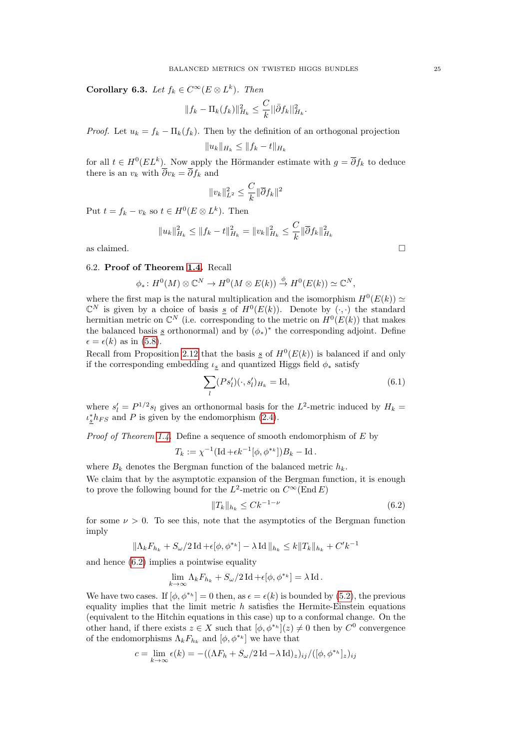**Corollary 6.3.** *Let $f_k \in C^\infty(E \otimes L^k)$. Then*

$$\|f_k - \Pi_k(f_k)\|^2_{H_k} \leq \frac{C}{k}\|\bar{\partial} f_k\|^2_{H_k}.$$

*Proof.* Let $u_k = f_k - \Pi_k(f_k)$. Then by the definition of an orthogonal projection

$$\|u_k\|_{H_k} \leq \|f_k - t\|_{H_k}$$

for all $t \in H^0(EL^k)$. Now apply the Hörmander estimate with $g = \overline{\partial} f_k$ to deduce there is an $v_k$ with $\overline{\partial} v_k = \overline{\partial} f_k$ and

$$\|v_k\|^2_{L^2} \leq \frac{C}{k}\|\overline{\partial} f_k\|^2$$

Put $t = f_k - v_k$ so $t \in H^0(E \otimes L^k)$. Then

$$\|u_k\|^2_{H_k} \leq \|f_k - t\|^2_{H_k} = \|v_k\|^2_{H_k} \leq \frac{C}{k}\|\overline{\partial} f_k\|^2_{H_k}$$

as claimed. □

6.2. **Proof of Theorem 1.4.** Recall

$$\phi_* \colon H^0(M) \otimes \mathbb{C}^N \to H^0(M \otimes E(k)) \xrightarrow{\phi} H^0(E(k)) \simeq \mathbb{C}^N,$$

where the first map is the natural multiplication and the isomorphism $H^0(E(k)) \simeq \mathbb{C}^N$ is given by a choice of basis $\underline{s}$ of $H^0(E(k))$. Denote by $(\cdot, \cdot)$ the standard hermitian metric on $\mathbb{C}^N$ (i.e. corresponding to the metric on $H^0(E(k))$ that makes the balanced basis $\underline{s}$ orthonormal) and by $(\phi_*)^*$ the corresponding adjoint. Define $\epsilon = \epsilon(k)$ as in (5.8).

Recall from Proposition 2.12 that the basis $\underline{s}$ of $H^0(E(k))$ is balanced if and only if the corresponding embedding $\iota_{\underline{s}}$ and quantized Higgs field $\phi_*$ satisfy

$$\sum_l (P s'_l)(\cdot, s'_l)_{H_k} = \operatorname{Id}, \tag{6.1}$$

where $s'_l = P^{1/2} s_l$ gives an orthonormal basis for the $L^2$-metric induced by $H_k = \iota_{\underline{s}}^* h_{FS}$ and $P$ is given by the endomorphism (2.4).

*Proof of Theorem 1.4.* Define a sequence of smooth endomorphism of $E$ by

$$T_k := \chi^{-1}(\operatorname{Id} + \epsilon k^{-1}[\phi, \phi^{*_k}])B_k - \operatorname{Id}.$$

where $B_k$ denotes the Bergman function of the balanced metric $h_k$.

We claim that by the asymptotic expansion of the Bergman function, it is enough to prove the following bound for the $L^2$-metric on $C^\infty(\operatorname{End} E)$

$$\|T_k\|_{h_k} \leq C k^{-1-\nu} \tag{6.2}$$

for some $\nu > 0$. To see this, note that the asymptotics of the Bergman function imply

$$\|\Lambda_k F_{h_k} + S_\omega/2 \operatorname{Id} + \epsilon[\phi, \phi^{*_k}] - \lambda \operatorname{Id}\|_{h_k} \leq k\|T_k\|_{h_k} + C' k^{-1}$$

and hence (6.2) implies a pointwise equality

$$\lim_{k \to \infty} \Lambda_k F_{h_k} + S_\omega/2 \operatorname{Id} + \epsilon[\phi, \phi^{*_k}] = \lambda \operatorname{Id}.$$

We have two cases. If $[\phi, \phi^{*_k}] = 0$ then, as $\epsilon = \epsilon(k)$ is bounded by (5.2), the previous equality implies that the limit metric $h$ satisfies the Hermite-Einstein equations (equivalent to the Hitchin equations in this case) up to a conformal change. On the other hand, if there exists $z \in X$ such that $[\phi, \phi^{*_h}](z) \neq 0$ then by $C^0$ convergence of the endomorphisms $\Lambda_k F_{h_k}$ and $[\phi, \phi^{*_k}]$ we have that

$$c = \lim_{k \to \infty} \epsilon(k) = -((\Lambda F_h + S_\omega/2 \operatorname{Id} - \lambda \operatorname{Id})_z)_{ij}/([\phi, \phi^{*_h}]_z)_{ij}$$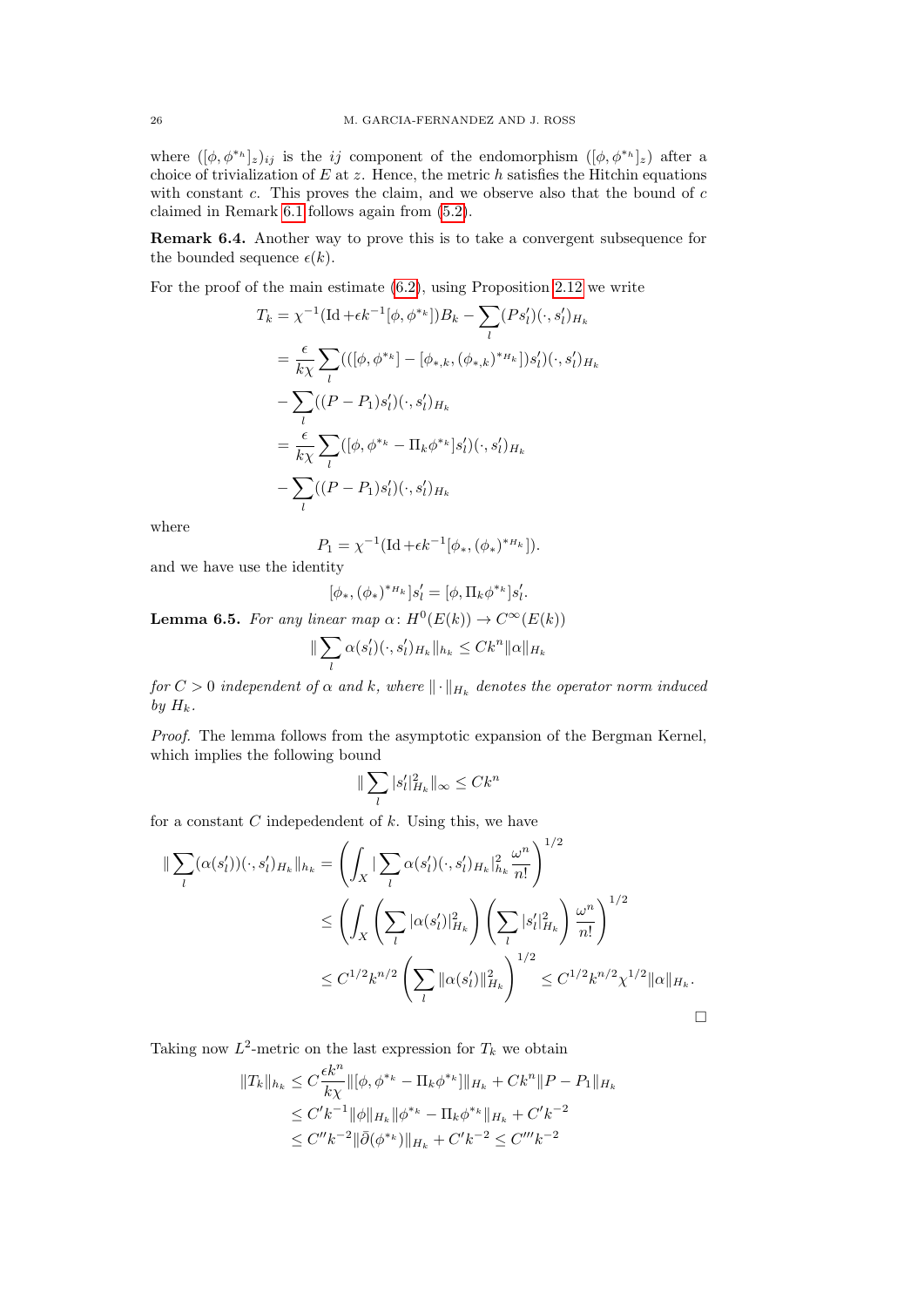where $([\phi, \phi^{*_h}]_z)_{ij}$ is the $ij$ component of the endomorphism $([\phi, \phi^{*_h}]_z)$ after a choice of trivialization of $E$ at $z$. Hence, the metric $h$ satisfies the Hitchin equations with constant $c$. This proves the claim, and we observe also that the bound of $c$ claimed in Remark 6.1 follows again from (5.2).

**Remark 6.4.** Another way to prove this is to take a convergent subsequence for the bounded sequence $\epsilon(k)$.

For the proof of the main estimate (6.2), using Proposition 2.12 we write

$$
\begin{aligned}
T_k &= \chi^{-1}(\operatorname{Id} + \epsilon k^{-1}[\phi, \phi^{*_k}])B_k - \sum_l (Ps_l')(\cdot, s_l')_{H_k} \\
&= \frac{\epsilon}{k\chi} \sum_l (([\phi, \phi^{*_k}] - [\phi_{*,k}, (\phi_{*,k})^{*_{H_k}}])s_l')(\cdot, s_l')_{H_k} \\
&\quad - \sum_l ((P - P_1)s_l')(\cdot, s_l')_{H_k} \\
&= \frac{\epsilon}{k\chi} \sum_l ([\phi, \phi^{*_k} - \Pi_k \phi^{*_k}]s_l')(\cdot, s_l')_{H_k} \\
&\quad - \sum_l ((P - P_1)s_l')(\cdot, s_l')_{H_k}
\end{aligned}
$$

where

$$
P_1 = \chi^{-1}(\operatorname{Id} + \epsilon k^{-1}[\phi_*, (\phi_*)^{*_{H_k}}]).
$$

and we have use the identity

$$
[\phi_*, (\phi_*)^{*_{H_k}}]s_l' = [\phi, \Pi_k \phi^{*_k}]s_l'.
$$

**Lemma 6.5.** *For any linear map $\alpha \colon H^0(E(k)) \to C^\infty(E(k))$*

$$
\| \sum_l \alpha(s_l')(\cdot, s_l')_{H_k} \|_{h_k} \leq C k^n \|\alpha\|_{H_k}
$$

*for $C > 0$ independent of $\alpha$ and $k$, where $\| \cdot \|_{H_k}$ denotes the operator norm induced by $H_k$.*

*Proof.* The lemma follows from the asymptotic expansion of the Bergman Kernel, which implies the following bound

$$
\| \sum_l |s_l'|^2_{H_k} \|_\infty \leq C k^n
$$

for a constant $C$ indepedendent of $k$. Using this, we have

$$
\begin{aligned}
\| \sum_l (\alpha(s_l'))(\cdot, s_l')_{H_k} \|_{h_k} &= \left( \int_X | \sum_l \alpha(s_l')(\cdot, s_l')_{H_k}|^2_{h_k} \frac{\omega^n}{n!} \right)^{1/2} \\
&\leq \left( \int_X \left( \sum_l |\alpha(s_l')|^2_{H_k} \right) \left( \sum_l |s_l'|^2_{H_k} \right) \frac{\omega^n}{n!} \right)^{1/2} \\
&\leq C^{1/2} k^{n/2} \left( \sum_l \|\alpha(s_l')\|^2_{H_k} \right)^{1/2} \leq C^{1/2} k^{n/2} \chi^{1/2} \|\alpha\|_{H_k}.
\end{aligned}
$$

$\square$

Taking now $L^2$-metric on the last expression for $T_k$ we obtain

$$
\begin{aligned}
\|T_k\|_{h_k} &\leq C \frac{\epsilon k^n}{k\chi} \|[\phi, \phi^{*_k} - \Pi_k \phi^{*_k}]\|_{H_k} + C k^n \|P - P_1\|_{H_k} \\
&\leq C' k^{-1} \|\phi\|_{H_k} \|\phi^{*_k} - \Pi_k \phi^{*_k}\|_{H_k} + C' k^{-2} \\
&\leq C'' k^{-2} \|\bar{\partial}(\phi^{*_k})\|_{H_k} + C' k^{-2} \leq C''' k^{-2}
\end{aligned}
$$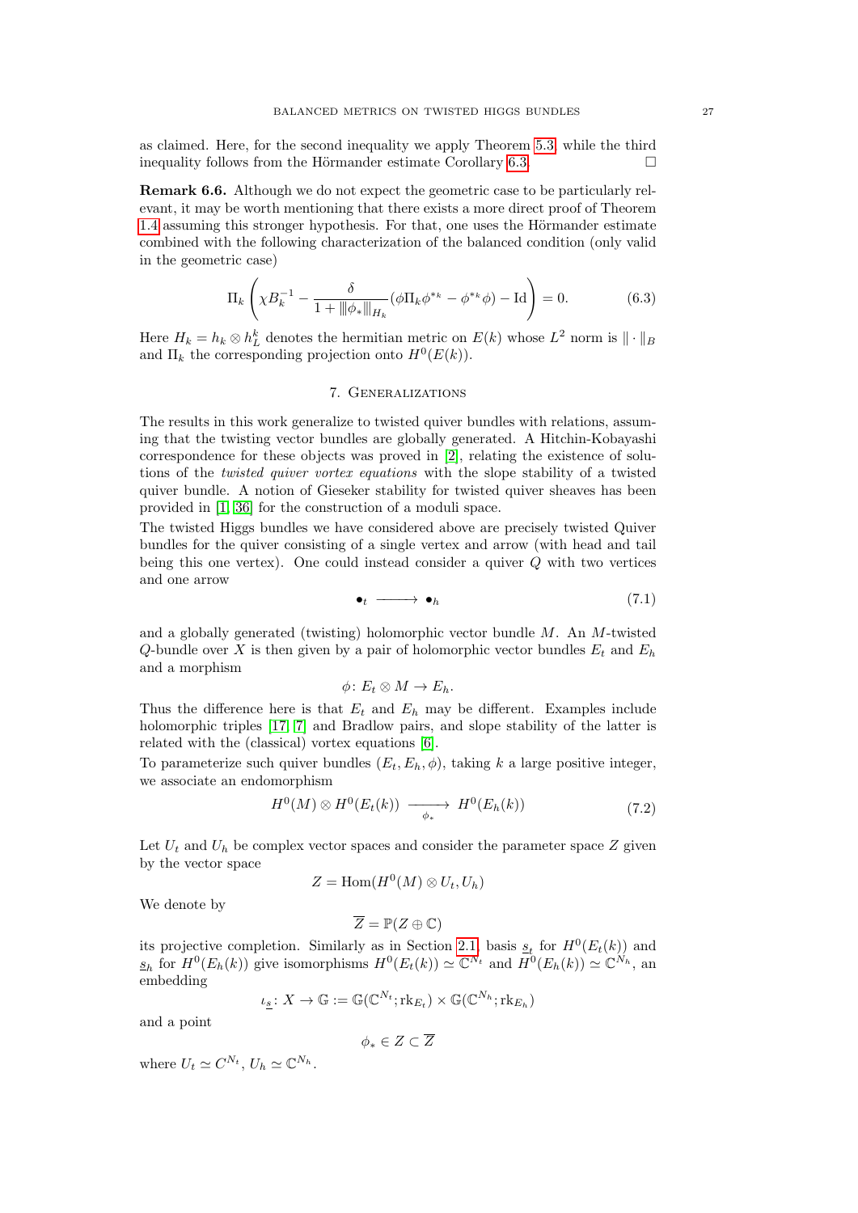as claimed. Here, for the second inequality we apply Theorem 5.3, while the third inequality follows from the Hörmander estimate Corollary 6.3. □

**Remark 6.6.** Although we do not expect the geometric case to be particularly relevant, it may be worth mentioning that there exists a more direct proof of Theorem 1.4 assuming this stronger hypothesis. For that, one uses the Hörmander estimate combined with the following characterization of the balanced condition (only valid in the geometric case)

$$\Pi_k\left(\chi B_k^{-1} - \frac{\delta}{1+\|\phi_*\|_{H_k}}(\phi\Pi_k\phi^{*_k} - \phi^{*_k}\phi) - \mathrm{Id}\right) = 0. \tag{6.3}$$

Here $H_k = h_k \otimes h_L^k$ denotes the hermitian metric on $E(k)$ whose $L^2$ norm is $\|\cdot\|_B$ and $\Pi_k$ the corresponding projection onto $H^0(E(k))$.

## 7. Generalizations

The results in this work generalize to twisted quiver bundles with relations, assuming that the twisting vector bundles are globally generated. A Hitchin-Kobayashi correspondence for these objects was proved in [2], relating the existence of solutions of the *twisted quiver vortex equations* with the slope stability of a twisted quiver bundle. A notion of Gieseker stability for twisted quiver sheaves has been provided in [1, 36] for the construction of a moduli space.

The twisted Higgs bundles we have considered above are precisely twisted Quiver bundles for the quiver consisting of a single vertex and arrow (with head and tail being this one vertex). One could instead consider a quiver $Q$ with two vertices and one arrow

$$\bullet_t \longrightarrow \bullet_h \tag{7.1}$$

and a globally generated (twisting) holomorphic vector bundle $M$. An $M$-twisted $Q$-bundle over $X$ is then given by a pair of holomorphic vector bundles $E_t$ and $E_h$ and a morphism

$$\phi\colon E_t \otimes M \to E_h.$$

Thus the difference here is that $E_t$ and $E_h$ may be different. Examples include holomorphic triples [17, 7] and Bradlow pairs, and slope stability of the latter is related with the (classical) vortex equations [6].

To parameterize such quiver bundles $(E_t, E_h, \phi)$, taking $k$ a large positive integer, we associate an endomorphism

$$H^0(M) \otimes H^0(E_t(k)) \xrightarrow[\phi_*]{} H^0(E_h(k)) \tag{7.2}$$

Let $U_t$ and $U_h$ be complex vector spaces and consider the parameter space $Z$ given by the vector space

$$Z = \mathrm{Hom}(H^0(M) \otimes U_t, U_h)$$

We denote by

$$\overline{Z} = \mathbb{P}(Z \oplus \mathbb{C})$$

its projective completion. Similarly as in Section 2.1, basis $\underline{s}_t$ for $H^0(E_t(k))$ and $\underline{s}_h$ for $H^0(E_h(k))$ give isomorphisms $H^0(E_t(k)) \simeq \mathbb{C}^{N_t}$ and $H^0(E_h(k)) \simeq \mathbb{C}^{N_h}$, an embedding

$$\iota_{\underline{s}}\colon X \to \mathbb{G} := \mathbb{G}(\mathbb{C}^{N_t}; \mathrm{rk}_{E_t}) \times \mathbb{G}(\mathbb{C}^{N_h}; \mathrm{rk}_{E_h})$$

and a point

$$\phi_* \in Z \subset \overline{Z}$$

where $U_t \simeq C^{N_t}$, $U_h \simeq \mathbb{C}^{N_h}$.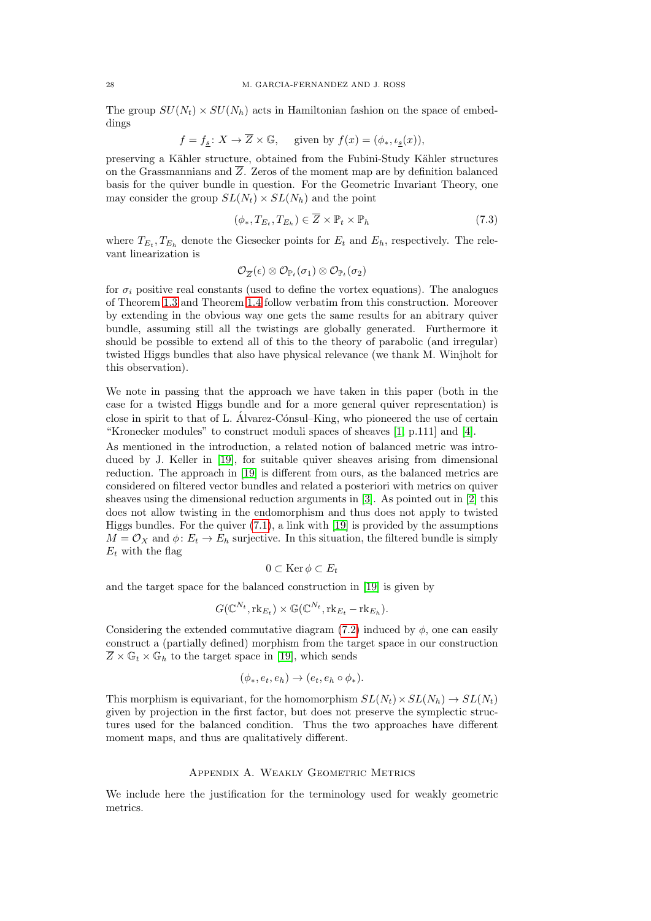The group $SU(N_t) \times SU(N_h)$ acts in Hamiltonian fashion on the space of embeddings

$$f = f_{\underline{s}} \colon X \to \overline{Z} \times \mathbb{G}, \quad \text{ given by } f(x) = (\phi_*, \iota_{\underline{s}}(x)),$$

preserving a Kähler structure, obtained from the Fubini-Study Kähler structures on the Grassmannians and $\overline{Z}$. Zeros of the moment map are by definition balanced basis for the quiver bundle in question. For the Geometric Invariant Theory, one may consider the group $SL(N_t) \times SL(N_h)$ and the point

$$(\phi_*, T_{E_t}, T_{E_h}) \in \overline{Z} \times \mathbb{P}_t \times \mathbb{P}_h \tag{7.3}$$

where $T_{E_t}, T_{E_h}$ denote the Giesecker points for $E_t$ and $E_h$, respectively. The relevant linearization is

$$\mathcal{O}_{\overline{Z}}(\epsilon) \otimes \mathcal{O}_{\mathbb{P}_t}(\sigma_1) \otimes \mathcal{O}_{\mathbb{P}_t}(\sigma_2)$$

for $\sigma_i$ positive real constants (used to define the vortex equations). The analogues of Theorem 1.3 and Theorem 1.4 follow verbatim from this construction. Moreover by extending in the obvious way one gets the same results for an abitrary quiver bundle, assuming still all the twistings are globally generated. Furthermore it should be possible to extend all of this to the theory of parabolic (and irregular) twisted Higgs bundles that also have physical relevance (we thank M. Winjholt for this observation).

We note in passing that the approach we have taken in this paper (both in the case for a twisted Higgs bundle and for a more general quiver representation) is close in spirit to that of L. Álvarez-Cónsul–King, who pioneered the use of certain "Kronecker modules" to construct moduli spaces of sheaves [1, p.111] and [4].

As mentioned in the introduction, a related notion of balanced metric was introduced by J. Keller in [19], for suitable quiver sheaves arising from dimensional reduction. The approach in [19] is different from ours, as the balanced metrics are considered on filtered vector bundles and related a posteriori with metrics on quiver sheaves using the dimensional reduction arguments in [3]. As pointed out in [2] this does not allow twisting in the endomorphism and thus does not apply to twisted Higgs bundles. For the quiver (7.1), a link with [19] is provided by the assumptions $M = \mathcal{O}_X$ and $\phi \colon E_t \to E_h$ surjective. In this situation, the filtered bundle is simply $E_t$ with the flag

$$0 \subset \operatorname{Ker} \phi \subset E_t$$

and the target space for the balanced construction in [19] is given by

$$G(\mathbb{C}^{N_t}, \mathrm{rk}_{E_t}) \times \mathbb{G}(\mathbb{C}^{N_t}, \mathrm{rk}_{E_t} - \mathrm{rk}_{E_h}).$$

Considering the extended commutative diagram (7.2) induced by $\phi$, one can easily construct a (partially defined) morphism from the target space in our construction $\overline{Z} \times \mathbb{G}_t \times \mathbb{G}_h$ to the target space in [19], which sends

$$(\phi_*, e_t, e_h) \to (e_t, e_h \circ \phi_*).$$

This morphism is equivariant, for the homomorphism $SL(N_t) \times SL(N_h) \to SL(N_t)$ given by projection in the first factor, but does not preserve the symplectic structures used for the balanced condition. Thus the two approaches have different moment maps, and thus are qualitatively different.

## Appendix A. Weakly Geometric Metrics

We include here the justification for the terminology used for weakly geometric metrics.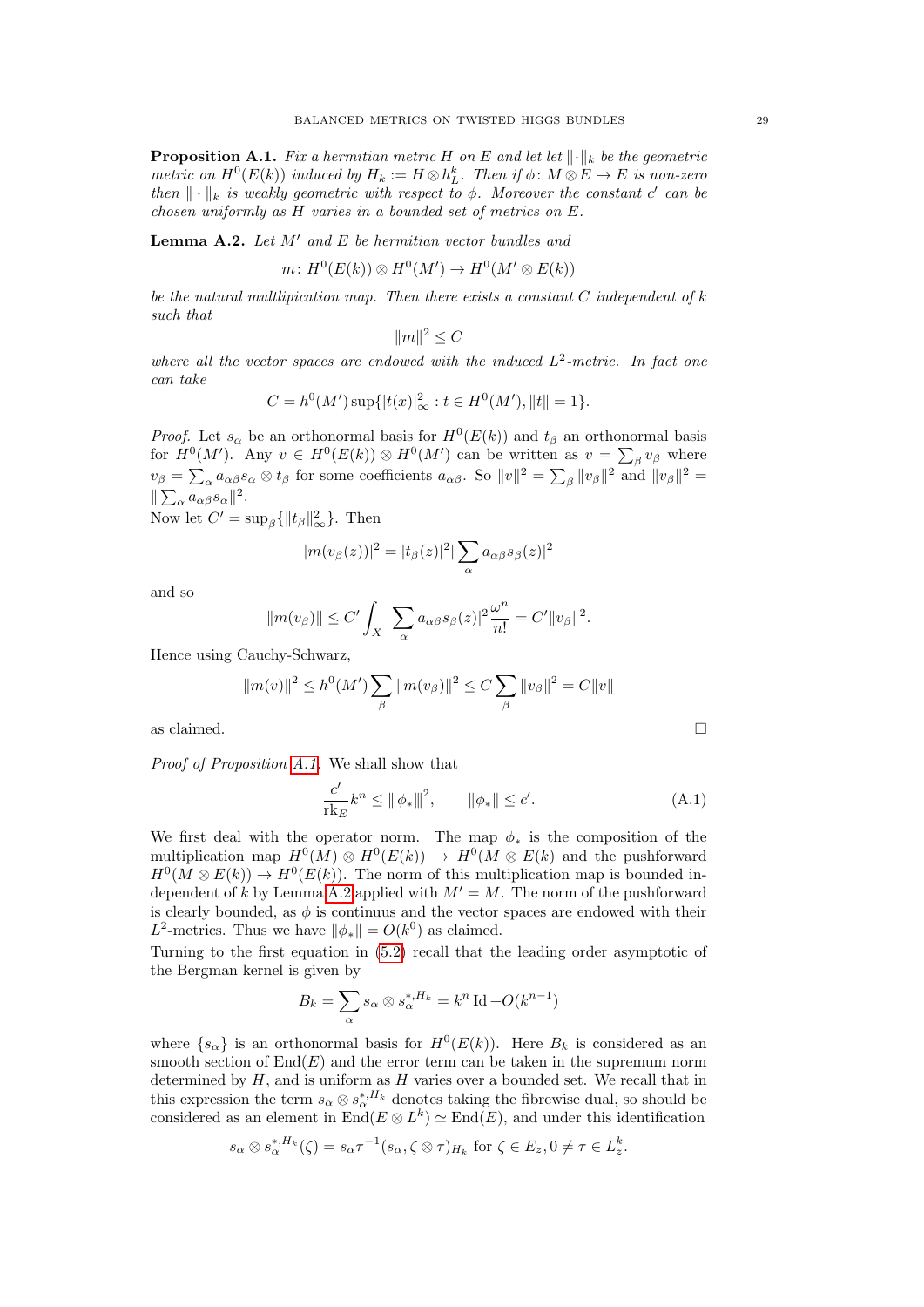**Proposition A.1.** *Fix a hermitian metric $H$ on $E$ and let let $\|\cdot\|_k$ be the geometric metric on $H^0(E(k))$ induced by $H_k := H \otimes h_L^k$. Then if $\phi\colon M \otimes E \to E$ is non-zero then $\|\cdot\|_k$ is weakly geometric with respect to $\phi$. Moreover the constant $c'$ can be chosen uniformly as $H$ varies in a bounded set of metrics on $E$.*

**Lemma A.2.** *Let $M'$ and $E$ be hermitian vector bundles and*

$$m\colon H^0(E(k)) \otimes H^0(M') \to H^0(M' \otimes E(k))$$

*be the natural multiplication map. Then there exists a constant $C$ independent of $k$ such that*

$$\|m\|^2 \leq C$$

*where all the vector spaces are endowed with the induced $L^2$-metric. In fact one can take*

$$C = h^0(M') \sup\{|t(x)|_\infty^2 : t \in H^0(M'), \|t\| = 1\}.$$

*Proof.* Let $s_\alpha$ be an orthonormal basis for $H^0(E(k))$ and $t_\beta$ an orthonormal basis for $H^0(M')$. Any $v \in H^0(E(k)) \otimes H^0(M')$ can be written as $v = \sum_\beta v_\beta$ where $v_\beta = \sum_\alpha a_{\alpha\beta} s_\alpha \otimes t_\beta$ for some coefficients $a_{\alpha\beta}$. So $\|v\|^2 = \sum_\beta \|v_\beta\|^2$ and $\|v_\beta\|^2 = \|\sum_\alpha a_{\alpha\beta} s_\alpha\|^2$.
Now let $C' = \sup_\beta\{\|t_\beta\|_\infty^2\}$. Then

$$|m(v_\beta(z))|^2 = |t_\beta(z)|^2 |\sum_\alpha a_{\alpha\beta} s_\beta(z)|^2$$

and so

$$\|m(v_\beta)\| \leq C' \int_X |\sum_\alpha a_{\alpha\beta} s_\beta(z)|^2 \frac{\omega^n}{n!} = C' \|v_\beta\|^2.$$

Hence using Cauchy-Schwarz,

$$\|m(v)\|^2 \leq h^0(M') \sum_\beta \|m(v_\beta)\|^2 \leq C \sum_\beta \|v_\beta\|^2 = C\|v\|$$

as claimed. $\square$

*Proof of Proposition A.1.* We shall show that

$$\frac{c'}{\mathrm{rk}_E} k^n \leq \|\phi_*\|^2, \qquad \|\phi_*\| \leq c'. \tag{A.1}$$

We first deal with the operator norm. The map $\phi_*$ is the composition of the multiplication map $H^0(M) \otimes H^0(E(k)) \to H^0(M \otimes E(k)$ and the pushforward $H^0(M \otimes E(k)) \to H^0(E(k))$. The norm of this multiplication map is bounded independent of $k$ by Lemma A.2 applied with $M' = M$. The norm of the pushforward is clearly bounded, as $\phi$ is continuus and the vector spaces are endowed with their $L^2$-metrics. Thus we have $\|\phi_*\| = O(k^0)$ as claimed.
Turning to the first equation in (5.2) recall that the leading order asymptotic of the Bergman kernel is given by

$$B_k = \sum_\alpha s_\alpha \otimes s_\alpha^{*,H_k} = k^n \operatorname{Id} + O(k^{n-1})$$

where $\{s_\alpha\}$ is an orthonormal basis for $H^0(E(k))$. Here $B_k$ is considered as an smooth section of $\mathrm{End}(E)$ and the error term can be taken in the supremum norm determined by $H$, and is uniform as $H$ varies over a bounded set. We recall that in this expression the term $s_\alpha \otimes s_\alpha^{*,H_k}$ denotes taking the fibrewise dual, so should be considered as an element in $\mathrm{End}(E \otimes L^k) \simeq \mathrm{End}(E)$, and under this identification

$$s_\alpha \otimes s_\alpha^{*,H_k}(\zeta) = s_\alpha \tau^{-1}(s_\alpha, \zeta \otimes \tau)_{H_k} \text{ for } \zeta \in E_z, 0 \neq \tau \in L_z^k.$$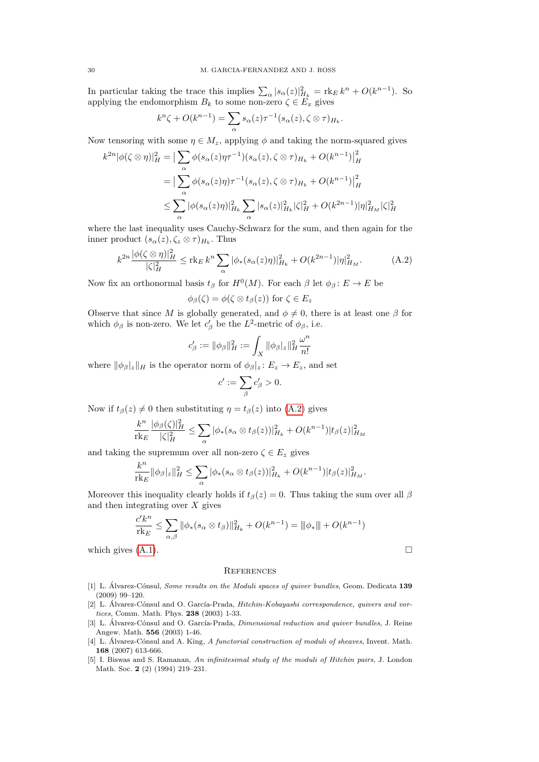In particular taking the trace this implies $\sum_\alpha |s_\alpha(z)|^2_{H_k} = \mathrm{rk}_E\, k^n + O(k^{n-1})$. So applying the endomorphism $B_k$ to some non-zero $\zeta \in E_x$ gives

$$k^n \zeta + O(k^{n-1}) = \sum_\alpha s_\alpha(z)\tau^{-1}(s_\alpha(z), \zeta \otimes \tau)_{H_k}.$$

Now tensoring with some $\eta \in M_z$, applying $\phi$ and taking the norm-squared gives

$$\begin{aligned}
k^{2n}|\phi(\zeta\otimes\eta)|^2_H &= \big|\sum_\alpha \phi(s_\alpha(z)\eta\tau^{-1})(s_\alpha(z),\zeta\otimes\tau)_{H_k} + O(k^{n-1})\big|^2_H \\
&= \big|\sum_\alpha \phi(s_\alpha(z)\eta)\tau^{-1}(s_\alpha(z),\zeta\otimes\tau)_{H_k} + O(k^{n-1})\big|^2_H \\
&\le \sum_\alpha |\phi(s_\alpha(z)\eta)|^2_{H_k} \sum_\alpha |s_\alpha(z)|^2_{H_k}|\zeta|^2_H + O(k^{2n-1})|\eta|^2_{H_M}|\zeta|^2_H
\end{aligned}$$

where the last inequality uses Cauchy-Schwarz for the sum, and then again for the inner product $(s_\alpha(z), \zeta_z \otimes \tau)_{H_k}$. Thus

$$k^{2n}\frac{|\phi(\zeta\otimes\eta)|^2_H}{|\zeta|^2_H} \le \mathrm{rk}_E\, k^n \sum_\alpha |\phi_*(s_\alpha(z)\eta)|^2_{H_k} + O(k^{2n-1})|\eta|^2_{H_M}. \tag{A.2}$$

Now fix an orthonormal basis $t_\beta$ for $H^0(M)$. For each $\beta$ let $\phi_\beta\colon E \to E$ be

$$\phi_\beta(\zeta) = \phi(\zeta \otimes t_\beta(z)) \text{ for } \zeta \in E_z$$

Observe that since $M$ is globally generated, and $\phi \neq 0$, there is at least one $\beta$ for which $\phi_\beta$ is non-zero. We let $c'_\beta$ be the $L^2$-metric of $\phi_\beta$, i.e.

$$c'_\beta := \|\phi_\beta\|^2_H := \int_X \|\phi_\beta|_z\|^2_H \frac{\omega^n}{n!}$$

where $\|\phi_\beta|_z\|_H$ is the operator norm of $\phi_\beta|_z\colon E_z \to E_z$, and set

$$c' := \sum_\beta c'_\beta > 0.$$

Now if $t_\beta(z) \neq 0$ then substituting $\eta = t_\beta(z)$ into (A.2) gives

$$\frac{k^n}{\mathrm{rk}_E}\frac{|\phi_\beta(\zeta)|^2_H}{|\zeta|^2_H} \le \sum_\alpha |\phi_*(s_\alpha \otimes t_\beta(z))|^2_{H_k} + O(k^{n-1})|t_\beta(z)|^2_{H_M}$$

and taking the supremum over all non-zero $\zeta \in E_z$ gives

$$\frac{k^n}{\mathrm{rk}_E}\|\phi_\beta|_z\|^2_H \le \sum_\alpha |\phi_*(s_\alpha \otimes t_\beta(z))|^2_{H_k} + O(k^{n-1})|t_\beta(z)|^2_{H_M}.$$

Moreover this inequality clearly holds if $t_\beta(z) = 0$. Thus taking the sum over all $\beta$ and then integrating over $X$ gives

$$\frac{c'k^n}{\mathrm{rk}_E} \le \sum_{\alpha,\beta} \|\phi_*(s_\alpha \otimes t_\beta)\|^2_{H_k} + O(k^{n-1}) = \|\!|\phi_*|\!\| + O(k^{n-1})$$

which gives (A.1). □

## References

[1] L. Álvarez-Cónsul, *Some results on the Moduli spaces of quiver bundles*, Geom. Dedicata **139** (2009) 99–120.

[2] L. Álvarez-Cónsul and O. García-Prada, *Hitchin-Kobayashi correspondence, quivers and vortices*, Comm. Math. Phys. **238** (2003) 1-33.

[3] L. Álvarez-Cónsul and O. García-Prada, *Dimensional reduction and quiver bundles*, J. Reine Angew. Math. **556** (2003) 1-46.

[4] L. Álvarez-Cónsul and A. King, *A functorial construction of moduli of sheaves*, Invent. Math. **168** (2007) 613-666.

[5] I. Biswas and S. Ramanan, *An infinitesimal study of the moduli of Hitchin pairs*, J. London Math. Soc. **2** (2) (1994) 219–231.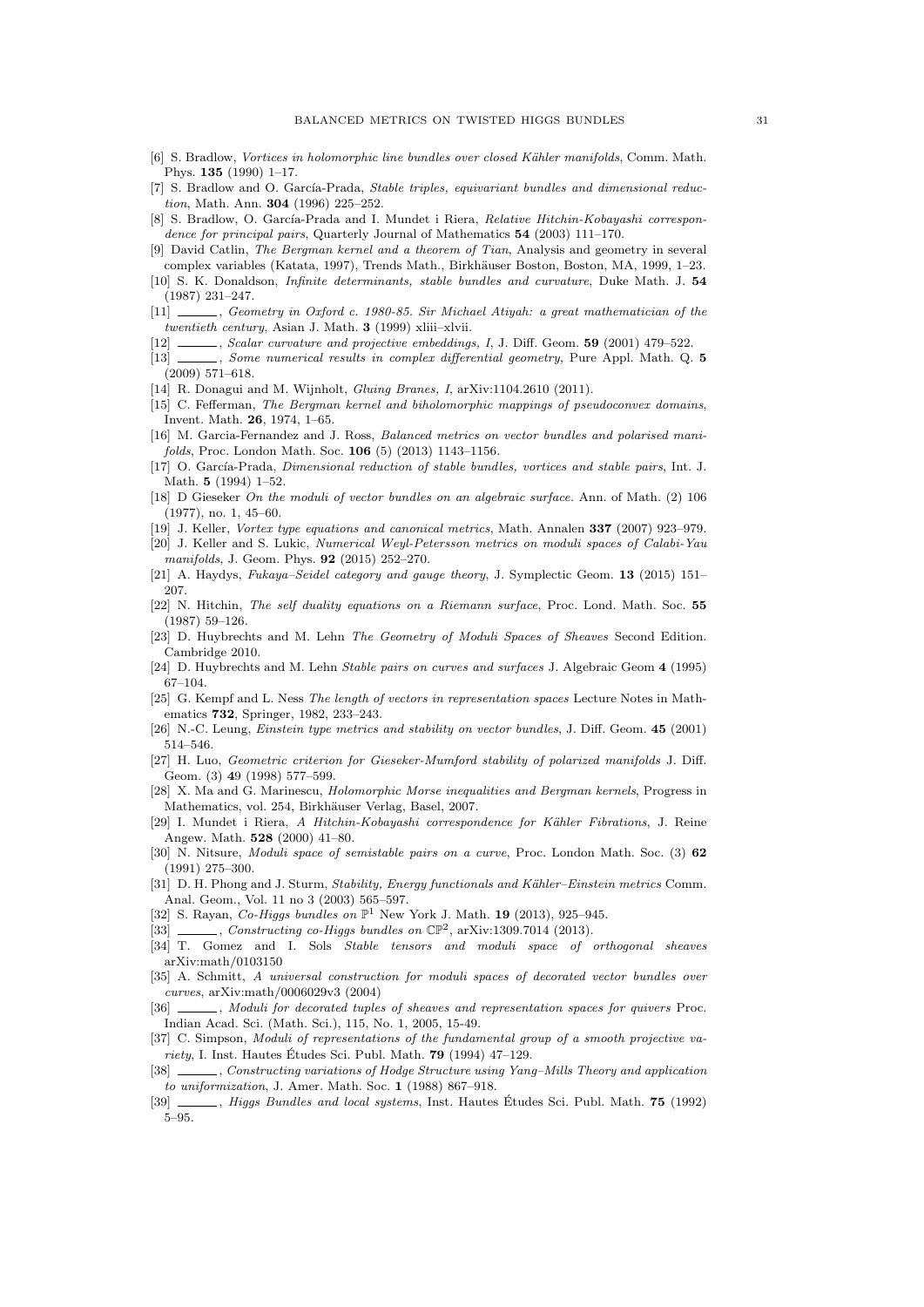[6] S. Bradlow, *Vortices in holomorphic line bundles over closed Kähler manifolds*, Comm. Math. Phys. **135** (1990) 1–17.

[7] S. Bradlow and O. García-Prada, *Stable triples, equivariant bundles and dimensional reduction*, Math. Ann. **304** (1996) 225–252.

[8] S. Bradlow, O. García-Prada and I. Mundet i Riera, *Relative Hitchin-Kobayashi correspondence for principal pairs*, Quarterly Journal of Mathematics **54** (2003) 111–170.

[9] David Catlin, *The Bergman kernel and a theorem of Tian*, Analysis and geometry in several complex variables (Katata, 1997), Trends Math., Birkhäuser Boston, Boston, MA, 1999, 1–23.

[10] S. K. Donaldson, *Infinite determinants, stable bundles and curvature*, Duke Math. J. **54** (1987) 231–247.

[11] ______, *Geometry in Oxford c. 1980-85. Sir Michael Atiyah: a great mathematician of the twentieth century*, Asian J. Math. **3** (1999) xliii–xlvii.

[12] ______, *Scalar curvature and projective embeddings, I*, J. Diff. Geom. **59** (2001) 479–522.

[13] ______, *Some numerical results in complex differential geometry*, Pure Appl. Math. Q. **5** (2009) 571–618.

[14] R. Donagui and M. Wijnholt, *Gluing Branes, I*, arXiv:1104.2610 (2011).

[15] C. Fefferman, *The Bergman kernel and biholomorphic mappings of pseudoconvex domains*, Invent. Math. **26**, 1974, 1–65.

[16] M. Garcia-Fernandez and J. Ross, *Balanced metrics on vector bundles and polarised manifolds*, Proc. London Math. Soc. **106** (5) (2013) 1143–1156.

[17] O. García-Prada, *Dimensional reduction of stable bundles, vortices and stable pairs*, Int. J. Math. **5** (1994) 1–52.

[18] D Gieseker *On the moduli of vector bundles on an algebraic surface*. Ann. of Math. (2) 106 (1977), no. 1, 45–60.

[19] J. Keller, *Vortex type equations and canonical metrics*, Math. Annalen **337** (2007) 923–979.

[20] J. Keller and S. Lukic, *Numerical Weyl-Petersson metrics on moduli spaces of Calabi-Yau manifolds*, J. Geom. Phys. **92** (2015) 252–270.

[21] A. Haydys, *Fukaya–Seidel category and gauge theory*, J. Symplectic Geom. **13** (2015) 151–207.

[22] N. Hitchin, *The self duality equations on a Riemann surface*, Proc. Lond. Math. Soc. **55** (1987) 59–126.

[23] D. Huybrechts and M. Lehn *The Geometry of Moduli Spaces of Sheaves* Second Edition. Cambridge 2010.

[24] D. Huybrechts and M. Lehn *Stable pairs on curves and surfaces* J. Algebraic Geom **4** (1995) 67–104.

[25] G. Kempf and L. Ness *The length of vectors in representation spaces* Lecture Notes in Mathematics **732**, Springer, 1982, 233–243.

[26] N.-C. Leung, *Einstein type metrics and stability on vector bundles*, J. Diff. Geom. **45** (2001) 514–546.

[27] H. Luo, *Geometric criterion for Gieseker-Mumford stability of polarized manifolds* J. Diff. Geom. (3) **49** (1998) 577–599.

[28] X. Ma and G. Marinescu, *Holomorphic Morse inequalities and Bergman kernels*, Progress in Mathematics, vol. 254, Birkhäuser Verlag, Basel, 2007.

[29] I. Mundet i Riera, *A Hitchin-Kobayashi correspondence for Kähler Fibrations*, J. Reine Angew. Math. **528** (2000) 41–80.

[30] N. Nitsure, *Moduli space of semistable pairs on a curve*, Proc. London Math. Soc. (3) **62** (1991) 275–300.

[31] D. H. Phong and J. Sturm, *Stability, Energy functionals and Kähler–Einstein metrics* Comm. Anal. Geom., Vol. 11 no 3 (2003) 565–597.

[32] S. Rayan, *Co-Higgs bundles on* $\mathbb{P}^1$ New York J. Math. **19** (2013), 925–945.

[33] ______, *Constructing co-Higgs bundles on* $\mathbb{CP}^2$, arXiv:1309.7014 (2013).

[34] T. Gomez and I. Sols *Stable tensors and moduli space of orthogonal sheaves* arXiv:math/0103150

[35] A. Schmitt, *A universal construction for moduli spaces of decorated vector bundles over curves*, arXiv:math/0006029v3 (2004)

[36] ______, *Moduli for decorated tuples of sheaves and representation spaces for quivers* Proc. Indian Acad. Sci. (Math. Sci.), 115, No. 1, 2005, 15-49.

[37] C. Simpson, *Moduli of representations of the fundamental group of a smooth projective variety*, I. Inst. Hautes Études Sci. Publ. Math. **79** (1994) 47–129.

[38] ______, *Constructing variations of Hodge Structure using Yang–Mills Theory and application to uniformization*, J. Amer. Math. Soc. **1** (1988) 867–918.

[39] ______, *Higgs Bundles and local systems*, Inst. Hautes Études Sci. Publ. Math. **75** (1992) 5–95.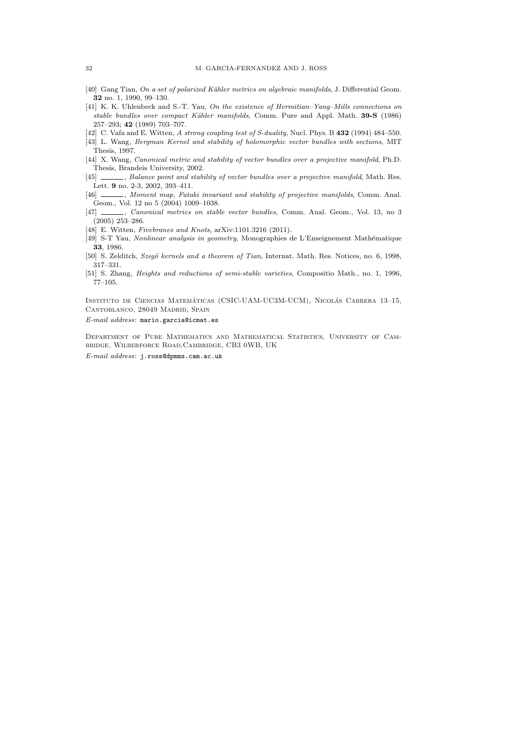[40] Gang Tian, *On a set of polarized Kähler metrics on algebraic manifolds*, J. Differential Geom. **32** no. 1, 1990, 99–130.

[41] K. K. Uhlenbeck and S.-T. Yau, *On the existence of Hermitian–Yang–Mills connections on stable bundles over compact Kähler manifolds*, Comm. Pure and Appl. Math. **39-S** (1986) 257–293; **42** (1989) 703–707.

[42] C. Vafa and E. Witten, *A strong coupling test of S-duality*, Nucl. Phys. B **432** (1994) 484–550.

[43] L. Wang, *Bergman Kernel and stability of holomorphic vector bundles with sections*, MIT Thesis, 1997.

[44] X. Wang, *Canonical metric and stability of vector bundles over a projective manifold*, Ph.D. Thesis, Brandeis University, 2002.

[45] ______, *Balance point and stability of vector bundles over a projective manifold*, Math. Res. Lett. **9** no. 2-3, 2002, 393–411.

[46] ______, *Moment map, Futaki invariant and stability of projective manifolds*, Comm. Anal. Geom., Vol. 12 no 5 (2004) 1009–1038.

[47] ______, *Canonical metrics on stable vector bundles*, Comm. Anal. Geom., Vol. 13, no 3 (2005) 253–286.

[48] E. Witten, *Fivebranes and Knots*, arXiv:1101.3216 (2011).

[49] S-T Yau, *Nonlinear analysis in geometry*, Monographies de L'Enseignement Mathématique **33**, 1986.

[50] S. Zelditch, *Szegö kernels and a theorem of Tian*, Internat. Math. Res. Notices, no. 6, 1998, 317–331.

[51] S. Zhang, *Heights and reductions of semi-stable varieties*, Compositio Math., no. 1, 1996, 77–105.

Instituto de Ciencias Matemáticas (CSIC-UAM-UC3M-UCM), Nicolás Cabrera 13–15, Cantoblanco, 28049 Madrid, Spain

*E-mail address*: mario.garcia@icmat.es

Department of Pure Mathematics and Mathematical Statistics, University of Cambridge, Wilberforce Road,Cambridge, CB3 0WB, UK

*E-mail address*: j.ross@dpmms.cam.ac.uk